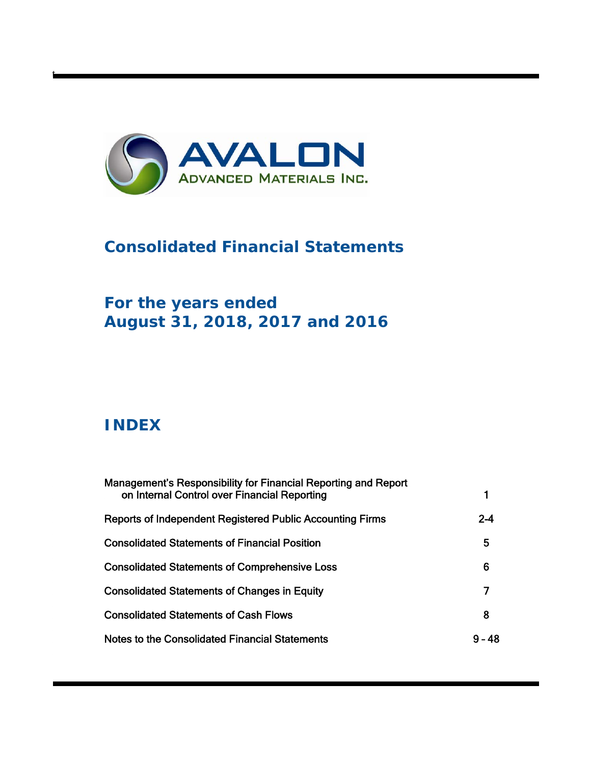AVALON

ADVANCED MATERIALS INC.

# Consolidated Financial Statements

## For the years ended August 31, 2018, 2017 and 2016

## INDEX

| | |
|---|---|
| Management's Responsibility for Financial Reporting and Report on Internal Control over Financial Reporting | 1 |
| Reports of Independent Registered Public Accounting Firms | 2-4 |
| Consolidated Statements of Financial Position | 5 |
| Consolidated Statements of Comprehensive Loss | 6 |
| Consolidated Statements of Changes in Equity | 7 |
| Consolidated Statements of Cash Flows | 8 |
| Notes to the Consolidated Financial Statements | 9 – 48 |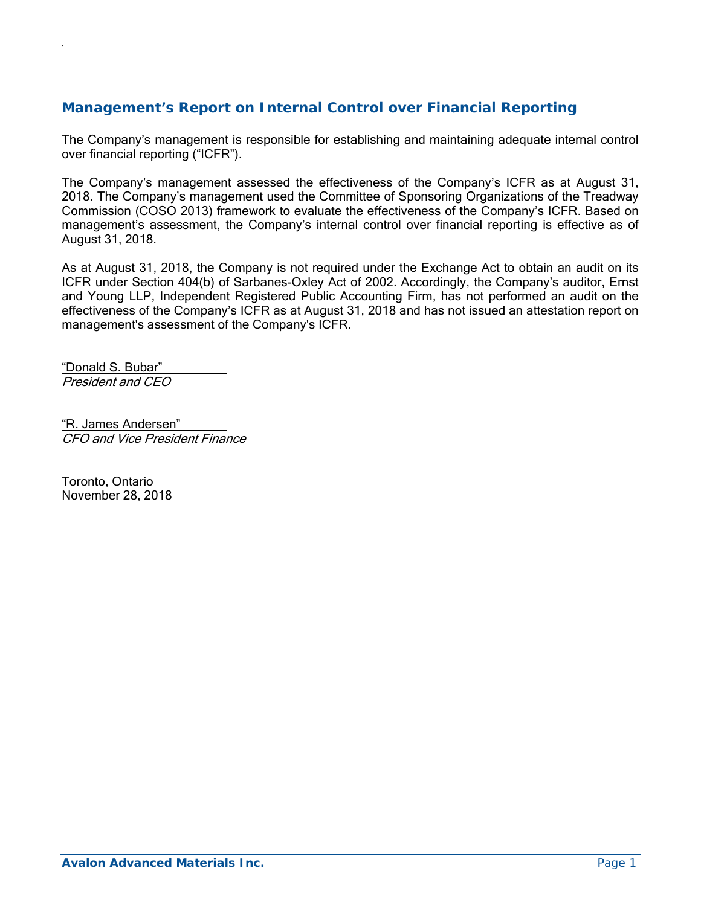## Management's Report on Internal Control over Financial Reporting

The Company's management is responsible for establishing and maintaining adequate internal control over financial reporting ("ICFR").

The Company's management assessed the effectiveness of the Company's ICFR as at August 31, 2018. The Company's management used the Committee of Sponsoring Organizations of the Treadway Commission (COSO 2013) framework to evaluate the effectiveness of the Company's ICFR. Based on management's assessment, the Company's internal control over financial reporting is effective as of August 31, 2018.

As at August 31, 2018, the Company is not required under the Exchange Act to obtain an audit on its ICFR under Section 404(b) of Sarbanes-Oxley Act of 2002. Accordingly, the Company's auditor, Ernst and Young LLP, Independent Registered Public Accounting Firm, has not performed an audit on the effectiveness of the Company's ICFR as at August 31, 2018 and has not issued an attestation report on management's assessment of the Company's ICFR.

"Donald S. Bubar"
*President and CEO*

"R. James Andersen"
*CFO and Vice President Finance*

Toronto, Ontario
November 28, 2018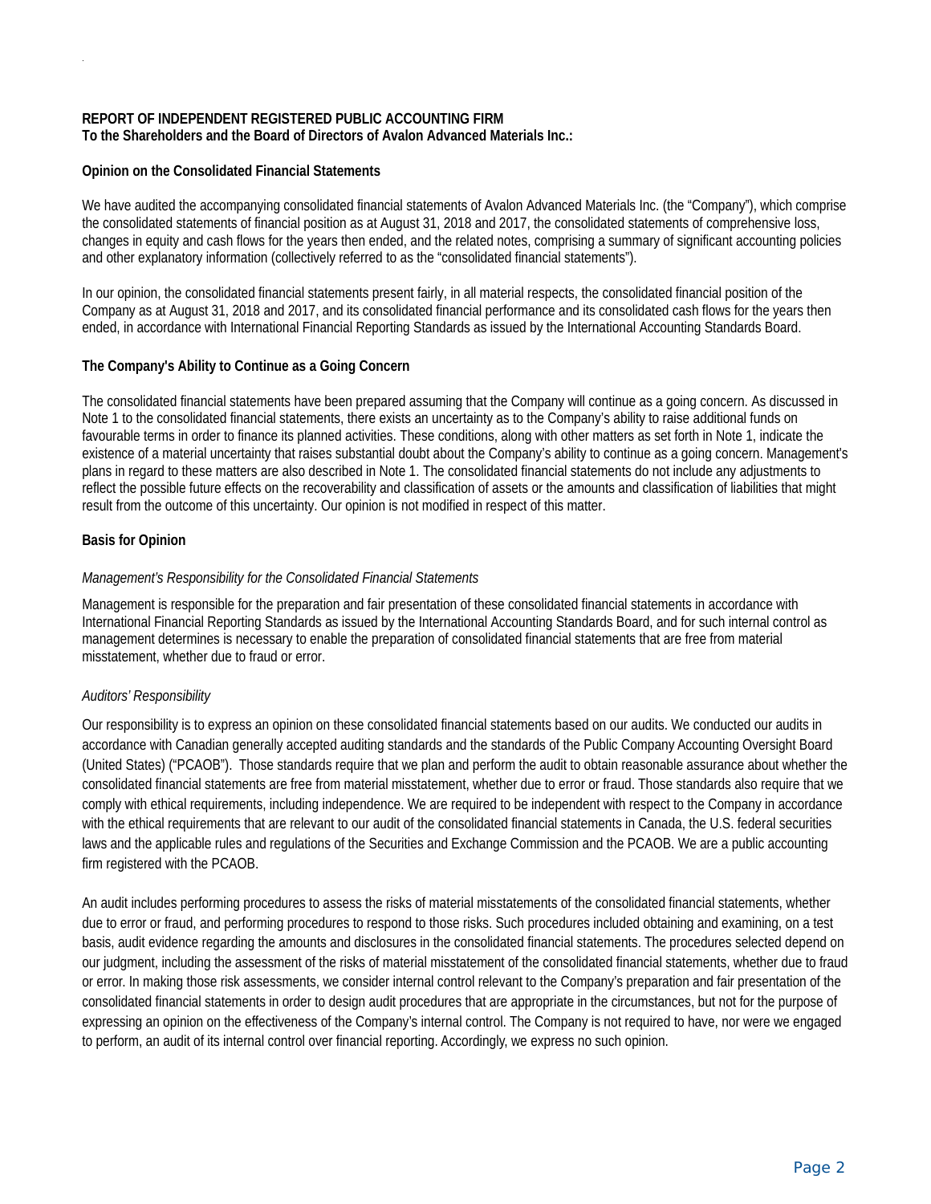**REPORT OF INDEPENDENT REGISTERED PUBLIC ACCOUNTING FIRM**
**To the Shareholders and the Board of Directors of Avalon Advanced Materials Inc.:**

**Opinion on the Consolidated Financial Statements**

We have audited the accompanying consolidated financial statements of Avalon Advanced Materials Inc. (the "Company"), which comprise the consolidated statements of financial position as at August 31, 2018 and 2017, the consolidated statements of comprehensive loss, changes in equity and cash flows for the years then ended, and the related notes, comprising a summary of significant accounting policies and other explanatory information (collectively referred to as the "consolidated financial statements").

In our opinion, the consolidated financial statements present fairly, in all material respects, the consolidated financial position of the Company as at August 31, 2018 and 2017, and its consolidated financial performance and its consolidated cash flows for the years then ended, in accordance with International Financial Reporting Standards as issued by the International Accounting Standards Board.

**The Company's Ability to Continue as a Going Concern**

The consolidated financial statements have been prepared assuming that the Company will continue as a going concern. As discussed in Note 1 to the consolidated financial statements, there exists an uncertainty as to the Company's ability to raise additional funds on favourable terms in order to finance its planned activities. These conditions, along with other matters as set forth in Note 1, indicate the existence of a material uncertainty that raises substantial doubt about the Company's ability to continue as a going concern. Management's plans in regard to these matters are also described in Note 1. The consolidated financial statements do not include any adjustments to reflect the possible future effects on the recoverability and classification of assets or the amounts and classification of liabilities that might result from the outcome of this uncertainty. Our opinion is not modified in respect of this matter.

**Basis for Opinion**

*Management's Responsibility for the Consolidated Financial Statements*

Management is responsible for the preparation and fair presentation of these consolidated financial statements in accordance with International Financial Reporting Standards as issued by the International Accounting Standards Board, and for such internal control as management determines is necessary to enable the preparation of consolidated financial statements that are free from material misstatement, whether due to fraud or error.

*Auditors' Responsibility*

Our responsibility is to express an opinion on these consolidated financial statements based on our audits. We conducted our audits in accordance with Canadian generally accepted auditing standards and the standards of the Public Company Accounting Oversight Board (United States) ("PCAOB"). Those standards require that we plan and perform the audit to obtain reasonable assurance about whether the consolidated financial statements are free from material misstatement, whether due to error or fraud. Those standards also require that we comply with ethical requirements, including independence. We are required to be independent with respect to the Company in accordance with the ethical requirements that are relevant to our audit of the consolidated financial statements in Canada, the U.S. federal securities laws and the applicable rules and regulations of the Securities and Exchange Commission and the PCAOB. We are a public accounting firm registered with the PCAOB.

An audit includes performing procedures to assess the risks of material misstatements of the consolidated financial statements, whether due to error or fraud, and performing procedures to respond to those risks. Such procedures included obtaining and examining, on a test basis, audit evidence regarding the amounts and disclosures in the consolidated financial statements. The procedures selected depend on our judgment, including the assessment of the risks of material misstatement of the consolidated financial statements, whether due to fraud or error. In making those risk assessments, we consider internal control relevant to the Company's preparation and fair presentation of the consolidated financial statements in order to design audit procedures that are appropriate in the circumstances, but not for the purpose of expressing an opinion on the effectiveness of the Company's internal control. The Company is not required to have, nor were we engaged to perform, an audit of its internal control over financial reporting. Accordingly, we express no such opinion.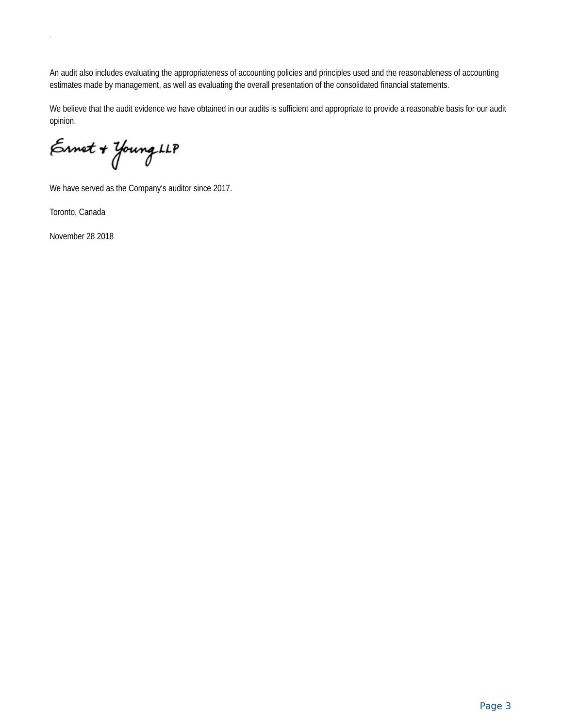An audit also includes evaluating the appropriateness of accounting policies and principles used and the reasonableness of accounting estimates made by management, as well as evaluating the overall presentation of the consolidated financial statements.

We believe that the audit evidence we have obtained in our audits is sufficient and appropriate to provide a reasonable basis for our audit opinion.

Ernst & Young LLP

We have served as the Company's auditor since 2017.

Toronto, Canada

November 28 2018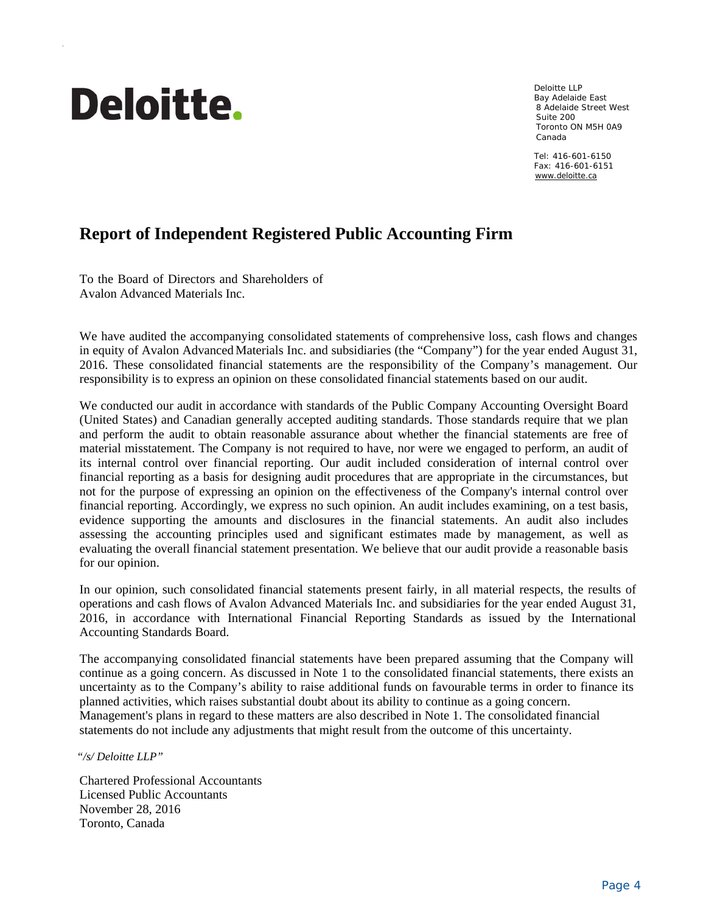Deloitte.

Deloitte LLP
Bay Adelaide East
8 Adelaide Street West
Suite 200
Toronto ON M5H 0A9
Canada

Tel: 416-601-6150
Fax: 416-601-6151
www.deloitte.ca

# Report of Independent Registered Public Accounting Firm

To the Board of Directors and Shareholders of
Avalon Advanced Materials Inc.

We have audited the accompanying consolidated statements of comprehensive loss, cash flows and changes in equity of Avalon Advanced Materials Inc. and subsidiaries (the "Company") for the year ended August 31, 2016. These consolidated financial statements are the responsibility of the Company's management. Our responsibility is to express an opinion on these consolidated financial statements based on our audit.

We conducted our audit in accordance with standards of the Public Company Accounting Oversight Board (United States) and Canadian generally accepted auditing standards. Those standards require that we plan and perform the audit to obtain reasonable assurance about whether the financial statements are free of material misstatement. The Company is not required to have, nor were we engaged to perform, an audit of its internal control over financial reporting. Our audit included consideration of internal control over financial reporting as a basis for designing audit procedures that are appropriate in the circumstances, but not for the purpose of expressing an opinion on the effectiveness of the Company's internal control over financial reporting. Accordingly, we express no such opinion. An audit includes examining, on a test basis, evidence supporting the amounts and disclosures in the financial statements. An audit also includes assessing the accounting principles used and significant estimates made by management, as well as evaluating the overall financial statement presentation. We believe that our audit provide a reasonable basis for our opinion.

In our opinion, such consolidated financial statements present fairly, in all material respects, the results of operations and cash flows of Avalon Advanced Materials Inc. and subsidiaries for the year ended August 31, 2016, in accordance with International Financial Reporting Standards as issued by the International Accounting Standards Board.

The accompanying consolidated financial statements have been prepared assuming that the Company will continue as a going concern. As discussed in Note 1 to the consolidated financial statements, there exists an uncertainty as to the Company's ability to raise additional funds on favourable terms in order to finance its planned activities, which raises substantial doubt about its ability to continue as a going concern. Management's plans in regard to these matters are also described in Note 1. The consolidated financial statements do not include any adjustments that might result from the outcome of this uncertainty.

*"/s/ Deloitte LLP"*

Chartered Professional Accountants
Licensed Public Accountants
November 28, 2016
Toronto, Canada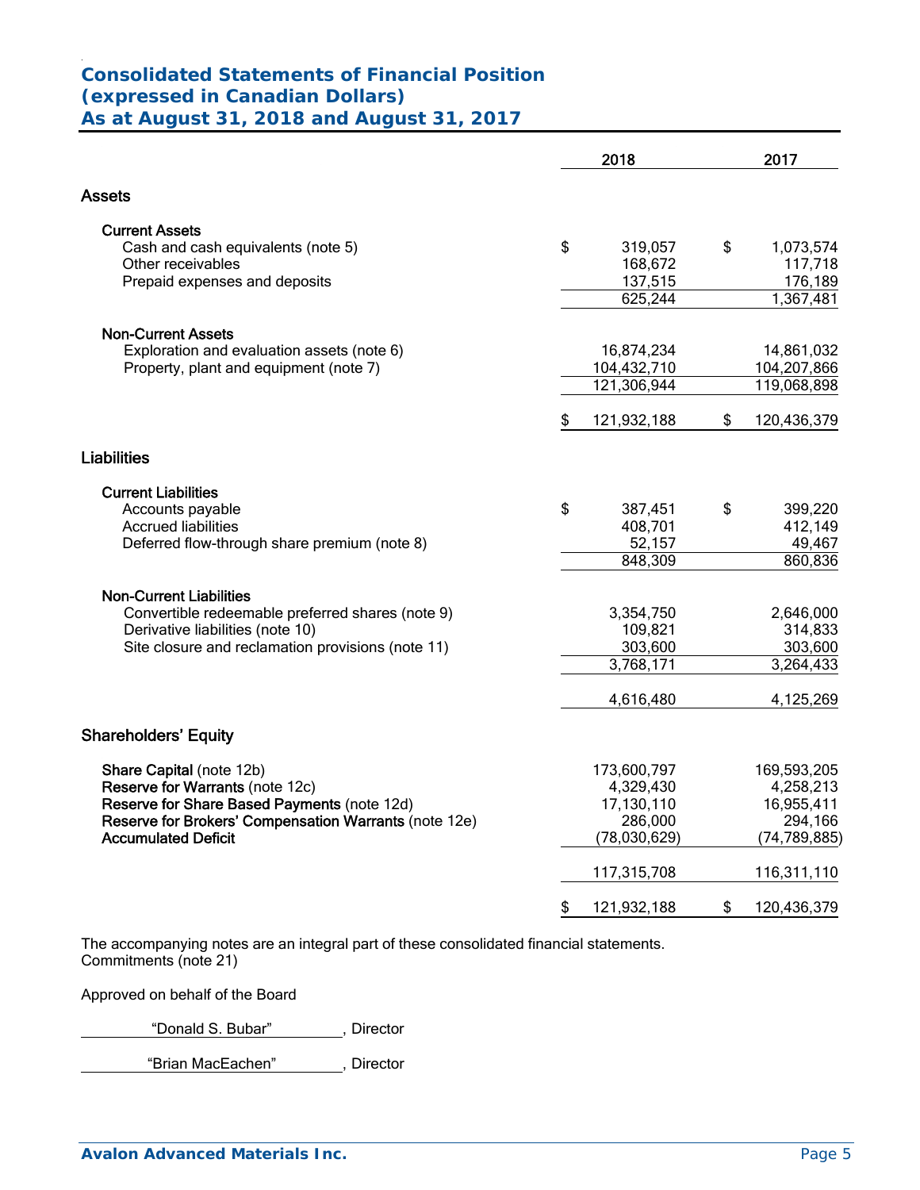# Consolidated Statements of Financial Position
# (expressed in Canadian Dollars)
# As at August 31, 2018 and August 31, 2017

| | 2018 | 2017 |
|---|---|---|
| **Assets** | | |
| **Current Assets** | | |
| Cash and cash equivalents (note 5) | $ 319,057 | $ 1,073,574 |
| Other receivables | 168,672 | 117,718 |
| Prepaid expenses and deposits | 137,515 | 176,189 |
| | 625,244 | 1,367,481 |
| **Non-Current Assets** | | |
| Exploration and evaluation assets (note 6) | 16,874,234 | 14,861,032 |
| Property, plant and equipment (note 7) | 104,432,710 | 104,207,866 |
| | 121,306,944 | 119,068,898 |
| | $ 121,932,188 | $ 120,436,379 |
| **Liabilities** | | |
| **Current Liabilities** | | |
| Accounts payable | $ 387,451 | $ 399,220 |
| Accrued liabilities | 408,701 | 412,149 |
| Deferred flow-through share premium (note 8) | 52,157 | 49,467 |
| | 848,309 | 860,836 |
| **Non-Current Liabilities** | | |
| Convertible redeemable preferred shares (note 9) | 3,354,750 | 2,646,000 |
| Derivative liabilities (note 10) | 109,821 | 314,833 |
| Site closure and reclamation provisions (note 11) | 303,600 | 303,600 |
| | 3,768,171 | 3,264,433 |
| | 4,616,480 | 4,125,269 |
| **Shareholders' Equity** | | |
| **Share Capital** (note 12b) | 173,600,797 | 169,593,205 |
| **Reserve for Warrants** (note 12c) | 4,329,430 | 4,258,213 |
| **Reserve for Share Based Payments** (note 12d) | 17,130,110 | 16,955,411 |
| **Reserve for Brokers' Compensation Warrants** (note 12e) | 286,000 | 294,166 |
| **Accumulated Deficit** | (78,030,629) | (74,789,885) |
| | 117,315,708 | 116,311,110 |
| | $ 121,932,188 | $ 120,436,379 |

The accompanying notes are an integral part of these consolidated financial statements.
Commitments (note 21)

Approved on behalf of the Board

"Donald S. Bubar", Director

"Brian MacEachen", Director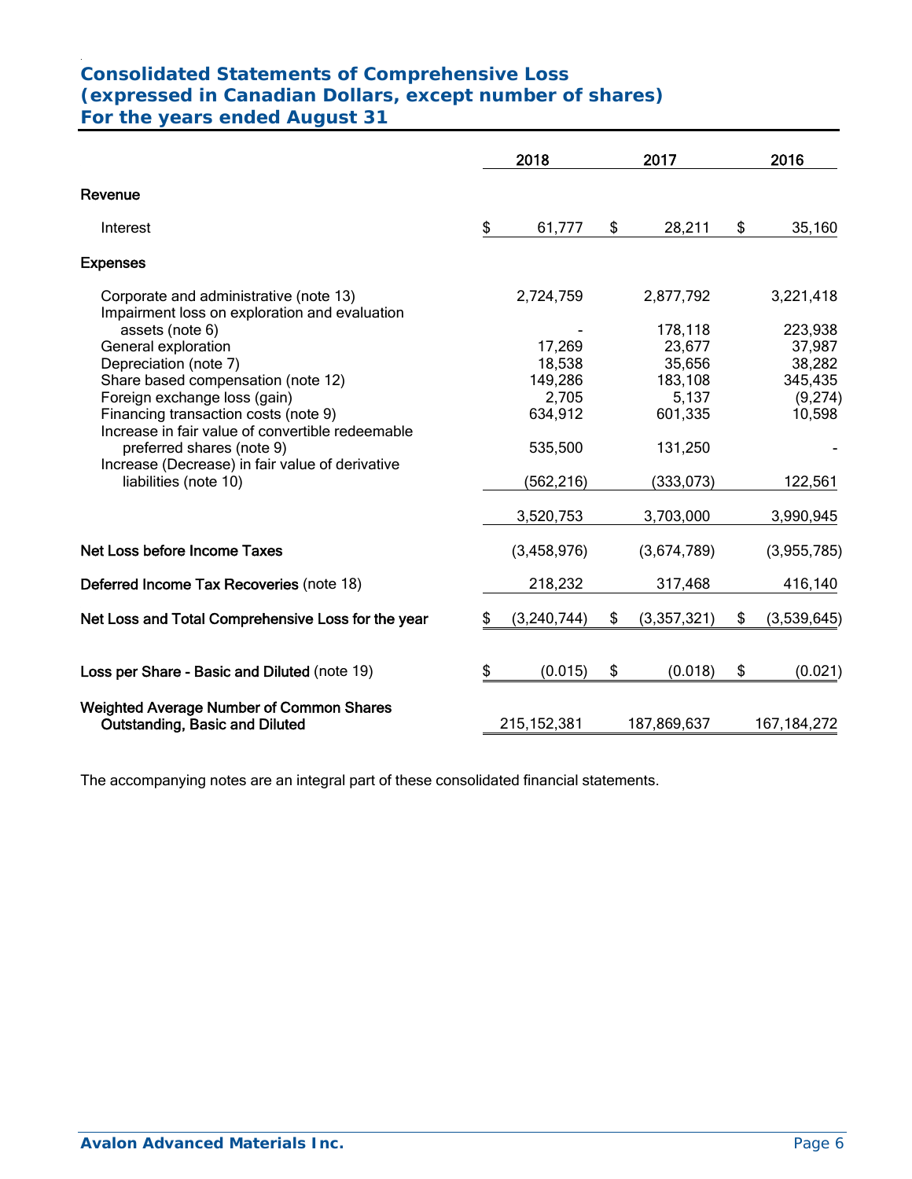# Consolidated Statements of Comprehensive Loss
## (expressed in Canadian Dollars, except number of shares)
## For the years ended August 31

| | 2018 | 2017 | 2016 |
|---|---|---|---|
| **Revenue** | | | |
| Interest | $ 61,777 | $ 28,211 | $ 35,160 |
| **Expenses** | | | |
| Corporate and administrative (note 13) | 2,724,759 | 2,877,792 | 3,221,418 |
| Impairment loss on exploration and evaluation assets (note 6) | - | 178,118 | 223,938 |
| General exploration | 17,269 | 23,677 | 37,987 |
| Depreciation (note 7) | 18,538 | 35,656 | 38,282 |
| Share based compensation (note 12) | 149,286 | 183,108 | 345,435 |
| Foreign exchange loss (gain) | 2,705 | 5,137 | (9,274) |
| Financing transaction costs (note 9) | 634,912 | 601,335 | 10,598 |
| Increase in fair value of convertible redeemable preferred shares (note 9) | 535,500 | 131,250 | - |
| Increase (Decrease) in fair value of derivative liabilities (note 10) | (562,216) | (333,073) | 122,561 |
| | 3,520,753 | 3,703,000 | 3,990,945 |
| **Net Loss before Income Taxes** | (3,458,976) | (3,674,789) | (3,955,785) |
| **Deferred Income Tax Recoveries** (note 18) | 218,232 | 317,468 | 416,140 |
| **Net Loss and Total Comprehensive Loss for the year** | $ (3,240,744) | $ (3,357,321) | $ (3,539,645) |
| **Loss per Share - Basic and Diluted** (note 19) | $ (0.015) | $ (0.018) | $ (0.021) |
| **Weighted Average Number of Common Shares Outstanding, Basic and Diluted** | 215,152,381 | 187,869,637 | 167,184,272 |

The accompanying notes are an integral part of these consolidated financial statements.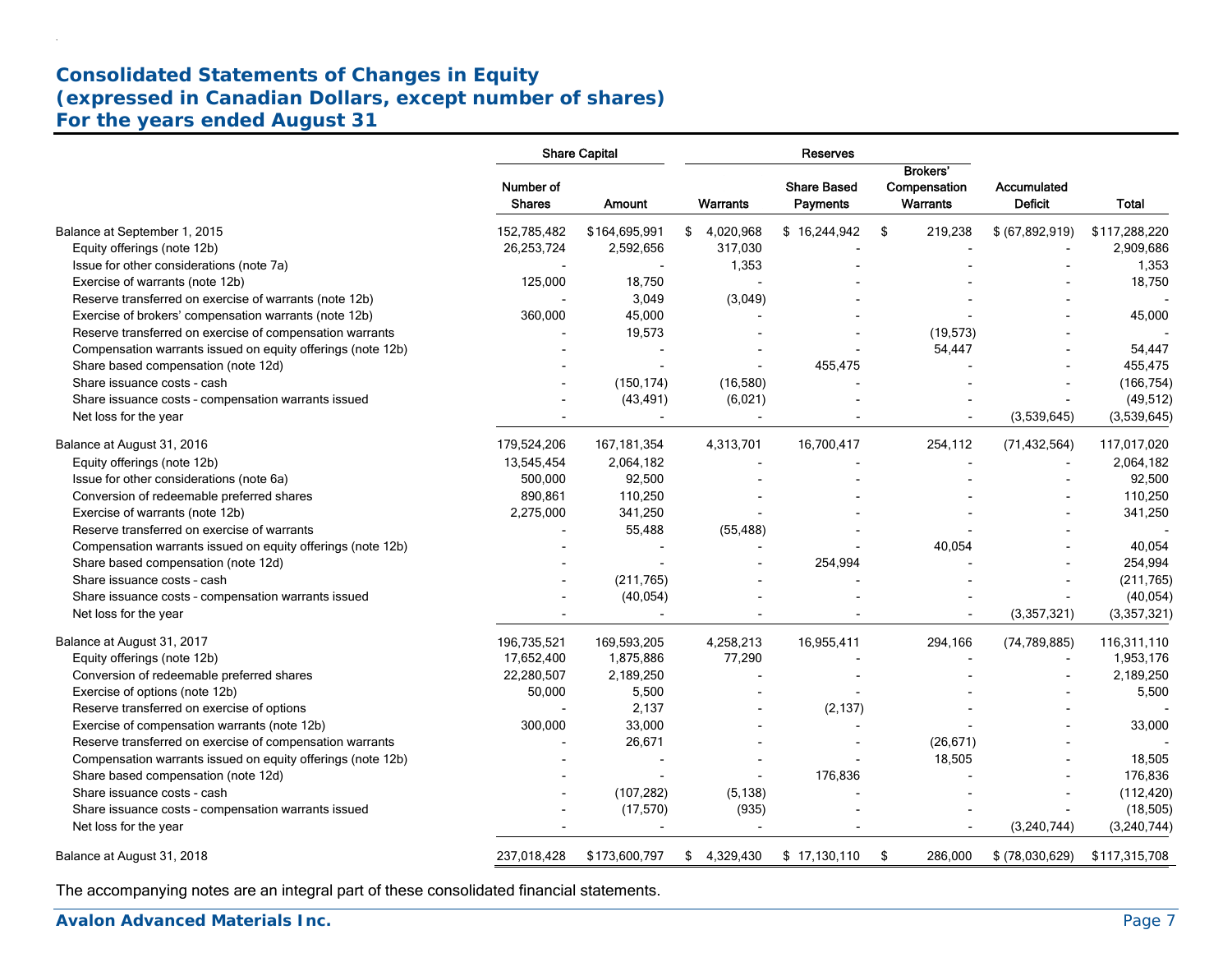# Consolidated Statements of Changes in Equity
# (expressed in Canadian Dollars, except number of shares)
# For the years ended August 31

| | Share Capital | | Reserves | | | | |
|---|---|---|---|---|---|---|---|
| | Number of Shares | Amount | Warrants | Share Based Payments | Brokers' Compensation Warrants | Accumulated Deficit | Total |
| Balance at September 1, 2015 | 152,785,482 | $164,695,991 | $ 4,020,968 | $ 16,244,942 | $ 219,238 | $ (67,892,919) | $117,288,220 |
| Equity offerings (note 12b) | 26,253,724 | 2,592,656 | 317,030 | - | - | - | 2,909,686 |
| Issue for other considerations (note 7a) | - | - | 1,353 | - | - | - | 1,353 |
| Exercise of warrants (note 12b) | 125,000 | 18,750 | - | - | - | - | 18,750 |
| Reserve transferred on exercise of warrants (note 12b) | - | 3,049 | (3,049) | - | - | - | - |
| Exercise of brokers' compensation warrants (note 12b) | 360,000 | 45,000 | - | - | - | - | 45,000 |
| Reserve transferred on exercise of compensation warrants | - | 19,573 | - | - | (19,573) | - | - |
| Compensation warrants issued on equity offerings (note 12b) | - | - | - | - | 54,447 | - | 54,447 |
| Share based compensation (note 12d) | - | - | - | 455,475 | - | - | 455,475 |
| Share issuance costs - cash | - | (150,174) | (16,580) | - | - | - | (166,754) |
| Share issuance costs - compensation warrants issued | - | (43,491) | (6,021) | - | - | - | (49,512) |
| Net loss for the year | - | - | - | - | - | (3,539,645) | (3,539,645) |
| Balance at August 31, 2016 | 179,524,206 | 167,181,354 | 4,313,701 | 16,700,417 | 254,112 | (71,432,564) | 117,017,020 |
| Equity offerings (note 12b) | 13,545,454 | 2,064,182 | - | - | - | - | 2,064,182 |
| Issue for other considerations (note 6a) | 500,000 | 92,500 | - | - | - | - | 92,500 |
| Conversion of redeemable preferred shares | 890,861 | 110,250 | - | - | - | - | 110,250 |
| Exercise of warrants (note 12b) | 2,275,000 | 341,250 | - | - | - | - | 341,250 |
| Reserve transferred on exercise of warrants | - | 55,488 | (55,488) | - | - | - | - |
| Compensation warrants issued on equity offerings (note 12b) | - | - | - | - | 40,054 | - | 40,054 |
| Share based compensation (note 12d) | - | - | - | 254,994 | - | - | 254,994 |
| Share issuance costs - cash | - | (211,765) | - | - | - | - | (211,765) |
| Share issuance costs - compensation warrants issued | - | (40,054) | - | - | - | - | (40,054) |
| Net loss for the year | - | - | - | - | - | (3,357,321) | (3,357,321) |
| Balance at August 31, 2017 | 196,735,521 | 169,593,205 | 4,258,213 | 16,955,411 | 294,166 | (74,789,885) | 116,311,110 |
| Equity offerings (note 12b) | 17,652,400 | 1,875,886 | 77,290 | - | - | - | 1,953,176 |
| Conversion of redeemable preferred shares | 22,280,507 | 2,189,250 | - | - | - | - | 2,189,250 |
| Exercise of options (note 12b) | 50,000 | 5,500 | - | - | - | - | 5,500 |
| Reserve transferred on exercise of options | - | 2,137 | - | (2,137) | - | - | - |
| Exercise of compensation warrants (note 12b) | 300,000 | 33,000 | - | - | - | - | 33,000 |
| Reserve transferred on exercise of compensation warrants | - | 26,671 | - | - | (26,671) | - | - |
| Compensation warrants issued on equity offerings (note 12b) | - | - | - | - | 18,505 | - | 18,505 |
| Share based compensation (note 12d) | - | - | - | 176,836 | - | - | 176,836 |
| Share issuance costs - cash | - | (107,282) | (5,138) | - | - | - | (112,420) |
| Share issuance costs - compensation warrants issued | - | (17,570) | (935) | - | - | - | (18,505) |
| Net loss for the year | - | - | - | - | - | (3,240,744) | (3,240,744) |
| Balance at August 31, 2018 | 237,018,428 | $173,600,797 | $ 4,329,430 | $ 17,130,110 | $ 286,000 | $ (78,030,629) | $117,315,708 |

The accompanying notes are an integral part of these consolidated financial statements.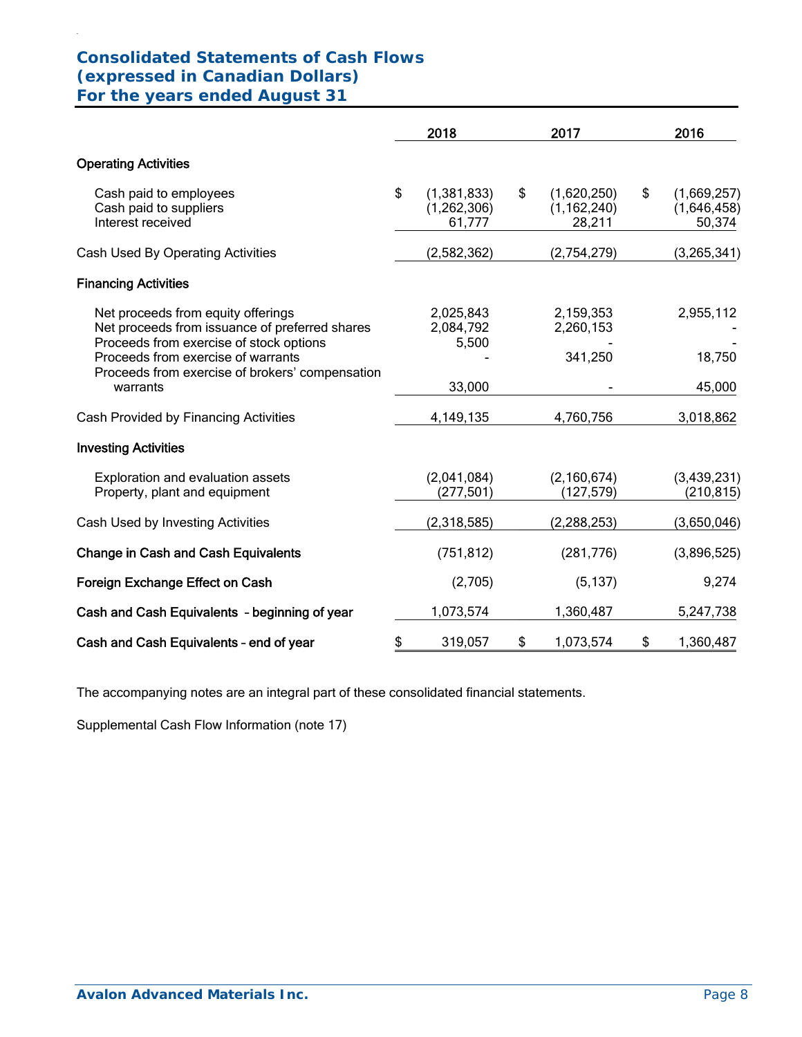# Consolidated Statements of Cash Flows
## (expressed in Canadian Dollars)
## For the years ended August 31

| | 2018 | 2017 | 2016 |
|---|---|---|---|
| **Operating Activities** | | | |
| Cash paid to employees | $ (1,381,833) | $ (1,620,250) | $ (1,669,257) |
| Cash paid to suppliers | (1,262,306) | (1,162,240) | (1,646,458) |
| Interest received | 61,777 | 28,211 | 50,374 |
| Cash Used By Operating Activities | (2,582,362) | (2,754,279) | (3,265,341) |
| **Financing Activities** | | | |
| Net proceeds from equity offerings | 2,025,843 | 2,159,353 | 2,955,112 |
| Net proceeds from issuance of preferred shares | 2,084,792 | 2,260,153 | - |
| Proceeds from exercise of stock options | 5,500 | - | - |
| Proceeds from exercise of warrants | - | 341,250 | 18,750 |
| Proceeds from exercise of brokers' compensation warrants | 33,000 | - | 45,000 |
| Cash Provided by Financing Activities | 4,149,135 | 4,760,756 | 3,018,862 |
| **Investing Activities** | | | |
| Exploration and evaluation assets | (2,041,084) | (2,160,674) | (3,439,231) |
| Property, plant and equipment | (277,501) | (127,579) | (210,815) |
| Cash Used by Investing Activities | (2,318,585) | (2,288,253) | (3,650,046) |
| **Change in Cash and Cash Equivalents** | (751,812) | (281,776) | (3,896,525) |
| **Foreign Exchange Effect on Cash** | (2,705) | (5,137) | 9,274 |
| **Cash and Cash Equivalents – beginning of year** | 1,073,574 | 1,360,487 | 5,247,738 |
| **Cash and Cash Equivalents – end of year** | $ 319,057 | $ 1,073,574 | $ 1,360,487 |

The accompanying notes are an integral part of these consolidated financial statements.

Supplemental Cash Flow Information (note 17)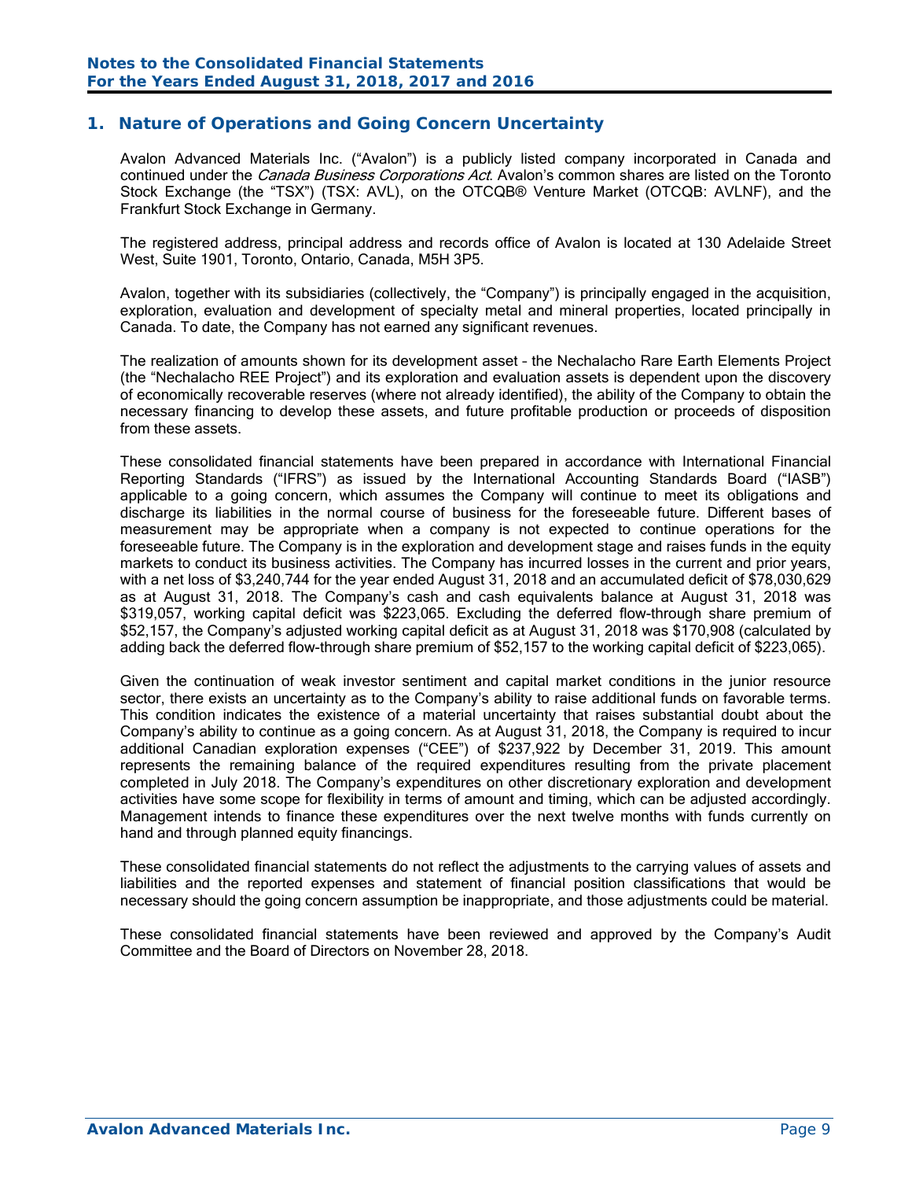## 1. Nature of Operations and Going Concern Uncertainty

Avalon Advanced Materials Inc. ("Avalon") is a publicly listed company incorporated in Canada and continued under the *Canada Business Corporations Act*. Avalon's common shares are listed on the Toronto Stock Exchange (the "TSX") (TSX: AVL), on the OTCQB® Venture Market (OTCQB: AVLNF), and the Frankfurt Stock Exchange in Germany.

The registered address, principal address and records office of Avalon is located at 130 Adelaide Street West, Suite 1901, Toronto, Ontario, Canada, M5H 3P5.

Avalon, together with its subsidiaries (collectively, the "Company") is principally engaged in the acquisition, exploration, evaluation and development of specialty metal and mineral properties, located principally in Canada. To date, the Company has not earned any significant revenues.

The realization of amounts shown for its development asset – the Nechalacho Rare Earth Elements Project (the "Nechalacho REE Project") and its exploration and evaluation assets is dependent upon the discovery of economically recoverable reserves (where not already identified), the ability of the Company to obtain the necessary financing to develop these assets, and future profitable production or proceeds of disposition from these assets.

These consolidated financial statements have been prepared in accordance with International Financial Reporting Standards ("IFRS") as issued by the International Accounting Standards Board ("IASB") applicable to a going concern, which assumes the Company will continue to meet its obligations and discharge its liabilities in the normal course of business for the foreseeable future. Different bases of measurement may be appropriate when a company is not expected to continue operations for the foreseeable future. The Company is in the exploration and development stage and raises funds in the equity markets to conduct its business activities. The Company has incurred losses in the current and prior years, with a net loss of $3,240,744 for the year ended August 31, 2018 and an accumulated deficit of $78,030,629 as at August 31, 2018. The Company's cash and cash equivalents balance at August 31, 2018 was $319,057, working capital deficit was $223,065. Excluding the deferred flow-through share premium of $52,157, the Company's adjusted working capital deficit as at August 31, 2018 was $170,908 (calculated by adding back the deferred flow-through share premium of $52,157 to the working capital deficit of $223,065).

Given the continuation of weak investor sentiment and capital market conditions in the junior resource sector, there exists an uncertainty as to the Company's ability to raise additional funds on favorable terms. This condition indicates the existence of a material uncertainty that raises substantial doubt about the Company's ability to continue as a going concern. As at August 31, 2018, the Company is required to incur additional Canadian exploration expenses ("CEE") of $237,922 by December 31, 2019. This amount represents the remaining balance of the required expenditures resulting from the private placement completed in July 2018. The Company's expenditures on other discretionary exploration and development activities have some scope for flexibility in terms of amount and timing, which can be adjusted accordingly. Management intends to finance these expenditures over the next twelve months with funds currently on hand and through planned equity financings.

These consolidated financial statements do not reflect the adjustments to the carrying values of assets and liabilities and the reported expenses and statement of financial position classifications that would be necessary should the going concern assumption be inappropriate, and those adjustments could be material.

These consolidated financial statements have been reviewed and approved by the Company's Audit Committee and the Board of Directors on November 28, 2018.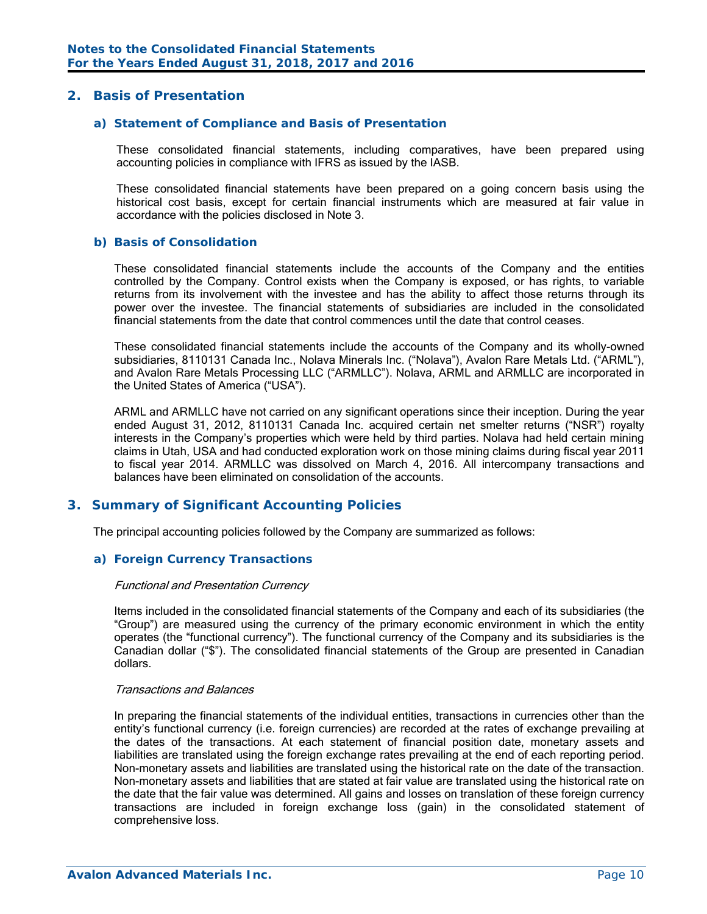## 2. Basis of Presentation

### a) Statement of Compliance and Basis of Presentation

These consolidated financial statements, including comparatives, have been prepared using accounting policies in compliance with IFRS as issued by the IASB.

These consolidated financial statements have been prepared on a going concern basis using the historical cost basis, except for certain financial instruments which are measured at fair value in accordance with the policies disclosed in Note 3.

### b) Basis of Consolidation

These consolidated financial statements include the accounts of the Company and the entities controlled by the Company. Control exists when the Company is exposed, or has rights, to variable returns from its involvement with the investee and has the ability to affect those returns through its power over the investee. The financial statements of subsidiaries are included in the consolidated financial statements from the date that control commences until the date that control ceases.

These consolidated financial statements include the accounts of the Company and its wholly-owned subsidiaries, 8110131 Canada Inc., Nolava Minerals Inc. ("Nolava"), Avalon Rare Metals Ltd. ("ARML"), and Avalon Rare Metals Processing LLC ("ARMLLC"). Nolava, ARML and ARMLLC are incorporated in the United States of America ("USA").

ARML and ARMLLC have not carried on any significant operations since their inception. During the year ended August 31, 2012, 8110131 Canada Inc. acquired certain net smelter returns ("NSR") royalty interests in the Company's properties which were held by third parties. Nolava had held certain mining claims in Utah, USA and had conducted exploration work on those mining claims during fiscal year 2011 to fiscal year 2014. ARMLLC was dissolved on March 4, 2016. All intercompany transactions and balances have been eliminated on consolidation of the accounts.

## 3. Summary of Significant Accounting Policies

The principal accounting policies followed by the Company are summarized as follows:

### a) Foreign Currency Transactions

*Functional and Presentation Currency*

Items included in the consolidated financial statements of the Company and each of its subsidiaries (the "Group") are measured using the currency of the primary economic environment in which the entity operates (the "functional currency"). The functional currency of the Company and its subsidiaries is the Canadian dollar ("$"). The consolidated financial statements of the Group are presented in Canadian dollars.

*Transactions and Balances*

In preparing the financial statements of the individual entities, transactions in currencies other than the entity's functional currency (i.e. foreign currencies) are recorded at the rates of exchange prevailing at the dates of the transactions. At each statement of financial position date, monetary assets and liabilities are translated using the foreign exchange rates prevailing at the end of each reporting period. Non-monetary assets and liabilities are translated using the historical rate on the date of the transaction. Non-monetary assets and liabilities that are stated at fair value are translated using the historical rate on the date that the fair value was determined. All gains and losses on translation of these foreign currency transactions are included in foreign exchange loss (gain) in the consolidated statement of comprehensive loss.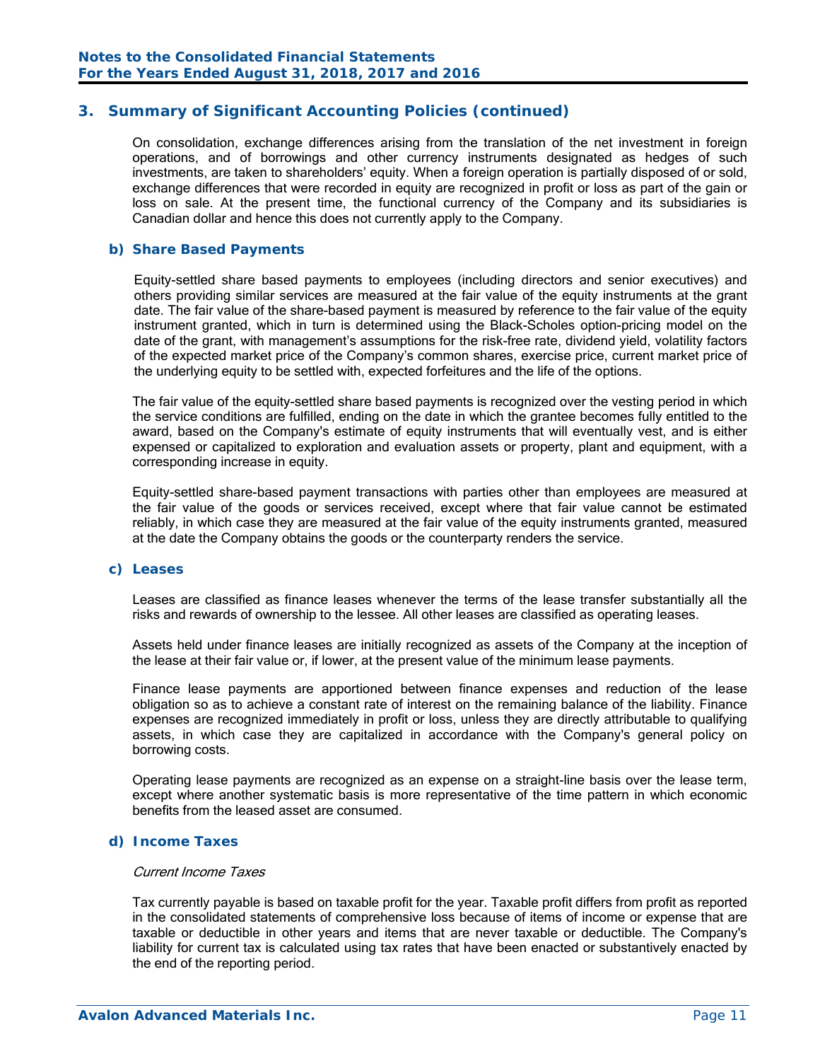## 3. Summary of Significant Accounting Policies (continued)

On consolidation, exchange differences arising from the translation of the net investment in foreign operations, and of borrowings and other currency instruments designated as hedges of such investments, are taken to shareholders' equity. When a foreign operation is partially disposed of or sold, exchange differences that were recorded in equity are recognized in profit or loss as part of the gain or loss on sale. At the present time, the functional currency of the Company and its subsidiaries is Canadian dollar and hence this does not currently apply to the Company.

### b) Share Based Payments

Equity-settled share based payments to employees (including directors and senior executives) and others providing similar services are measured at the fair value of the equity instruments at the grant date. The fair value of the share-based payment is measured by reference to the fair value of the equity instrument granted, which in turn is determined using the Black-Scholes option-pricing model on the date of the grant, with management's assumptions for the risk-free rate, dividend yield, volatility factors of the expected market price of the Company's common shares, exercise price, current market price of the underlying equity to be settled with, expected forfeitures and the life of the options.

The fair value of the equity-settled share based payments is recognized over the vesting period in which the service conditions are fulfilled, ending on the date in which the grantee becomes fully entitled to the award, based on the Company's estimate of equity instruments that will eventually vest, and is either expensed or capitalized to exploration and evaluation assets or property, plant and equipment, with a corresponding increase in equity.

Equity-settled share-based payment transactions with parties other than employees are measured at the fair value of the goods or services received, except where that fair value cannot be estimated reliably, in which case they are measured at the fair value of the equity instruments granted, measured at the date the Company obtains the goods or the counterparty renders the service.

### c) Leases

Leases are classified as finance leases whenever the terms of the lease transfer substantially all the risks and rewards of ownership to the lessee. All other leases are classified as operating leases.

Assets held under finance leases are initially recognized as assets of the Company at the inception of the lease at their fair value or, if lower, at the present value of the minimum lease payments.

Finance lease payments are apportioned between finance expenses and reduction of the lease obligation so as to achieve a constant rate of interest on the remaining balance of the liability. Finance expenses are recognized immediately in profit or loss, unless they are directly attributable to qualifying assets, in which case they are capitalized in accordance with the Company's general policy on borrowing costs.

Operating lease payments are recognized as an expense on a straight-line basis over the lease term, except where another systematic basis is more representative of the time pattern in which economic benefits from the leased asset are consumed.

### d) Income Taxes

*Current Income Taxes*

Tax currently payable is based on taxable profit for the year. Taxable profit differs from profit as reported in the consolidated statements of comprehensive loss because of items of income or expense that are taxable or deductible in other years and items that are never taxable or deductible. The Company's liability for current tax is calculated using tax rates that have been enacted or substantively enacted by the end of the reporting period.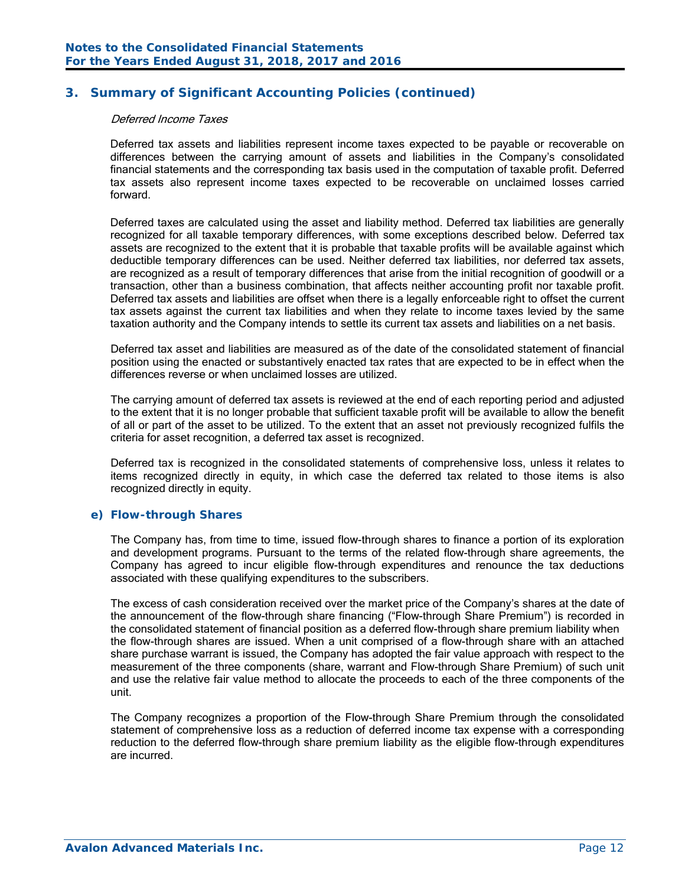## 3. Summary of Significant Accounting Policies (continued)

*Deferred Income Taxes*

Deferred tax assets and liabilities represent income taxes expected to be payable or recoverable on differences between the carrying amount of assets and liabilities in the Company's consolidated financial statements and the corresponding tax basis used in the computation of taxable profit. Deferred tax assets also represent income taxes expected to be recoverable on unclaimed losses carried forward.

Deferred taxes are calculated using the asset and liability method. Deferred tax liabilities are generally recognized for all taxable temporary differences, with some exceptions described below. Deferred tax assets are recognized to the extent that it is probable that taxable profits will be available against which deductible temporary differences can be used. Neither deferred tax liabilities, nor deferred tax assets, are recognized as a result of temporary differences that arise from the initial recognition of goodwill or a transaction, other than a business combination, that affects neither accounting profit nor taxable profit. Deferred tax assets and liabilities are offset when there is a legally enforceable right to offset the current tax assets against the current tax liabilities and when they relate to income taxes levied by the same taxation authority and the Company intends to settle its current tax assets and liabilities on a net basis.

Deferred tax asset and liabilities are measured as of the date of the consolidated statement of financial position using the enacted or substantively enacted tax rates that are expected to be in effect when the differences reverse or when unclaimed losses are utilized.

The carrying amount of deferred tax assets is reviewed at the end of each reporting period and adjusted to the extent that it is no longer probable that sufficient taxable profit will be available to allow the benefit of all or part of the asset to be utilized. To the extent that an asset not previously recognized fulfils the criteria for asset recognition, a deferred tax asset is recognized.

Deferred tax is recognized in the consolidated statements of comprehensive loss, unless it relates to items recognized directly in equity, in which case the deferred tax related to those items is also recognized directly in equity.

### e) Flow-through Shares

The Company has, from time to time, issued flow-through shares to finance a portion of its exploration and development programs. Pursuant to the terms of the related flow-through share agreements, the Company has agreed to incur eligible flow-through expenditures and renounce the tax deductions associated with these qualifying expenditures to the subscribers.

The excess of cash consideration received over the market price of the Company's shares at the date of the announcement of the flow-through share financing ("Flow-through Share Premium") is recorded in the consolidated statement of financial position as a deferred flow-through share premium liability when the flow-through shares are issued. When a unit comprised of a flow-through share with an attached share purchase warrant is issued, the Company has adopted the fair value approach with respect to the measurement of the three components (share, warrant and Flow-through Share Premium) of such unit and use the relative fair value method to allocate the proceeds to each of the three components of the unit.

The Company recognizes a proportion of the Flow-through Share Premium through the consolidated statement of comprehensive loss as a reduction of deferred income tax expense with a corresponding reduction to the deferred flow-through share premium liability as the eligible flow-through expenditures are incurred.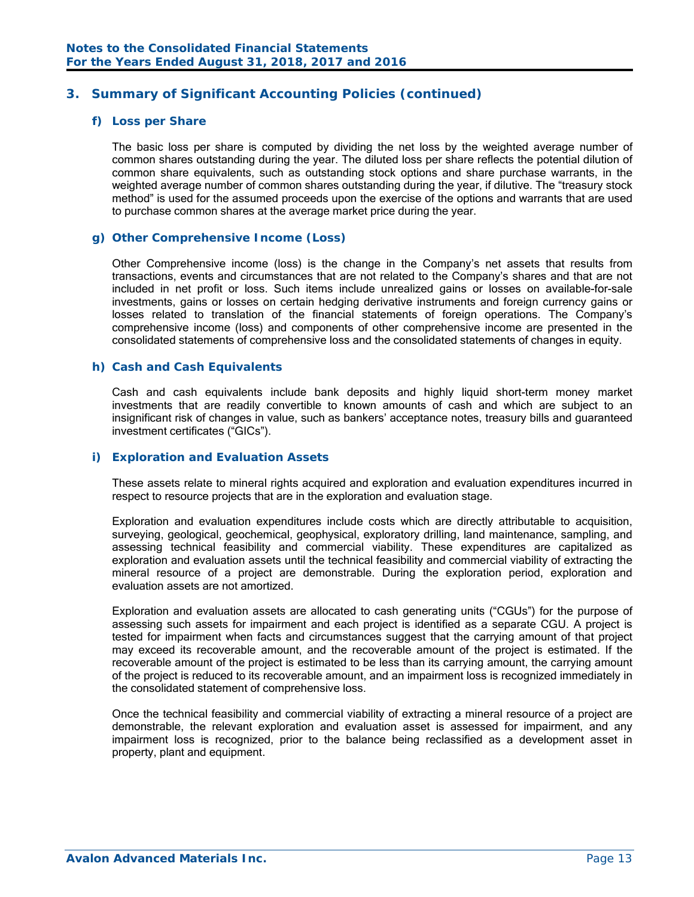## 3. Summary of Significant Accounting Policies (continued)

### f) Loss per Share

The basic loss per share is computed by dividing the net loss by the weighted average number of common shares outstanding during the year. The diluted loss per share reflects the potential dilution of common share equivalents, such as outstanding stock options and share purchase warrants, in the weighted average number of common shares outstanding during the year, if dilutive. The "treasury stock method" is used for the assumed proceeds upon the exercise of the options and warrants that are used to purchase common shares at the average market price during the year.

### g) Other Comprehensive Income (Loss)

Other Comprehensive income (loss) is the change in the Company's net assets that results from transactions, events and circumstances that are not related to the Company's shares and that are not included in net profit or loss. Such items include unrealized gains or losses on available-for-sale investments, gains or losses on certain hedging derivative instruments and foreign currency gains or losses related to translation of the financial statements of foreign operations. The Company's comprehensive income (loss) and components of other comprehensive income are presented in the consolidated statements of comprehensive loss and the consolidated statements of changes in equity.

### h) Cash and Cash Equivalents

Cash and cash equivalents include bank deposits and highly liquid short-term money market investments that are readily convertible to known amounts of cash and which are subject to an insignificant risk of changes in value, such as bankers' acceptance notes, treasury bills and guaranteed investment certificates ("GICs").

### i) Exploration and Evaluation Assets

These assets relate to mineral rights acquired and exploration and evaluation expenditures incurred in respect to resource projects that are in the exploration and evaluation stage.

Exploration and evaluation expenditures include costs which are directly attributable to acquisition, surveying, geological, geochemical, geophysical, exploratory drilling, land maintenance, sampling, and assessing technical feasibility and commercial viability. These expenditures are capitalized as exploration and evaluation assets until the technical feasibility and commercial viability of extracting the mineral resource of a project are demonstrable. During the exploration period, exploration and evaluation assets are not amortized.

Exploration and evaluation assets are allocated to cash generating units ("CGUs") for the purpose of assessing such assets for impairment and each project is identified as a separate CGU. A project is tested for impairment when facts and circumstances suggest that the carrying amount of that project may exceed its recoverable amount, and the recoverable amount of the project is estimated. If the recoverable amount of the project is estimated to be less than its carrying amount, the carrying amount of the project is reduced to its recoverable amount, and an impairment loss is recognized immediately in the consolidated statement of comprehensive loss.

Once the technical feasibility and commercial viability of extracting a mineral resource of a project are demonstrable, the relevant exploration and evaluation asset is assessed for impairment, and any impairment loss is recognized, prior to the balance being reclassified as a development asset in property, plant and equipment.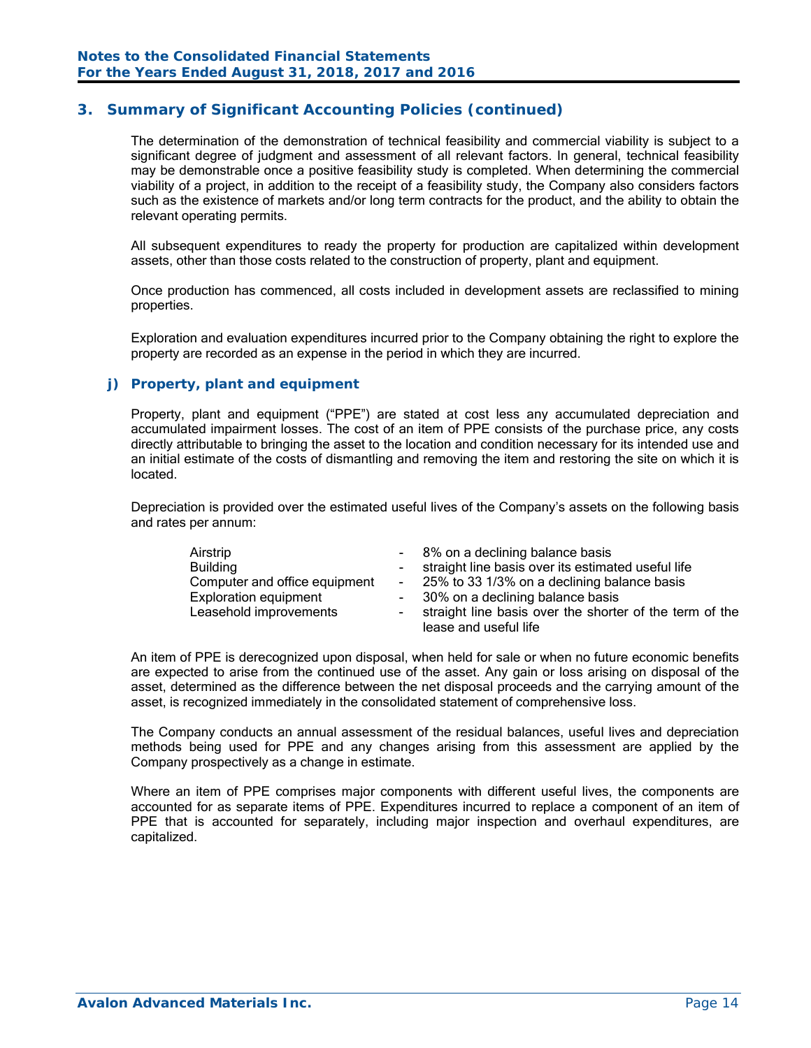## 3. Summary of Significant Accounting Policies (continued)

The determination of the demonstration of technical feasibility and commercial viability is subject to a significant degree of judgment and assessment of all relevant factors. In general, technical feasibility may be demonstrable once a positive feasibility study is completed. When determining the commercial viability of a project, in addition to the receipt of a feasibility study, the Company also considers factors such as the existence of markets and/or long term contracts for the product, and the ability to obtain the relevant operating permits.

All subsequent expenditures to ready the property for production are capitalized within development assets, other than those costs related to the construction of property, plant and equipment.

Once production has commenced, all costs included in development assets are reclassified to mining properties.

Exploration and evaluation expenditures incurred prior to the Company obtaining the right to explore the property are recorded as an expense in the period in which they are incurred.

### j) Property, plant and equipment

Property, plant and equipment ("PPE") are stated at cost less any accumulated depreciation and accumulated impairment losses. The cost of an item of PPE consists of the purchase price, any costs directly attributable to bringing the asset to the location and condition necessary for its intended use and an initial estimate of the costs of dismantling and removing the item and restoring the site on which it is located.

Depreciation is provided over the estimated useful lives of the Company's assets on the following basis and rates per annum:

| | | |
|---|---|---|
| Airstrip | - | 8% on a declining balance basis |
| Building | - | straight line basis over its estimated useful life |
| Computer and office equipment | - | 25% to 33 1/3% on a declining balance basis |
| Exploration equipment | - | 30% on a declining balance basis |
| Leasehold improvements | - | straight line basis over the shorter of the term of the lease and useful life |

An item of PPE is derecognized upon disposal, when held for sale or when no future economic benefits are expected to arise from the continued use of the asset. Any gain or loss arising on disposal of the asset, determined as the difference between the net disposal proceeds and the carrying amount of the asset, is recognized immediately in the consolidated statement of comprehensive loss.

The Company conducts an annual assessment of the residual balances, useful lives and depreciation methods being used for PPE and any changes arising from this assessment are applied by the Company prospectively as a change in estimate.

Where an item of PPE comprises major components with different useful lives, the components are accounted for as separate items of PPE. Expenditures incurred to replace a component of an item of PPE that is accounted for separately, including major inspection and overhaul expenditures, are capitalized.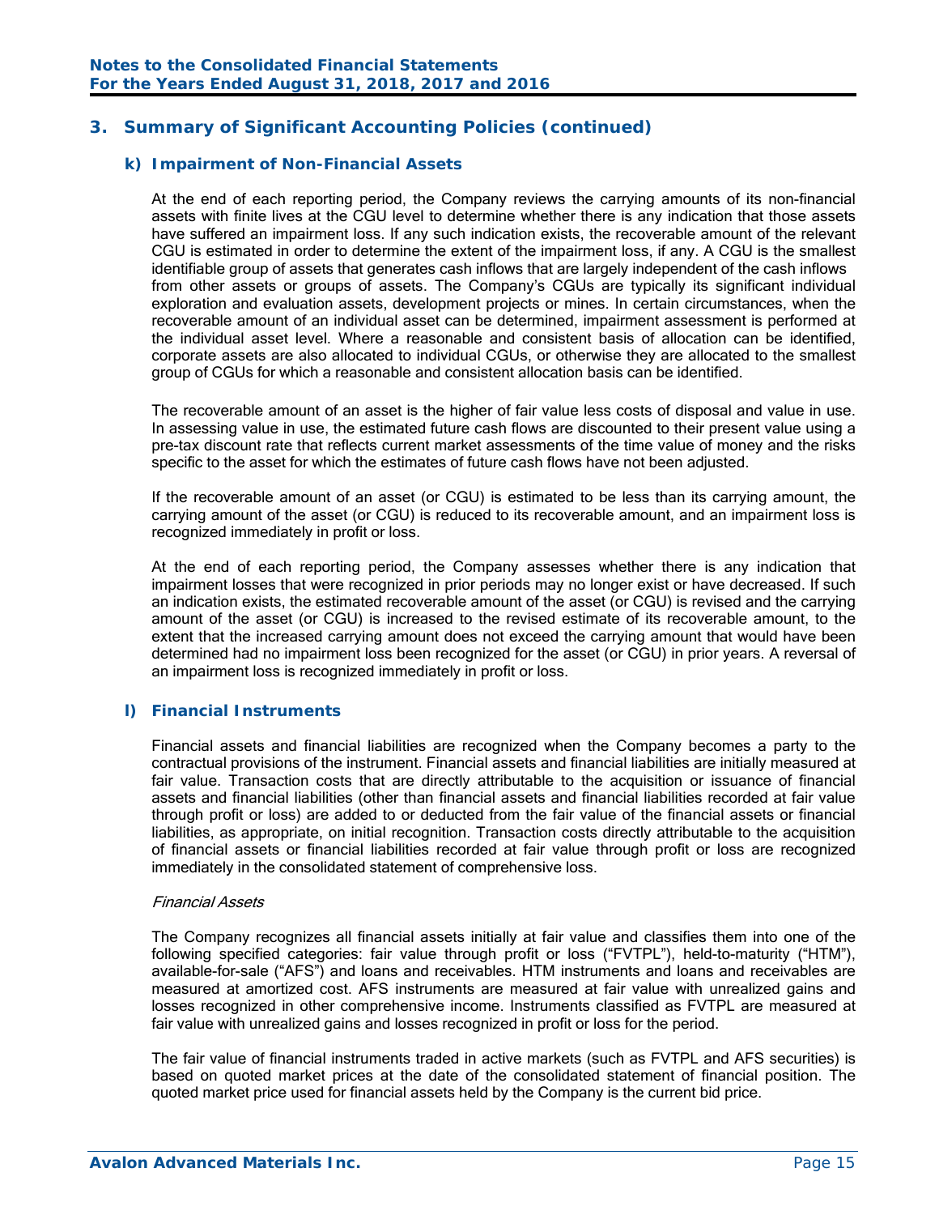## 3. Summary of Significant Accounting Policies (continued)

### k) Impairment of Non-Financial Assets

At the end of each reporting period, the Company reviews the carrying amounts of its non-financial assets with finite lives at the CGU level to determine whether there is any indication that those assets have suffered an impairment loss. If any such indication exists, the recoverable amount of the relevant CGU is estimated in order to determine the extent of the impairment loss, if any. A CGU is the smallest identifiable group of assets that generates cash inflows that are largely independent of the cash inflows from other assets or groups of assets. The Company's CGUs are typically its significant individual exploration and evaluation assets, development projects or mines. In certain circumstances, when the recoverable amount of an individual asset can be determined, impairment assessment is performed at the individual asset level. Where a reasonable and consistent basis of allocation can be identified, corporate assets are also allocated to individual CGUs, or otherwise they are allocated to the smallest group of CGUs for which a reasonable and consistent allocation basis can be identified.

The recoverable amount of an asset is the higher of fair value less costs of disposal and value in use. In assessing value in use, the estimated future cash flows are discounted to their present value using a pre-tax discount rate that reflects current market assessments of the time value of money and the risks specific to the asset for which the estimates of future cash flows have not been adjusted.

If the recoverable amount of an asset (or CGU) is estimated to be less than its carrying amount, the carrying amount of the asset (or CGU) is reduced to its recoverable amount, and an impairment loss is recognized immediately in profit or loss.

At the end of each reporting period, the Company assesses whether there is any indication that impairment losses that were recognized in prior periods may no longer exist or have decreased. If such an indication exists, the estimated recoverable amount of the asset (or CGU) is revised and the carrying amount of the asset (or CGU) is increased to the revised estimate of its recoverable amount, to the extent that the increased carrying amount does not exceed the carrying amount that would have been determined had no impairment loss been recognized for the asset (or CGU) in prior years. A reversal of an impairment loss is recognized immediately in profit or loss.

### l) Financial Instruments

Financial assets and financial liabilities are recognized when the Company becomes a party to the contractual provisions of the instrument. Financial assets and financial liabilities are initially measured at fair value. Transaction costs that are directly attributable to the acquisition or issuance of financial assets and financial liabilities (other than financial assets and financial liabilities recorded at fair value through profit or loss) are added to or deducted from the fair value of the financial assets or financial liabilities, as appropriate, on initial recognition. Transaction costs directly attributable to the acquisition of financial assets or financial liabilities recorded at fair value through profit or loss are recognized immediately in the consolidated statement of comprehensive loss.

*Financial Assets*

The Company recognizes all financial assets initially at fair value and classifies them into one of the following specified categories: fair value through profit or loss ("FVTPL"), held-to-maturity ("HTM"), available-for-sale ("AFS") and loans and receivables. HTM instruments and loans and receivables are measured at amortized cost. AFS instruments are measured at fair value with unrealized gains and losses recognized in other comprehensive income. Instruments classified as FVTPL are measured at fair value with unrealized gains and losses recognized in profit or loss for the period.

The fair value of financial instruments traded in active markets (such as FVTPL and AFS securities) is based on quoted market prices at the date of the consolidated statement of financial position. The quoted market price used for financial assets held by the Company is the current bid price.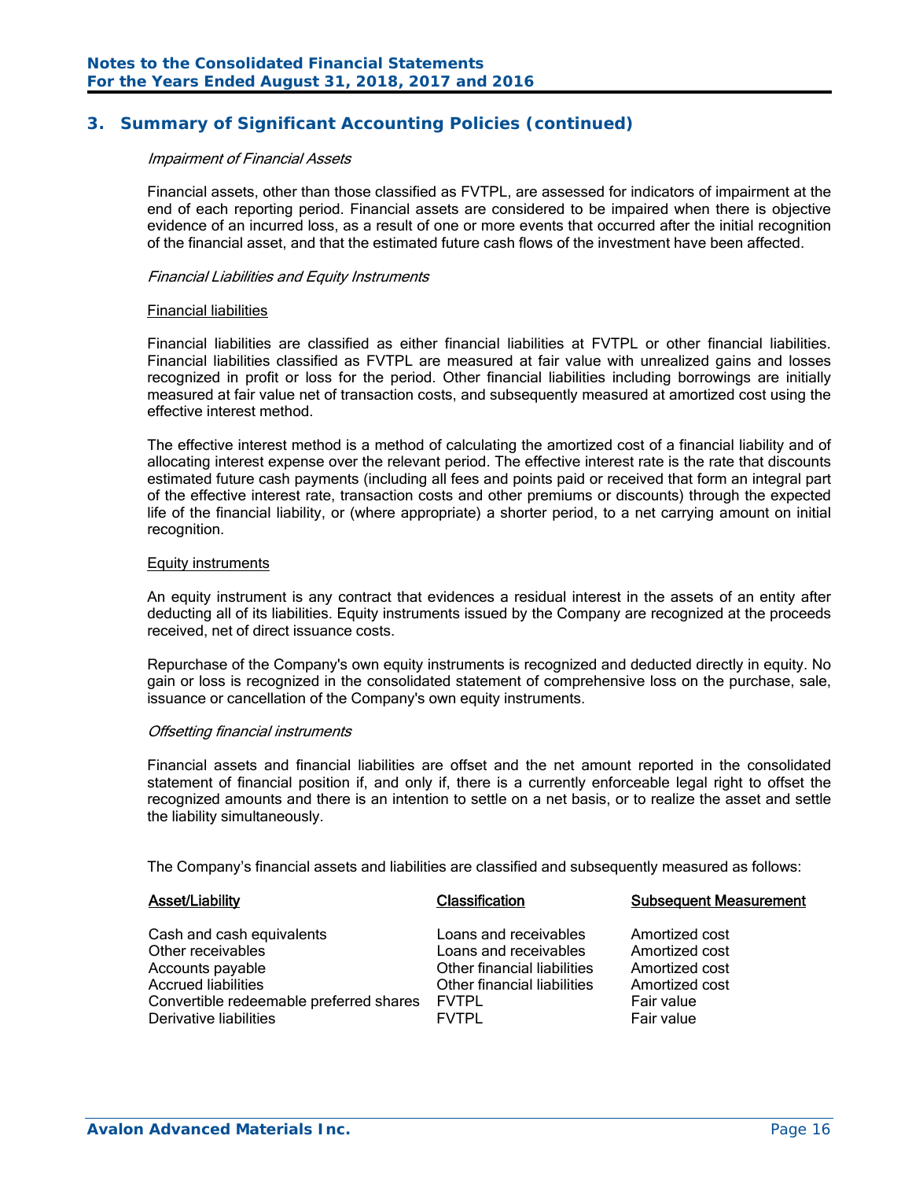## 3. Summary of Significant Accounting Policies (continued)

*Impairment of Financial Assets*

Financial assets, other than those classified as FVTPL, are assessed for indicators of impairment at the end of each reporting period. Financial assets are considered to be impaired when there is objective evidence of an incurred loss, as a result of one or more events that occurred after the initial recognition of the financial asset, and that the estimated future cash flows of the investment have been affected.

*Financial Liabilities and Equity Instruments*

Financial liabilities

Financial liabilities are classified as either financial liabilities at FVTPL or other financial liabilities. Financial liabilities classified as FVTPL are measured at fair value with unrealized gains and losses recognized in profit or loss for the period. Other financial liabilities including borrowings are initially measured at fair value net of transaction costs, and subsequently measured at amortized cost using the effective interest method.

The effective interest method is a method of calculating the amortized cost of a financial liability and of allocating interest expense over the relevant period. The effective interest rate is the rate that discounts estimated future cash payments (including all fees and points paid or received that form an integral part of the effective interest rate, transaction costs and other premiums or discounts) through the expected life of the financial liability, or (where appropriate) a shorter period, to a net carrying amount on initial recognition.

Equity instruments

An equity instrument is any contract that evidences a residual interest in the assets of an entity after deducting all of its liabilities. Equity instruments issued by the Company are recognized at the proceeds received, net of direct issuance costs.

Repurchase of the Company's own equity instruments is recognized and deducted directly in equity. No gain or loss is recognized in the consolidated statement of comprehensive loss on the purchase, sale, issuance or cancellation of the Company's own equity instruments.

*Offsetting financial instruments*

Financial assets and financial liabilities are offset and the net amount reported in the consolidated statement of financial position if, and only if, there is a currently enforceable legal right to offset the recognized amounts and there is an intention to settle on a net basis, or to realize the asset and settle the liability simultaneously.

The Company's financial assets and liabilities are classified and subsequently measured as follows:

| Asset/Liability | Classification | Subsequent Measurement |
|---|---|---|
| Cash and cash equivalents | Loans and receivables | Amortized cost |
| Other receivables | Loans and receivables | Amortized cost |
| Accounts payable | Other financial liabilities | Amortized cost |
| Accrued liabilities | Other financial liabilities | Amortized cost |
| Convertible redeemable preferred shares | FVTPL | Fair value |
| Derivative liabilities | FVTPL | Fair value |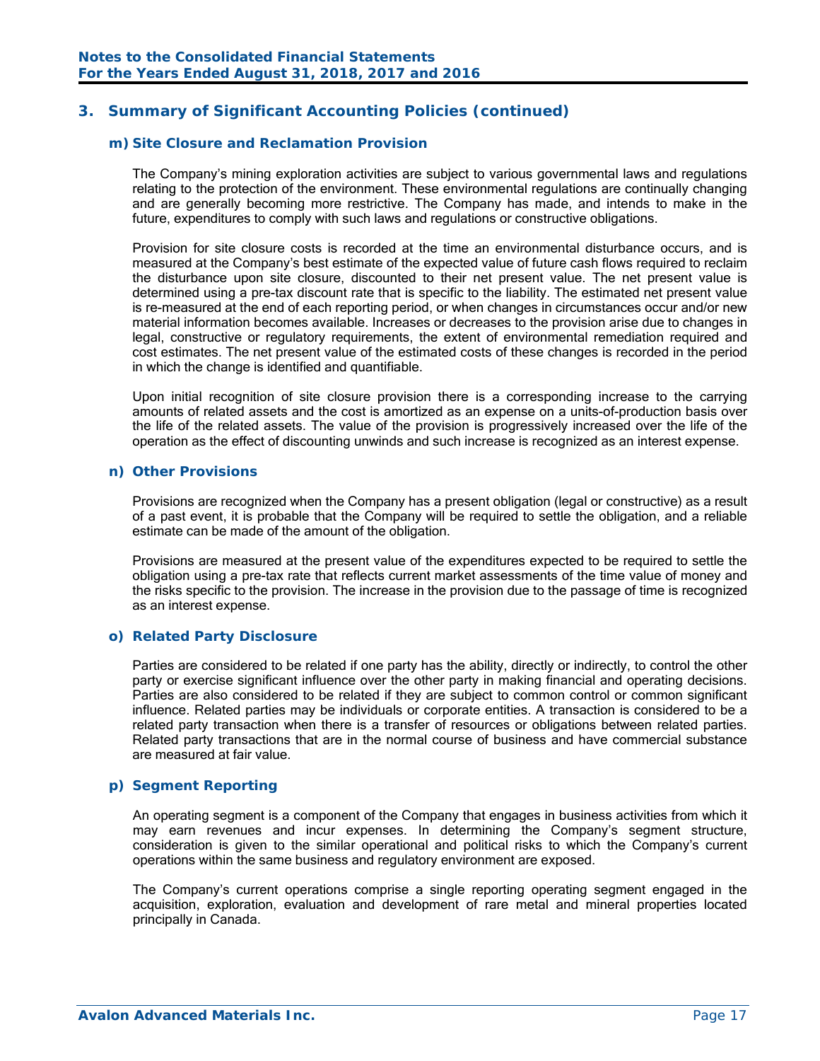## 3. Summary of Significant Accounting Policies (continued)

### m) Site Closure and Reclamation Provision

The Company's mining exploration activities are subject to various governmental laws and regulations relating to the protection of the environment. These environmental regulations are continually changing and are generally becoming more restrictive. The Company has made, and intends to make in the future, expenditures to comply with such laws and regulations or constructive obligations.

Provision for site closure costs is recorded at the time an environmental disturbance occurs, and is measured at the Company's best estimate of the expected value of future cash flows required to reclaim the disturbance upon site closure, discounted to their net present value. The net present value is determined using a pre-tax discount rate that is specific to the liability. The estimated net present value is re-measured at the end of each reporting period, or when changes in circumstances occur and/or new material information becomes available. Increases or decreases to the provision arise due to changes in legal, constructive or regulatory requirements, the extent of environmental remediation required and cost estimates. The net present value of the estimated costs of these changes is recorded in the period in which the change is identified and quantifiable.

Upon initial recognition of site closure provision there is a corresponding increase to the carrying amounts of related assets and the cost is amortized as an expense on a units-of-production basis over the life of the related assets. The value of the provision is progressively increased over the life of the operation as the effect of discounting unwinds and such increase is recognized as an interest expense.

### n) Other Provisions

Provisions are recognized when the Company has a present obligation (legal or constructive) as a result of a past event, it is probable that the Company will be required to settle the obligation, and a reliable estimate can be made of the amount of the obligation.

Provisions are measured at the present value of the expenditures expected to be required to settle the obligation using a pre-tax rate that reflects current market assessments of the time value of money and the risks specific to the provision. The increase in the provision due to the passage of time is recognized as an interest expense.

### o) Related Party Disclosure

Parties are considered to be related if one party has the ability, directly or indirectly, to control the other party or exercise significant influence over the other party in making financial and operating decisions. Parties are also considered to be related if they are subject to common control or common significant influence. Related parties may be individuals or corporate entities. A transaction is considered to be a related party transaction when there is a transfer of resources or obligations between related parties. Related party transactions that are in the normal course of business and have commercial substance are measured at fair value.

### p) Segment Reporting

An operating segment is a component of the Company that engages in business activities from which it may earn revenues and incur expenses. In determining the Company's segment structure, consideration is given to the similar operational and political risks to which the Company's current operations within the same business and regulatory environment are exposed.

The Company's current operations comprise a single reporting operating segment engaged in the acquisition, exploration, evaluation and development of rare metal and mineral properties located principally in Canada.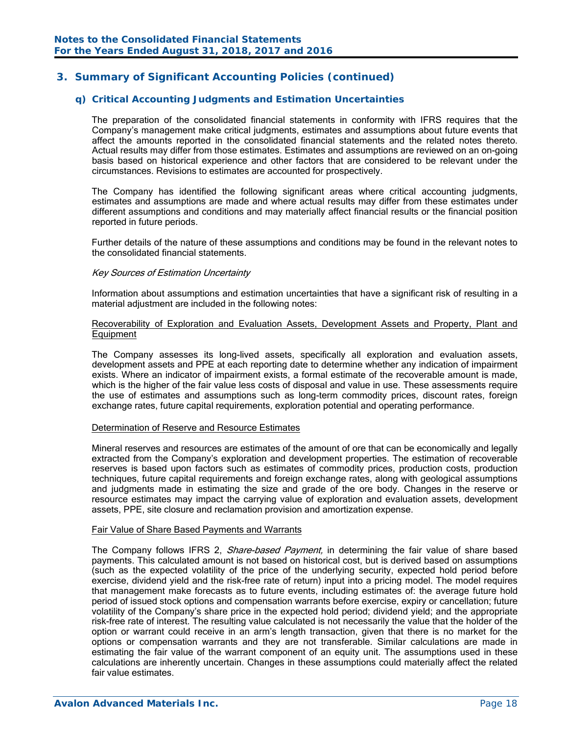## 3. Summary of Significant Accounting Policies (continued)

### q) Critical Accounting Judgments and Estimation Uncertainties

The preparation of the consolidated financial statements in conformity with IFRS requires that the Company's management make critical judgments, estimates and assumptions about future events that affect the amounts reported in the consolidated financial statements and the related notes thereto. Actual results may differ from those estimates. Estimates and assumptions are reviewed on an on-going basis based on historical experience and other factors that are considered to be relevant under the circumstances. Revisions to estimates are accounted for prospectively.

The Company has identified the following significant areas where critical accounting judgments, estimates and assumptions are made and where actual results may differ from these estimates under different assumptions and conditions and may materially affect financial results or the financial position reported in future periods.

Further details of the nature of these assumptions and conditions may be found in the relevant notes to the consolidated financial statements.

*Key Sources of Estimation Uncertainty*

Information about assumptions and estimation uncertainties that have a significant risk of resulting in a material adjustment are included in the following notes:

Recoverability of Exploration and Evaluation Assets, Development Assets and Property, Plant and Equipment

The Company assesses its long-lived assets, specifically all exploration and evaluation assets, development assets and PPE at each reporting date to determine whether any indication of impairment exists. Where an indicator of impairment exists, a formal estimate of the recoverable amount is made, which is the higher of the fair value less costs of disposal and value in use. These assessments require the use of estimates and assumptions such as long-term commodity prices, discount rates, foreign exchange rates, future capital requirements, exploration potential and operating performance.

Determination of Reserve and Resource Estimates

Mineral reserves and resources are estimates of the amount of ore that can be economically and legally extracted from the Company's exploration and development properties. The estimation of recoverable reserves is based upon factors such as estimates of commodity prices, production costs, production techniques, future capital requirements and foreign exchange rates, along with geological assumptions and judgments made in estimating the size and grade of the ore body. Changes in the reserve or resource estimates may impact the carrying value of exploration and evaluation assets, development assets, PPE, site closure and reclamation provision and amortization expense.

Fair Value of Share Based Payments and Warrants

The Company follows IFRS 2, *Share-based Payment,* in determining the fair value of share based payments. This calculated amount is not based on historical cost, but is derived based on assumptions (such as the expected volatility of the price of the underlying security, expected hold period before exercise, dividend yield and the risk-free rate of return) input into a pricing model. The model requires that management make forecasts as to future events, including estimates of: the average future hold period of issued stock options and compensation warrants before exercise, expiry or cancellation; future volatility of the Company's share price in the expected hold period; dividend yield; and the appropriate risk-free rate of interest. The resulting value calculated is not necessarily the value that the holder of the option or warrant could receive in an arm's length transaction, given that there is no market for the options or compensation warrants and they are not transferable. Similar calculations are made in estimating the fair value of the warrant component of an equity unit. The assumptions used in these calculations are inherently uncertain. Changes in these assumptions could materially affect the related fair value estimates.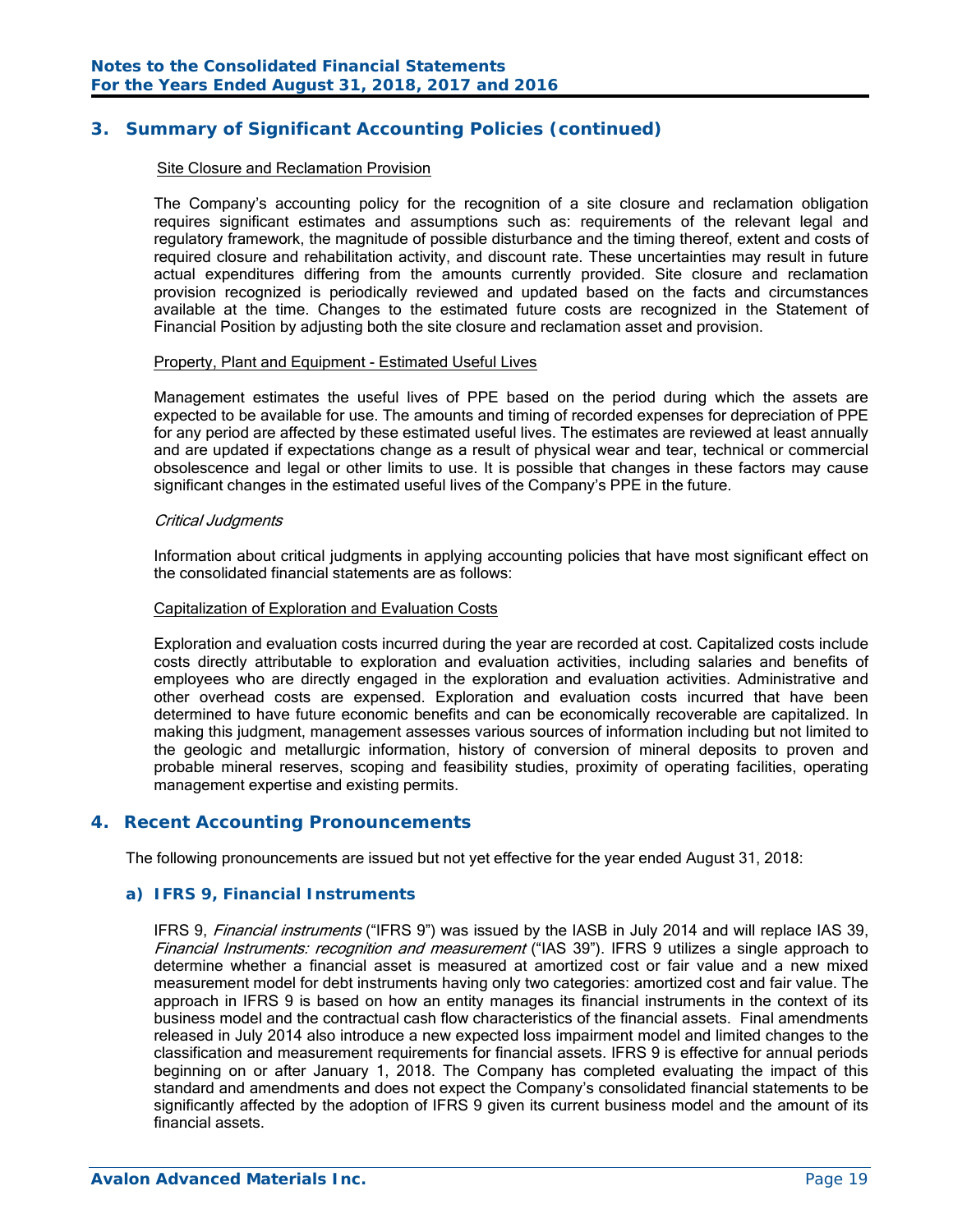## 3. Summary of Significant Accounting Policies (continued)

Site Closure and Reclamation Provision

The Company's accounting policy for the recognition of a site closure and reclamation obligation requires significant estimates and assumptions such as: requirements of the relevant legal and regulatory framework, the magnitude of possible disturbance and the timing thereof, extent and costs of required closure and rehabilitation activity, and discount rate. These uncertainties may result in future actual expenditures differing from the amounts currently provided. Site closure and reclamation provision recognized is periodically reviewed and updated based on the facts and circumstances available at the time. Changes to the estimated future costs are recognized in the Statement of Financial Position by adjusting both the site closure and reclamation asset and provision.

Property, Plant and Equipment - Estimated Useful Lives

Management estimates the useful lives of PPE based on the period during which the assets are expected to be available for use. The amounts and timing of recorded expenses for depreciation of PPE for any period are affected by these estimated useful lives. The estimates are reviewed at least annually and are updated if expectations change as a result of physical wear and tear, technical or commercial obsolescence and legal or other limits to use. It is possible that changes in these factors may cause significant changes in the estimated useful lives of the Company's PPE in the future.

*Critical Judgments*

Information about critical judgments in applying accounting policies that have most significant effect on the consolidated financial statements are as follows:

Capitalization of Exploration and Evaluation Costs

Exploration and evaluation costs incurred during the year are recorded at cost. Capitalized costs include costs directly attributable to exploration and evaluation activities, including salaries and benefits of employees who are directly engaged in the exploration and evaluation activities. Administrative and other overhead costs are expensed. Exploration and evaluation costs incurred that have been determined to have future economic benefits and can be economically recoverable are capitalized. In making this judgment, management assesses various sources of information including but not limited to the geologic and metallurgic information, history of conversion of mineral deposits to proven and probable mineral reserves, scoping and feasibility studies, proximity of operating facilities, operating management expertise and existing permits.

## 4. Recent Accounting Pronouncements

The following pronouncements are issued but not yet effective for the year ended August 31, 2018:

### a) IFRS 9, Financial Instruments

IFRS 9, *Financial instruments* ("IFRS 9") was issued by the IASB in July 2014 and will replace IAS 39, *Financial Instruments: recognition and measurement* ("IAS 39"). IFRS 9 utilizes a single approach to determine whether a financial asset is measured at amortized cost or fair value and a new mixed measurement model for debt instruments having only two categories: amortized cost and fair value. The approach in IFRS 9 is based on how an entity manages its financial instruments in the context of its business model and the contractual cash flow characteristics of the financial assets. Final amendments released in July 2014 also introduce a new expected loss impairment model and limited changes to the classification and measurement requirements for financial assets. IFRS 9 is effective for annual periods beginning on or after January 1, 2018. The Company has completed evaluating the impact of this standard and amendments and does not expect the Company's consolidated financial statements to be significantly affected by the adoption of IFRS 9 given its current business model and the amount of its financial assets.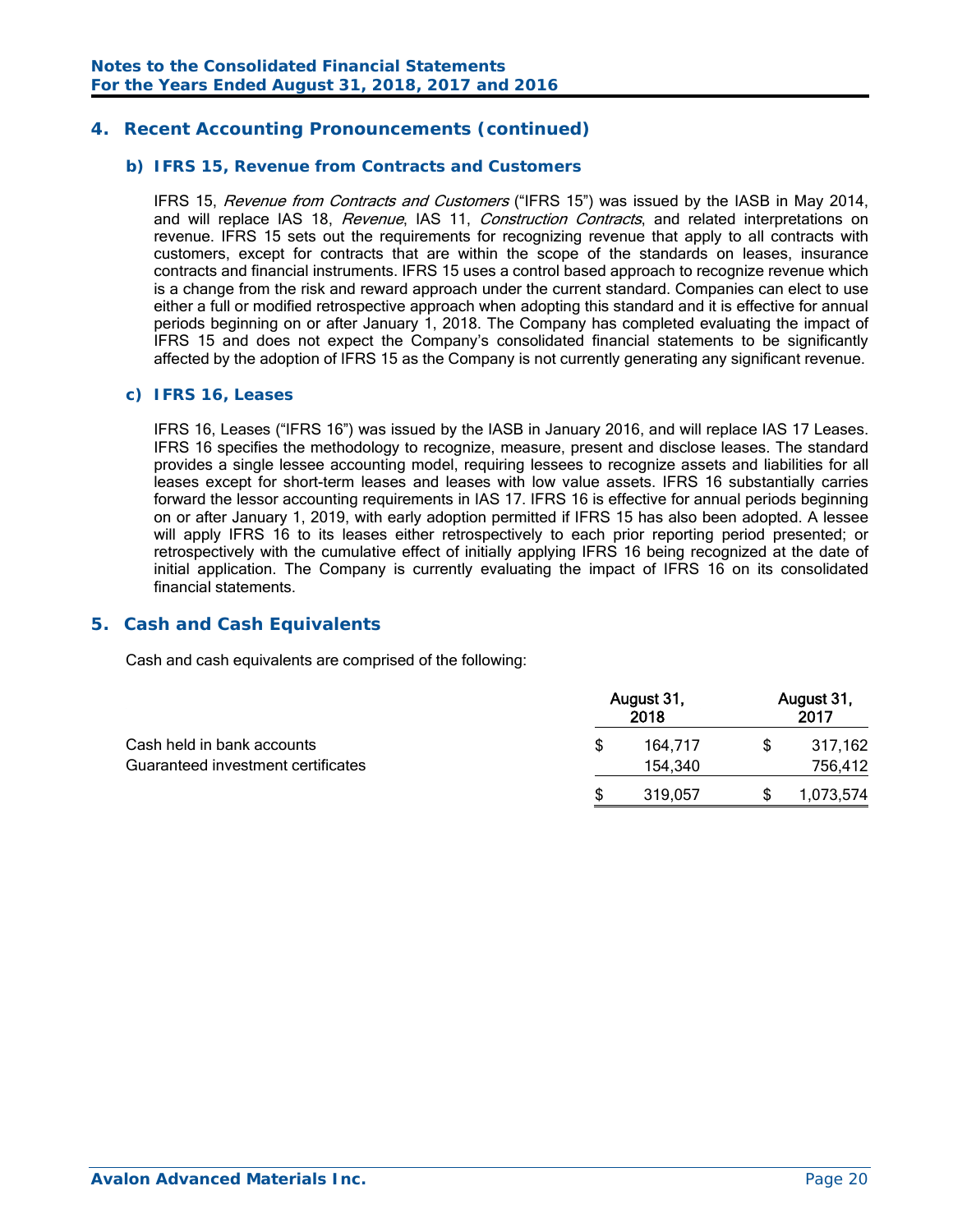## 4. Recent Accounting Pronouncements (continued)

### b) IFRS 15, Revenue from Contracts and Customers

IFRS 15, *Revenue from Contracts and Customers* ("IFRS 15") was issued by the IASB in May 2014, and will replace IAS 18, *Revenue*, IAS 11, *Construction Contracts*, and related interpretations on revenue. IFRS 15 sets out the requirements for recognizing revenue that apply to all contracts with customers, except for contracts that are within the scope of the standards on leases, insurance contracts and financial instruments. IFRS 15 uses a control based approach to recognize revenue which is a change from the risk and reward approach under the current standard. Companies can elect to use either a full or modified retrospective approach when adopting this standard and it is effective for annual periods beginning on or after January 1, 2018. The Company has completed evaluating the impact of IFRS 15 and does not expect the Company's consolidated financial statements to be significantly affected by the adoption of IFRS 15 as the Company is not currently generating any significant revenue.

### c) IFRS 16, Leases

IFRS 16, Leases ("IFRS 16") was issued by the IASB in January 2016, and will replace IAS 17 Leases. IFRS 16 specifies the methodology to recognize, measure, present and disclose leases. The standard provides a single lessee accounting model, requiring lessees to recognize assets and liabilities for all leases except for short-term leases and leases with low value assets. IFRS 16 substantially carries forward the lessor accounting requirements in IAS 17. IFRS 16 is effective for annual periods beginning on or after January 1, 2019, with early adoption permitted if IFRS 15 has also been adopted. A lessee will apply IFRS 16 to its leases either retrospectively to each prior reporting period presented; or retrospectively with the cumulative effect of initially applying IFRS 16 being recognized at the date of initial application. The Company is currently evaluating the impact of IFRS 16 on its consolidated financial statements.

## 5. Cash and Cash Equivalents

Cash and cash equivalents are comprised of the following:

| | August 31, 2018 | August 31, 2017 |
|---|---|---|
| Cash held in bank accounts | $ 164,717 | $ 317,162 |
| Guaranteed investment certificates | 154,340 | 756,412 |
| | $ 319,057 | $ 1,073,574 |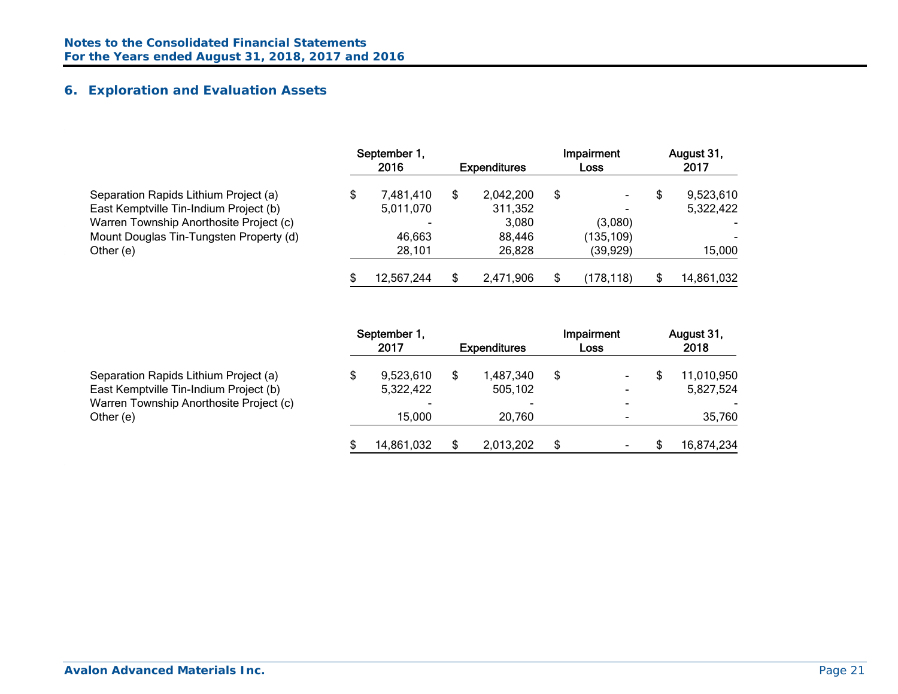## 6. Exploration and Evaluation Assets

| | September 1, 2016 | Expenditures | Impairment Loss | August 31, 2017 |
|---|---|---|---|---|
| Separation Rapids Lithium Project (a) | $ 7,481,410 | $ 2,042,200 | $ - | $ 9,523,610 |
| East Kemptville Tin-Indium Project (b) | 5,011,070 | 311,352 | - | 5,322,422 |
| Warren Township Anorthosite Project (c) | - | 3,080 | (3,080) | - |
| Mount Douglas Tin-Tungsten Property (d) | 46,663 | 88,446 | (135,109) | - |
| Other (e) | 28,101 | 26,828 | (39,929) | 15,000 |
| | $ 12,567,244 | $ 2,471,906 | $ (178,118) | $ 14,861,032 |

| | September 1, 2017 | Expenditures | Impairment Loss | August 31, 2018 |
|---|---|---|---|---|
| Separation Rapids Lithium Project (a) | $ 9,523,610 | $ 1,487,340 | $ - | $ 11,010,950 |
| East Kemptville Tin-Indium Project (b) | 5,322,422 | 505,102 | - | 5,827,524 |
| Warren Township Anorthosite Project (c) | - | - | - | - |
| Other (e) | 15,000 | 20,760 | - | 35,760 |
| | $ 14,861,032 | $ 2,013,202 | $ - | $ 16,874,234 |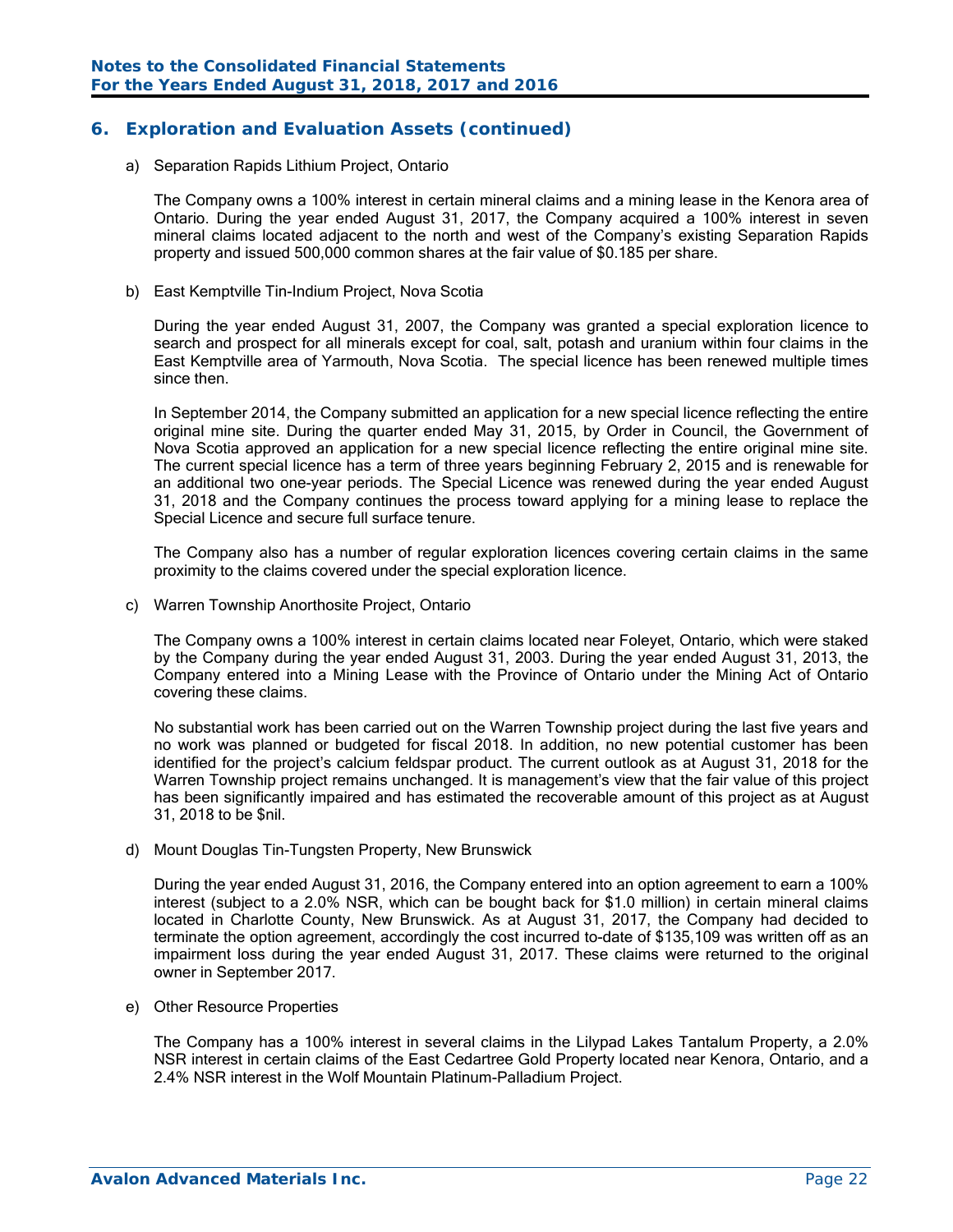## 6. Exploration and Evaluation Assets (continued)

a) Separation Rapids Lithium Project, Ontario

The Company owns a 100% interest in certain mineral claims and a mining lease in the Kenora area of Ontario. During the year ended August 31, 2017, the Company acquired a 100% interest in seven mineral claims located adjacent to the north and west of the Company's existing Separation Rapids property and issued 500,000 common shares at the fair value of $0.185 per share.

b) East Kemptville Tin-Indium Project, Nova Scotia

During the year ended August 31, 2007, the Company was granted a special exploration licence to search and prospect for all minerals except for coal, salt, potash and uranium within four claims in the East Kemptville area of Yarmouth, Nova Scotia. The special licence has been renewed multiple times since then.

In September 2014, the Company submitted an application for a new special licence reflecting the entire original mine site. During the quarter ended May 31, 2015, by Order in Council, the Government of Nova Scotia approved an application for a new special licence reflecting the entire original mine site. The current special licence has a term of three years beginning February 2, 2015 and is renewable for an additional two one-year periods. The Special Licence was renewed during the year ended August 31, 2018 and the Company continues the process toward applying for a mining lease to replace the Special Licence and secure full surface tenure.

The Company also has a number of regular exploration licences covering certain claims in the same proximity to the claims covered under the special exploration licence.

c) Warren Township Anorthosite Project, Ontario

The Company owns a 100% interest in certain claims located near Foleyet, Ontario, which were staked by the Company during the year ended August 31, 2003. During the year ended August 31, 2013, the Company entered into a Mining Lease with the Province of Ontario under the Mining Act of Ontario covering these claims.

No substantial work has been carried out on the Warren Township project during the last five years and no work was planned or budgeted for fiscal 2018. In addition, no new potential customer has been identified for the project's calcium feldspar product. The current outlook as at August 31, 2018 for the Warren Township project remains unchanged. It is management's view that the fair value of this project has been significantly impaired and has estimated the recoverable amount of this project as at August 31, 2018 to be $nil.

d) Mount Douglas Tin-Tungsten Property, New Brunswick

During the year ended August 31, 2016, the Company entered into an option agreement to earn a 100% interest (subject to a 2.0% NSR, which can be bought back for $1.0 million) in certain mineral claims located in Charlotte County, New Brunswick. As at August 31, 2017, the Company had decided to terminate the option agreement, accordingly the cost incurred to-date of $135,109 was written off as an impairment loss during the year ended August 31, 2017. These claims were returned to the original owner in September 2017.

e) Other Resource Properties

The Company has a 100% interest in several claims in the Lilypad Lakes Tantalum Property, a 2.0% NSR interest in certain claims of the East Cedartree Gold Property located near Kenora, Ontario, and a 2.4% NSR interest in the Wolf Mountain Platinum-Palladium Project.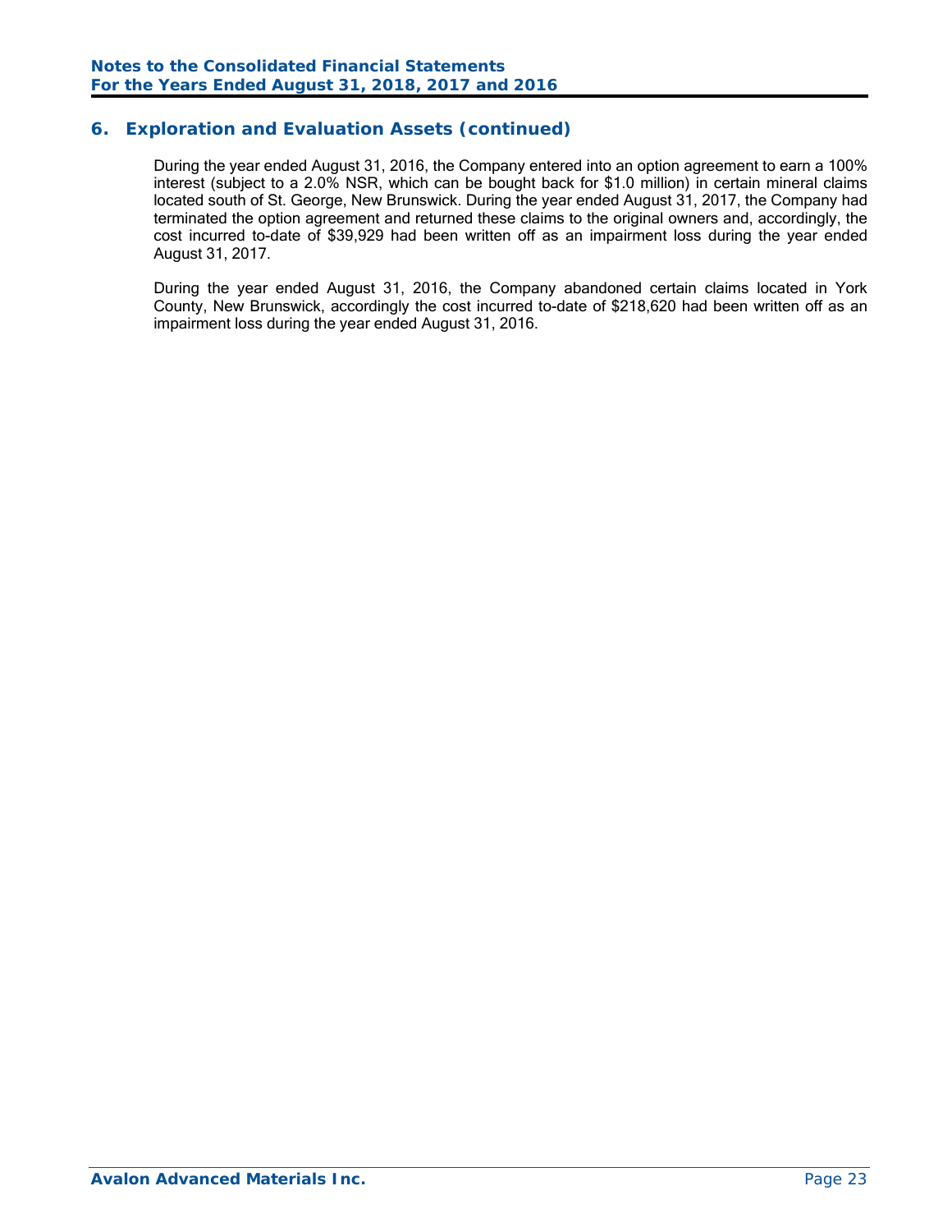## 6. Exploration and Evaluation Assets (continued)

During the year ended August 31, 2016, the Company entered into an option agreement to earn a 100% interest (subject to a 2.0% NSR, which can be bought back for $1.0 million) in certain mineral claims located south of St. George, New Brunswick. During the year ended August 31, 2017, the Company had terminated the option agreement and returned these claims to the original owners and, accordingly, the cost incurred to-date of $39,929 had been written off as an impairment loss during the year ended August 31, 2017.

During the year ended August 31, 2016, the Company abandoned certain claims located in York County, New Brunswick, accordingly the cost incurred to-date of $218,620 had been written off as an impairment loss during the year ended August 31, 2016.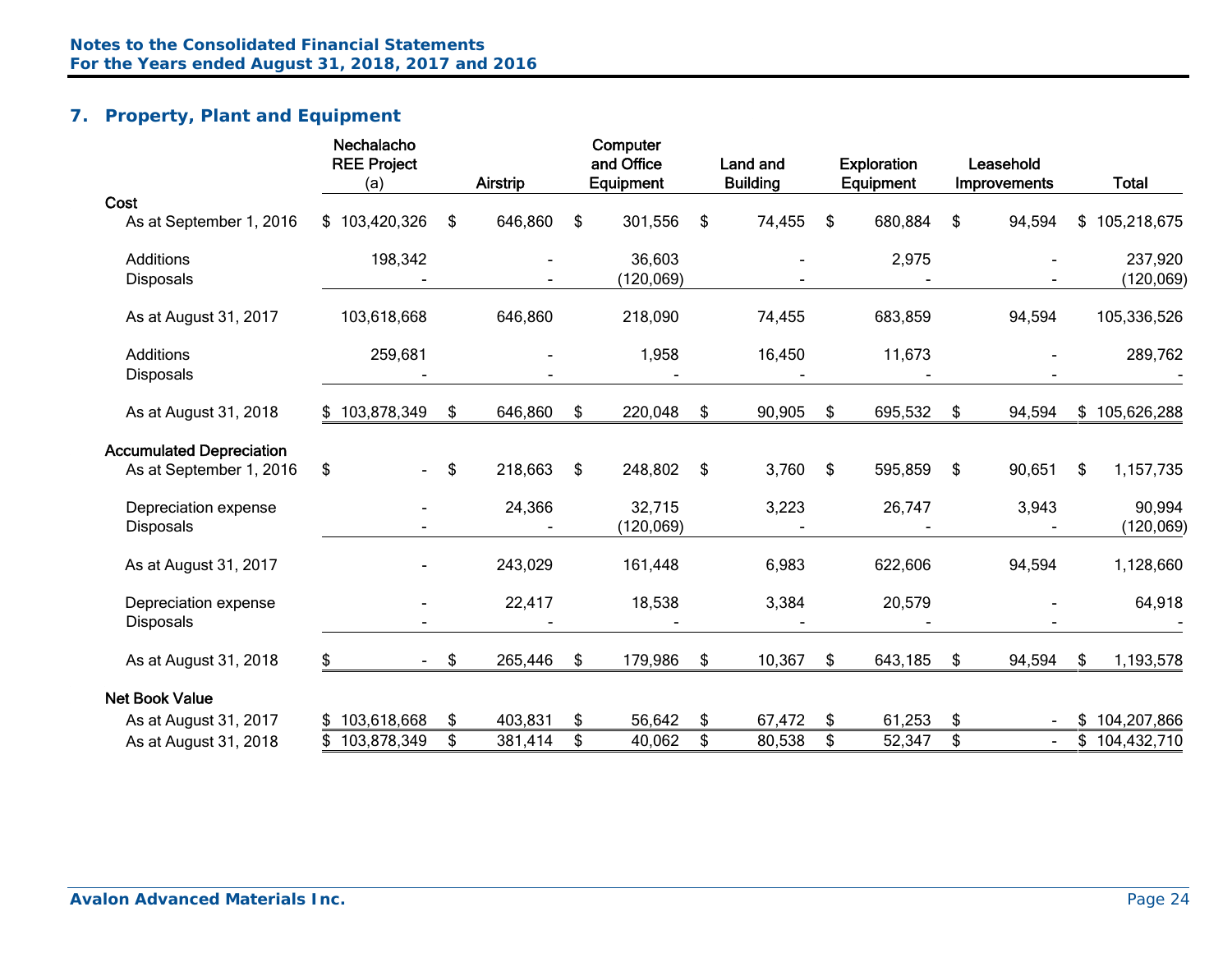## 7. Property, Plant and Equipment

| | Nechalacho REE Project (a) | Airstrip | Computer and Office Equipment | Land and Building | Exploration Equipment | Leasehold Improvements | Total |
|---|---|---|---|---|---|---|---|
| **Cost** | | | | | | | |
| As at September 1, 2016 | $ 103,420,326 | $ 646,860 | $ 301,556 | $ 74,455 | $ 680,884 | $ 94,594 | $ 105,218,675 |
| Additions | 198,342 | - | 36,603 | - | 2,975 | - | 237,920 |
| Disposals | - | - | (120,069) | - | - | - | (120,069) |
| As at August 31, 2017 | 103,618,668 | 646,860 | 218,090 | 74,455 | 683,859 | 94,594 | 105,336,526 |
| Additions | 259,681 | - | 1,958 | 16,450 | 11,673 | - | 289,762 |
| Disposals | - | - | - | - | - | - | - |
| As at August 31, 2018 | $ 103,878,349 | $ 646,860 | $ 220,048 | $ 90,905 | $ 695,532 | $ 94,594 | $ 105,626,288 |
| **Accumulated Depreciation** | | | | | | | |
| As at September 1, 2016 | $ - | $ 218,663 | $ 248,802 | $ 3,760 | $ 595,859 | $ 90,651 | $ 1,157,735 |
| Depreciation expense | - | 24,366 | 32,715 | 3,223 | 26,747 | 3,943 | 90,994 |
| Disposals | - | - | (120,069) | - | - | - | (120,069) |
| As at August 31, 2017 | - | 243,029 | 161,448 | 6,983 | 622,606 | 94,594 | 1,128,660 |
| Depreciation expense | - | 22,417 | 18,538 | 3,384 | 20,579 | - | 64,918 |
| Disposals | - | - | - | - | - | - | - |
| As at August 31, 2018 | $ - | $ 265,446 | $ 179,986 | $ 10,367 | $ 643,185 | $ 94,594 | $ 1,193,578 |
| **Net Book Value** | | | | | | | |
| As at August 31, 2017 | $ 103,618,668 | $ 403,831 | $ 56,642 | $ 67,472 | $ 61,253 | $ - | $ 104,207,866 |
| As at August 31, 2018 | $ 103,878,349 | $ 381,414 | $ 40,062 | $ 80,538 | $ 52,347 | $ - | $ 104,432,710 |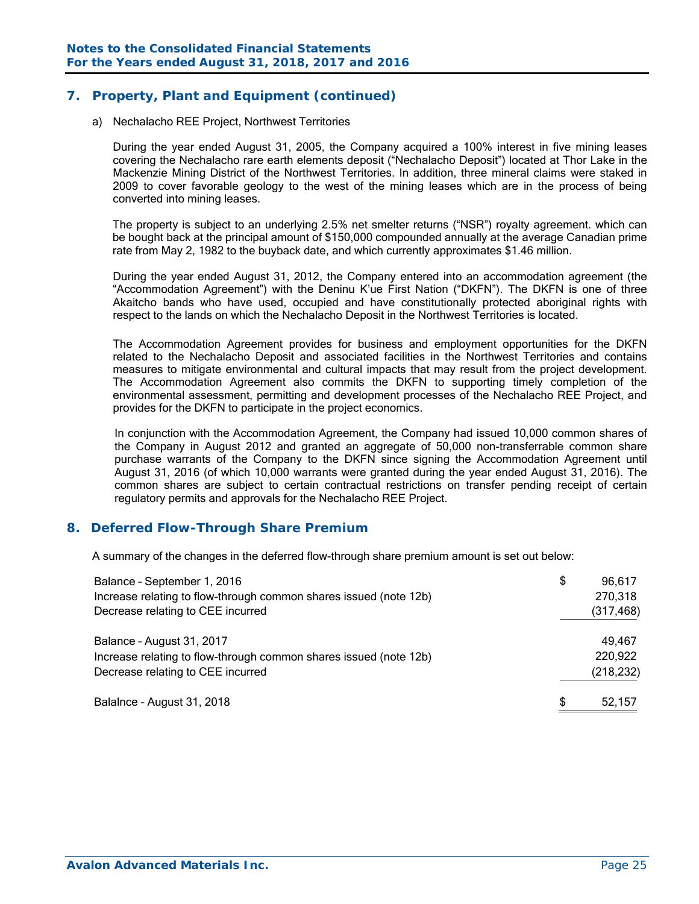## 7. Property, Plant and Equipment (continued)

a) Nechalacho REE Project, Northwest Territories

During the year ended August 31, 2005, the Company acquired a 100% interest in five mining leases covering the Nechalacho rare earth elements deposit ("Nechalacho Deposit") located at Thor Lake in the Mackenzie Mining District of the Northwest Territories. In addition, three mineral claims were staked in 2009 to cover favorable geology to the west of the mining leases which are in the process of being converted into mining leases.

The property is subject to an underlying 2.5% net smelter returns ("NSR") royalty agreement. which can be bought back at the principal amount of $150,000 compounded annually at the average Canadian prime rate from May 2, 1982 to the buyback date, and which currently approximates $1.46 million.

During the year ended August 31, 2012, the Company entered into an accommodation agreement (the "Accommodation Agreement") with the Deninu K'ue First Nation ("DKFN"). The DKFN is one of three Akaitcho bands who have used, occupied and have constitutionally protected aboriginal rights with respect to the lands on which the Nechalacho Deposit in the Northwest Territories is located.

The Accommodation Agreement provides for business and employment opportunities for the DKFN related to the Nechalacho Deposit and associated facilities in the Northwest Territories and contains measures to mitigate environmental and cultural impacts that may result from the project development. The Accommodation Agreement also commits the DKFN to supporting timely completion of the environmental assessment, permitting and development processes of the Nechalacho REE Project, and provides for the DKFN to participate in the project economics.

In conjunction with the Accommodation Agreement, the Company had issued 10,000 common shares of the Company in August 2012 and granted an aggregate of 50,000 non-transferrable common share purchase warrants of the Company to the DKFN since signing the Accommodation Agreement until August 31, 2016 (of which 10,000 warrants were granted during the year ended August 31, 2016). The common shares are subject to certain contractual restrictions on transfer pending receipt of certain regulatory permits and approvals for the Nechalacho REE Project.

## 8. Deferred Flow-Through Share Premium

A summary of the changes in the deferred flow-through share premium amount is set out below:

| | |
|---|---|
| Balance – September 1, 2016 | $ 96,617 |
| Increase relating to flow-through common shares issued (note 12b) | 270,318 |
| Decrease relating to CEE incurred | (317,468) |
| Balance – August 31, 2017 | 49,467 |
| Increase relating to flow-through common shares issued (note 12b) | 220,922 |
| Decrease relating to CEE incurred | (218,232) |
| Balalnce – August 31, 2018 | $ 52,157 |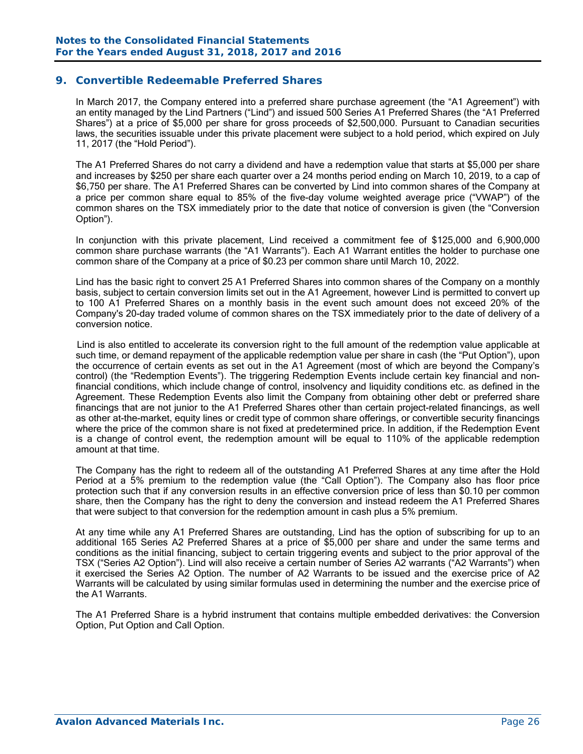## 9. Convertible Redeemable Preferred Shares

In March 2017, the Company entered into a preferred share purchase agreement (the "A1 Agreement") with an entity managed by the Lind Partners ("Lind") and issued 500 Series A1 Preferred Shares (the "A1 Preferred Shares") at a price of $5,000 per share for gross proceeds of $2,500,000. Pursuant to Canadian securities laws, the securities issuable under this private placement were subject to a hold period, which expired on July 11, 2017 (the "Hold Period").

The A1 Preferred Shares do not carry a dividend and have a redemption value that starts at $5,000 per share and increases by $250 per share each quarter over a 24 months period ending on March 10, 2019, to a cap of $6,750 per share. The A1 Preferred Shares can be converted by Lind into common shares of the Company at a price per common share equal to 85% of the five-day volume weighted average price ("VWAP") of the common shares on the TSX immediately prior to the date that notice of conversion is given (the "Conversion Option").

In conjunction with this private placement, Lind received a commitment fee of $125,000 and 6,900,000 common share purchase warrants (the "A1 Warrants"). Each A1 Warrant entitles the holder to purchase one common share of the Company at a price of $0.23 per common share until March 10, 2022.

Lind has the basic right to convert 25 A1 Preferred Shares into common shares of the Company on a monthly basis, subject to certain conversion limits set out in the A1 Agreement, however Lind is permitted to convert up to 100 A1 Preferred Shares on a monthly basis in the event such amount does not exceed 20% of the Company's 20-day traded volume of common shares on the TSX immediately prior to the date of delivery of a conversion notice.

Lind is also entitled to accelerate its conversion right to the full amount of the redemption value applicable at such time, or demand repayment of the applicable redemption value per share in cash (the "Put Option"), upon the occurrence of certain events as set out in the A1 Agreement (most of which are beyond the Company's control) (the "Redemption Events"). The triggering Redemption Events include certain key financial and non-financial conditions, which include change of control, insolvency and liquidity conditions etc. as defined in the Agreement. These Redemption Events also limit the Company from obtaining other debt or preferred share financings that are not junior to the A1 Preferred Shares other than certain project-related financings, as well as other at-the-market, equity lines or credit type of common share offerings, or convertible security financings where the price of the common share is not fixed at predetermined price. In addition, if the Redemption Event is a change of control event, the redemption amount will be equal to 110% of the applicable redemption amount at that time.

The Company has the right to redeem all of the outstanding A1 Preferred Shares at any time after the Hold Period at a 5% premium to the redemption value (the "Call Option"). The Company also has floor price protection such that if any conversion results in an effective conversion price of less than $0.10 per common share, then the Company has the right to deny the conversion and instead redeem the A1 Preferred Shares that were subject to that conversion for the redemption amount in cash plus a 5% premium.

At any time while any A1 Preferred Shares are outstanding, Lind has the option of subscribing for up to an additional 165 Series A2 Preferred Shares at a price of $5,000 per share and under the same terms and conditions as the initial financing, subject to certain triggering events and subject to the prior approval of the TSX ("Series A2 Option"). Lind will also receive a certain number of Series A2 warrants ("A2 Warrants") when it exercised the Series A2 Option. The number of A2 Warrants to be issued and the exercise price of A2 Warrants will be calculated by using similar formulas used in determining the number and the exercise price of the A1 Warrants.

The A1 Preferred Share is a hybrid instrument that contains multiple embedded derivatives: the Conversion Option, Put Option and Call Option.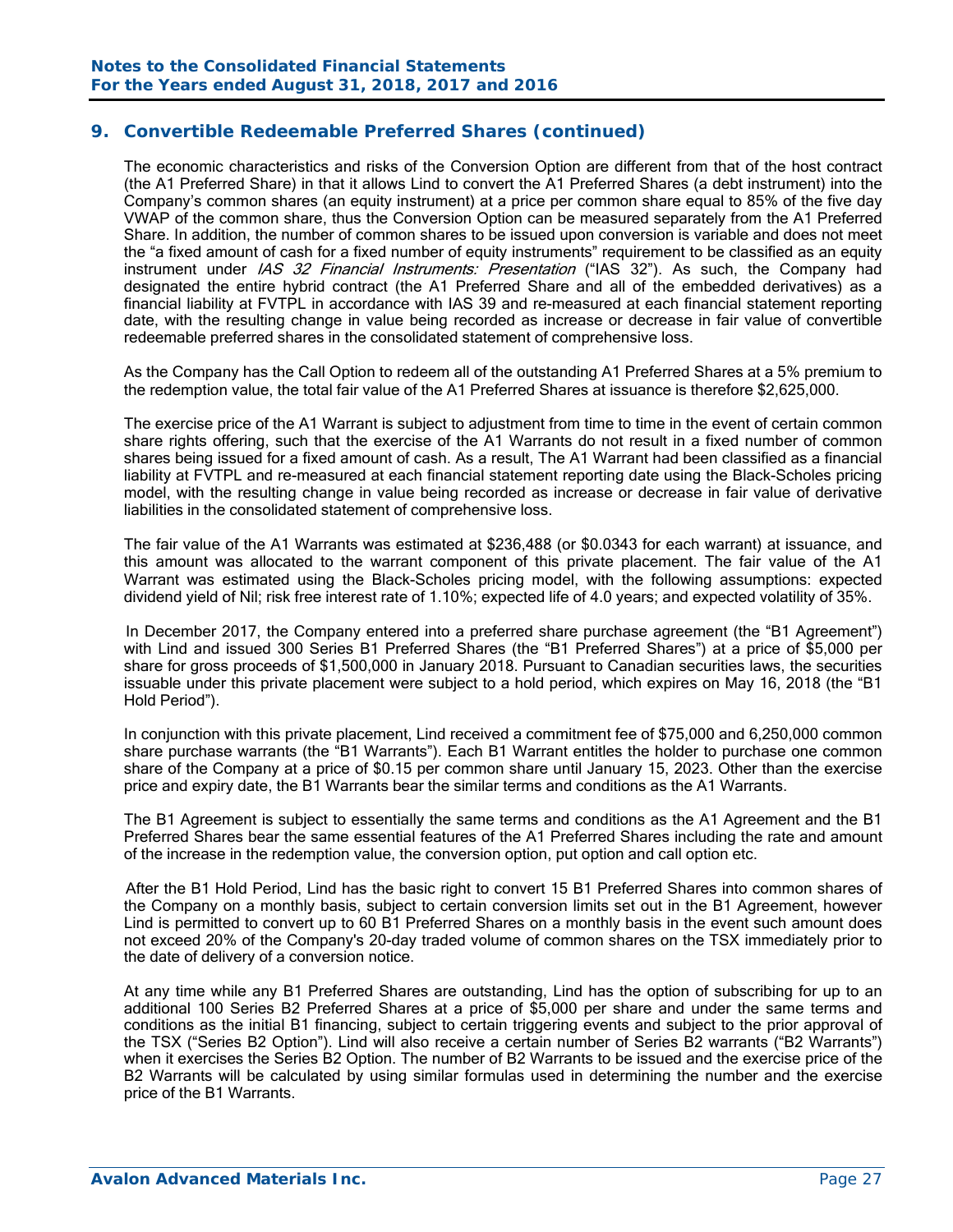## 9. Convertible Redeemable Preferred Shares (continued)

The economic characteristics and risks of the Conversion Option are different from that of the host contract (the A1 Preferred Share) in that it allows Lind to convert the A1 Preferred Shares (a debt instrument) into the Company's common shares (an equity instrument) at a price per common share equal to 85% of the five day VWAP of the common share, thus the Conversion Option can be measured separately from the A1 Preferred Share. In addition, the number of common shares to be issued upon conversion is variable and does not meet the "a fixed amount of cash for a fixed number of equity instruments" requirement to be classified as an equity instrument under *IAS 32 Financial Instruments: Presentation* ("IAS 32"). As such, the Company had designated the entire hybrid contract (the A1 Preferred Share and all of the embedded derivatives) as a financial liability at FVTPL in accordance with IAS 39 and re-measured at each financial statement reporting date, with the resulting change in value being recorded as increase or decrease in fair value of convertible redeemable preferred shares in the consolidated statement of comprehensive loss.

As the Company has the Call Option to redeem all of the outstanding A1 Preferred Shares at a 5% premium to the redemption value, the total fair value of the A1 Preferred Shares at issuance is therefore $2,625,000.

The exercise price of the A1 Warrant is subject to adjustment from time to time in the event of certain common share rights offering, such that the exercise of the A1 Warrants do not result in a fixed number of common shares being issued for a fixed amount of cash. As a result, The A1 Warrant had been classified as a financial liability at FVTPL and re-measured at each financial statement reporting date using the Black-Scholes pricing model, with the resulting change in value being recorded as increase or decrease in fair value of derivative liabilities in the consolidated statement of comprehensive loss.

The fair value of the A1 Warrants was estimated at $236,488 (or $0.0343 for each warrant) at issuance, and this amount was allocated to the warrant component of this private placement. The fair value of the A1 Warrant was estimated using the Black-Scholes pricing model, with the following assumptions: expected dividend yield of Nil; risk free interest rate of 1.10%; expected life of 4.0 years; and expected volatility of 35%.

In December 2017, the Company entered into a preferred share purchase agreement (the "B1 Agreement") with Lind and issued 300 Series B1 Preferred Shares (the "B1 Preferred Shares") at a price of $5,000 per share for gross proceeds of $1,500,000 in January 2018. Pursuant to Canadian securities laws, the securities issuable under this private placement were subject to a hold period, which expires on May 16, 2018 (the "B1 Hold Period").

In conjunction with this private placement, Lind received a commitment fee of $75,000 and 6,250,000 common share purchase warrants (the "B1 Warrants"). Each B1 Warrant entitles the holder to purchase one common share of the Company at a price of $0.15 per common share until January 15, 2023. Other than the exercise price and expiry date, the B1 Warrants bear the similar terms and conditions as the A1 Warrants.

The B1 Agreement is subject to essentially the same terms and conditions as the A1 Agreement and the B1 Preferred Shares bear the same essential features of the A1 Preferred Shares including the rate and amount of the increase in the redemption value, the conversion option, put option and call option etc.

After the B1 Hold Period, Lind has the basic right to convert 15 B1 Preferred Shares into common shares of the Company on a monthly basis, subject to certain conversion limits set out in the B1 Agreement, however Lind is permitted to convert up to 60 B1 Preferred Shares on a monthly basis in the event such amount does not exceed 20% of the Company's 20-day traded volume of common shares on the TSX immediately prior to the date of delivery of a conversion notice.

At any time while any B1 Preferred Shares are outstanding, Lind has the option of subscribing for up to an additional 100 Series B2 Preferred Shares at a price of $5,000 per share and under the same terms and conditions as the initial B1 financing, subject to certain triggering events and subject to the prior approval of the TSX ("Series B2 Option"). Lind will also receive a certain number of Series B2 warrants ("B2 Warrants") when it exercises the Series B2 Option. The number of B2 Warrants to be issued and the exercise price of the B2 Warrants will be calculated by using similar formulas used in determining the number and the exercise price of the B1 Warrants.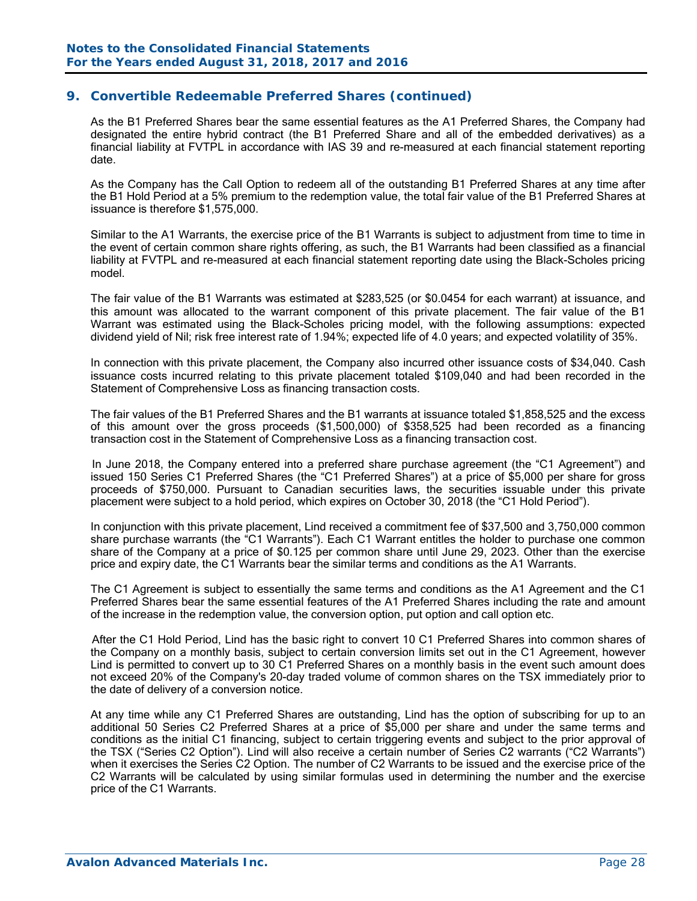## 9. Convertible Redeemable Preferred Shares (continued)

As the B1 Preferred Shares bear the same essential features as the A1 Preferred Shares, the Company had designated the entire hybrid contract (the B1 Preferred Share and all of the embedded derivatives) as a financial liability at FVTPL in accordance with IAS 39 and re-measured at each financial statement reporting date.

As the Company has the Call Option to redeem all of the outstanding B1 Preferred Shares at any time after the B1 Hold Period at a 5% premium to the redemption value, the total fair value of the B1 Preferred Shares at issuance is therefore $1,575,000.

Similar to the A1 Warrants, the exercise price of the B1 Warrants is subject to adjustment from time to time in the event of certain common share rights offering, as such, the B1 Warrants had been classified as a financial liability at FVTPL and re-measured at each financial statement reporting date using the Black-Scholes pricing model.

The fair value of the B1 Warrants was estimated at $283,525 (or $0.0454 for each warrant) at issuance, and this amount was allocated to the warrant component of this private placement. The fair value of the B1 Warrant was estimated using the Black-Scholes pricing model, with the following assumptions: expected dividend yield of Nil; risk free interest rate of 1.94%; expected life of 4.0 years; and expected volatility of 35%.

In connection with this private placement, the Company also incurred other issuance costs of $34,040. Cash issuance costs incurred relating to this private placement totaled $109,040 and had been recorded in the Statement of Comprehensive Loss as financing transaction costs.

The fair values of the B1 Preferred Shares and the B1 warrants at issuance totaled $1,858,525 and the excess of this amount over the gross proceeds ($1,500,000) of $358,525 had been recorded as a financing transaction cost in the Statement of Comprehensive Loss as a financing transaction cost.

In June 2018, the Company entered into a preferred share purchase agreement (the "C1 Agreement") and issued 150 Series C1 Preferred Shares (the "C1 Preferred Shares") at a price of $5,000 per share for gross proceeds of $750,000. Pursuant to Canadian securities laws, the securities issuable under this private placement were subject to a hold period, which expires on October 30, 2018 (the "C1 Hold Period").

In conjunction with this private placement, Lind received a commitment fee of $37,500 and 3,750,000 common share purchase warrants (the "C1 Warrants"). Each C1 Warrant entitles the holder to purchase one common share of the Company at a price of $0.125 per common share until June 29, 2023. Other than the exercise price and expiry date, the C1 Warrants bear the similar terms and conditions as the A1 Warrants.

The C1 Agreement is subject to essentially the same terms and conditions as the A1 Agreement and the C1 Preferred Shares bear the same essential features of the A1 Preferred Shares including the rate and amount of the increase in the redemption value, the conversion option, put option and call option etc.

After the C1 Hold Period, Lind has the basic right to convert 10 C1 Preferred Shares into common shares of the Company on a monthly basis, subject to certain conversion limits set out in the C1 Agreement, however Lind is permitted to convert up to 30 C1 Preferred Shares on a monthly basis in the event such amount does not exceed 20% of the Company's 20-day traded volume of common shares on the TSX immediately prior to the date of delivery of a conversion notice.

At any time while any C1 Preferred Shares are outstanding, Lind has the option of subscribing for up to an additional 50 Series C2 Preferred Shares at a price of $5,000 per share and under the same terms and conditions as the initial C1 financing, subject to certain triggering events and subject to the prior approval of the TSX ("Series C2 Option"). Lind will also receive a certain number of Series C2 warrants ("C2 Warrants") when it exercises the Series C2 Option. The number of C2 Warrants to be issued and the exercise price of the C2 Warrants will be calculated by using similar formulas used in determining the number and the exercise price of the C1 Warrants.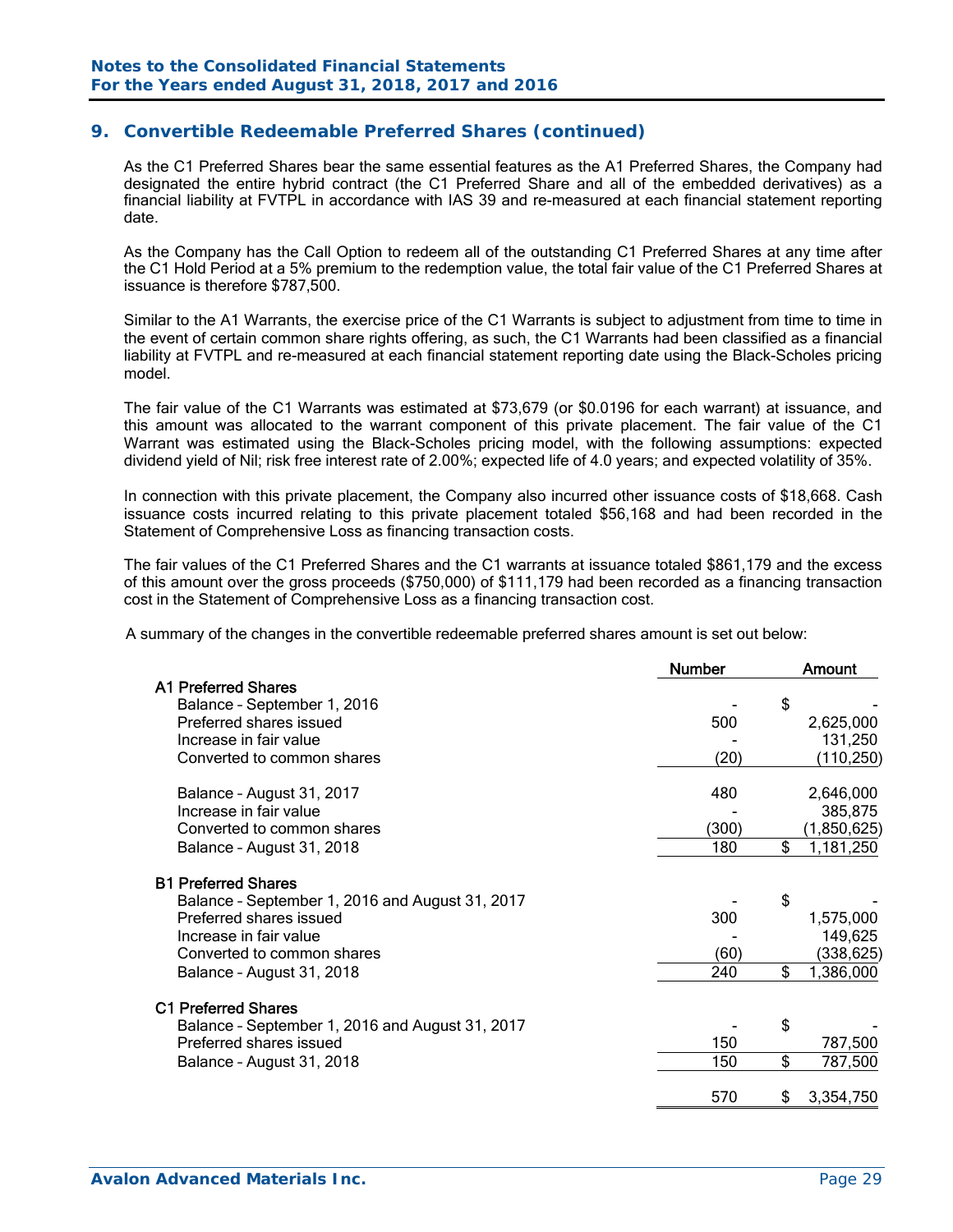## 9. Convertible Redeemable Preferred Shares (continued)

As the C1 Preferred Shares bear the same essential features as the A1 Preferred Shares, the Company had designated the entire hybrid contract (the C1 Preferred Share and all of the embedded derivatives) as a financial liability at FVTPL in accordance with IAS 39 and re-measured at each financial statement reporting date.

As the Company has the Call Option to redeem all of the outstanding C1 Preferred Shares at any time after the C1 Hold Period at a 5% premium to the redemption value, the total fair value of the C1 Preferred Shares at issuance is therefore $787,500.

Similar to the A1 Warrants, the exercise price of the C1 Warrants is subject to adjustment from time to time in the event of certain common share rights offering, as such, the C1 Warrants had been classified as a financial liability at FVTPL and re-measured at each financial statement reporting date using the Black-Scholes pricing model.

The fair value of the C1 Warrants was estimated at $73,679 (or $0.0196 for each warrant) at issuance, and this amount was allocated to the warrant component of this private placement. The fair value of the C1 Warrant was estimated using the Black-Scholes pricing model, with the following assumptions: expected dividend yield of Nil; risk free interest rate of 2.00%; expected life of 4.0 years; and expected volatility of 35%.

In connection with this private placement, the Company also incurred other issuance costs of $18,668. Cash issuance costs incurred relating to this private placement totaled $56,168 and had been recorded in the Statement of Comprehensive Loss as financing transaction costs.

The fair values of the C1 Preferred Shares and the C1 warrants at issuance totaled $861,179 and the excess of this amount over the gross proceeds ($750,000) of $111,179 had been recorded as a financing transaction cost in the Statement of Comprehensive Loss as a financing transaction cost.

A summary of the changes in the convertible redeemable preferred shares amount is set out below:

| | Number | Amount |
|---|---|---|
| **A1 Preferred Shares** | | |
| Balance – September 1, 2016 | - | $ - |
| Preferred shares issued | 500 | 2,625,000 |
| Increase in fair value | - | 131,250 |
| Converted to common shares | (20) | (110,250) |
| Balance – August 31, 2017 | 480 | 2,646,000 |
| Increase in fair value | - | 385,875 |
| Converted to common shares | (300) | (1,850,625) |
| Balance – August 31, 2018 | 180 | $ 1,181,250 |
| **B1 Preferred Shares** | | |
| Balance – September 1, 2016 and August 31, 2017 | - | $ - |
| Preferred shares issued | 300 | 1,575,000 |
| Increase in fair value | - | 149,625 |
| Converted to common shares | (60) | (338,625) |
| Balance – August 31, 2018 | 240 | $ 1,386,000 |
| **C1 Preferred Shares** | | |
| Balance – September 1, 2016 and August 31, 2017 | - | $ - |
| Preferred shares issued | 150 | 787,500 |
| Balance – August 31, 2018 | 150 | $ 787,500 |
| | 570 | $ 3,354,750 |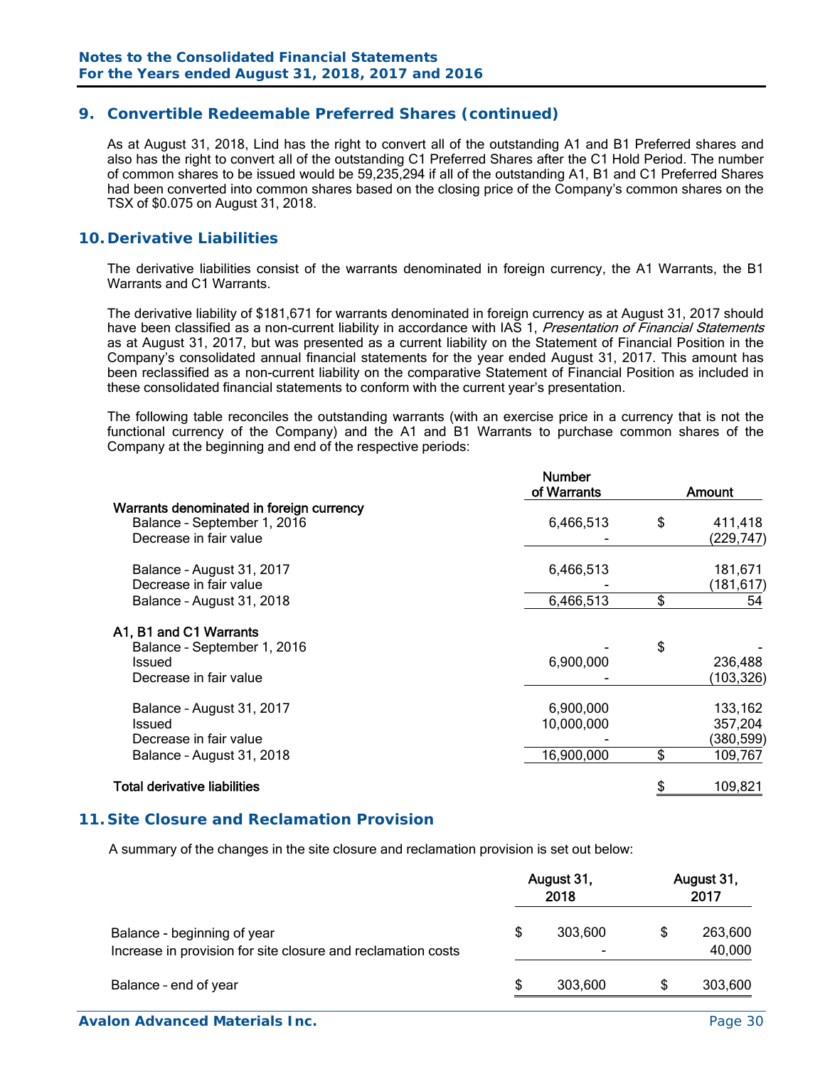## 9. Convertible Redeemable Preferred Shares (continued)

As at August 31, 2018, Lind has the right to convert all of the outstanding A1 and B1 Preferred shares and also has the right to convert all of the outstanding C1 Preferred Shares after the C1 Hold Period. The number of common shares to be issued would be 59,235,294 if all of the outstanding A1, B1 and C1 Preferred Shares had been converted into common shares based on the closing price of the Company's common shares on the TSX of $0.075 on August 31, 2018.

## 10. Derivative Liabilities

The derivative liabilities consist of the warrants denominated in foreign currency, the A1 Warrants, the B1 Warrants and C1 Warrants.

The derivative liability of $181,671 for warrants denominated in foreign currency as at August 31, 2017 should have been classified as a non-current liability in accordance with IAS 1, *Presentation of Financial Statements* as at August 31, 2017, but was presented as a current liability on the Statement of Financial Position in the Company's consolidated annual financial statements for the year ended August 31, 2017. This amount has been reclassified as a non-current liability on the comparative Statement of Financial Position as included in these consolidated financial statements to conform with the current year's presentation.

The following table reconciles the outstanding warrants (with an exercise price in a currency that is not the functional currency of the Company) and the A1 and B1 Warrants to purchase common shares of the Company at the beginning and end of the respective periods:

| | Number of Warrants | Amount |
|---|---|---|
| **Warrants denominated in foreign currency** | | |
| Balance – September 1, 2016 | 6,466,513 | $ 411,418 |
| Decrease in fair value | - | (229,747) |
| Balance – August 31, 2017 | 6,466,513 | 181,671 |
| Decrease in fair value | - | (181,617) |
| Balance – August 31, 2018 | 6,466,513 | $ 54 |
| **A1, B1 and C1 Warrants** | | |
| Balance – September 1, 2016 | - | $ - |
| Issued | 6,900,000 | 236,488 |
| Decrease in fair value | - | (103,326) |
| Balance – August 31, 2017 | 6,900,000 | 133,162 |
| Issued | 10,000,000 | 357,204 |
| Decrease in fair value | - | (380,599) |
| Balance – August 31, 2018 | 16,900,000 | $ 109,767 |
| **Total derivative liabilities** | | $ 109,821 |

## 11. Site Closure and Reclamation Provision

A summary of the changes in the site closure and reclamation provision is set out below:

| | August 31, 2018 | August 31, 2017 |
|---|---|---|
| Balance - beginning of year | $ 303,600 | $ 263,600 |
| Increase in provision for site closure and reclamation costs | - | 40,000 |
| Balance – end of year | $ 303,600 | $ 303,600 |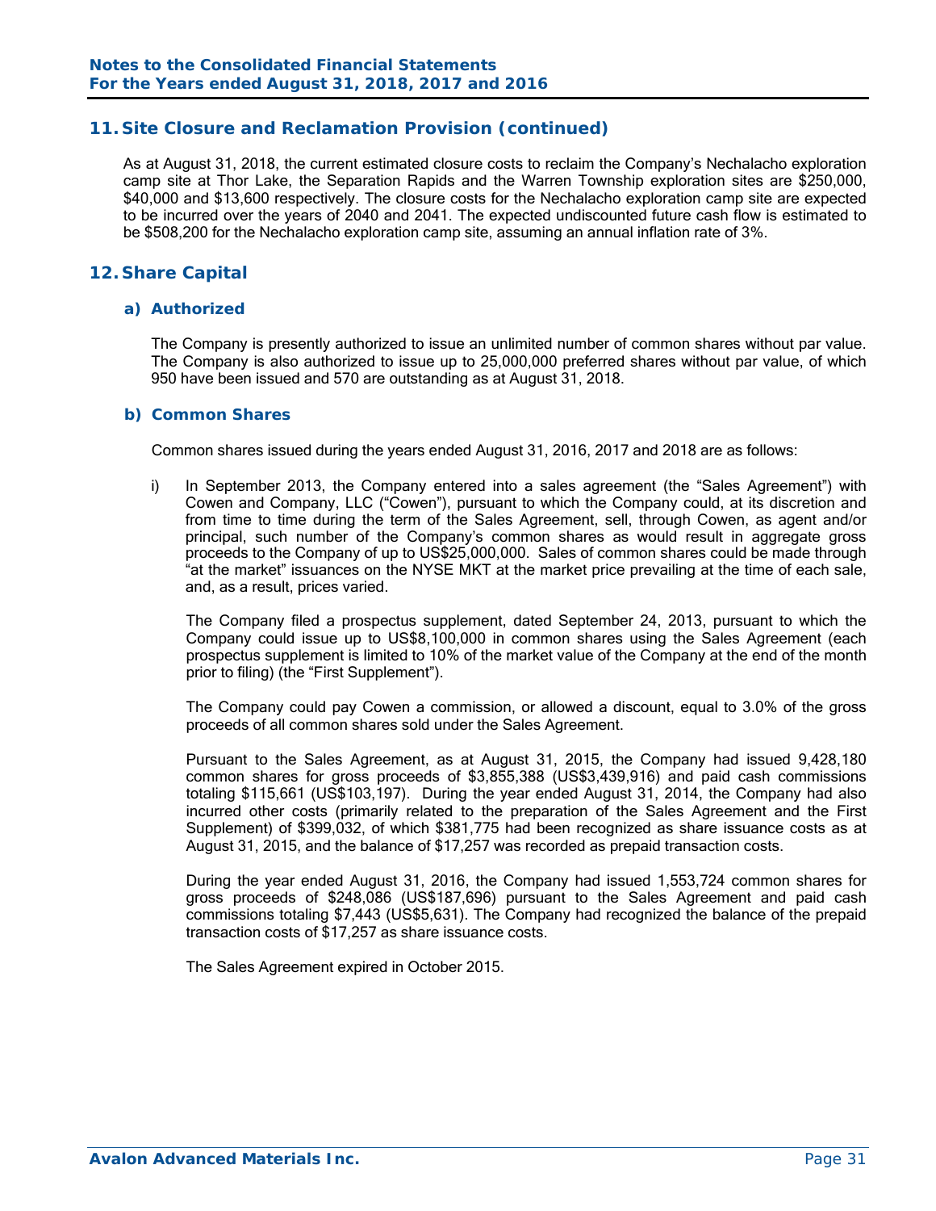## 11. Site Closure and Reclamation Provision (continued)

As at August 31, 2018, the current estimated closure costs to reclaim the Company's Nechalacho exploration camp site at Thor Lake, the Separation Rapids and the Warren Township exploration sites are $250,000, $40,000 and $13,600 respectively. The closure costs for the Nechalacho exploration camp site are expected to be incurred over the years of 2040 and 2041. The expected undiscounted future cash flow is estimated to be $508,200 for the Nechalacho exploration camp site, assuming an annual inflation rate of 3%.

## 12. Share Capital

### a) Authorized

The Company is presently authorized to issue an unlimited number of common shares without par value. The Company is also authorized to issue up to 25,000,000 preferred shares without par value, of which 950 have been issued and 570 are outstanding as at August 31, 2018.

### b) Common Shares

Common shares issued during the years ended August 31, 2016, 2017 and 2018 are as follows:

i) In September 2013, the Company entered into a sales agreement (the "Sales Agreement") with Cowen and Company, LLC ("Cowen"), pursuant to which the Company could, at its discretion and from time to time during the term of the Sales Agreement, sell, through Cowen, as agent and/or principal, such number of the Company's common shares as would result in aggregate gross proceeds to the Company of up to US$25,000,000. Sales of common shares could be made through "at the market" issuances on the NYSE MKT at the market price prevailing at the time of each sale, and, as a result, prices varied.

The Company filed a prospectus supplement, dated September 24, 2013, pursuant to which the Company could issue up to US$8,100,000 in common shares using the Sales Agreement (each prospectus supplement is limited to 10% of the market value of the Company at the end of the month prior to filing) (the "First Supplement").

The Company could pay Cowen a commission, or allowed a discount, equal to 3.0% of the gross proceeds of all common shares sold under the Sales Agreement.

Pursuant to the Sales Agreement, as at August 31, 2015, the Company had issued 9,428,180 common shares for gross proceeds of $3,855,388 (US$3,439,916) and paid cash commissions totaling $115,661 (US$103,197). During the year ended August 31, 2014, the Company had also incurred other costs (primarily related to the preparation of the Sales Agreement and the First Supplement) of $399,032, of which $381,775 had been recognized as share issuance costs as at August 31, 2015, and the balance of $17,257 was recorded as prepaid transaction costs.

During the year ended August 31, 2016, the Company had issued 1,553,724 common shares for gross proceeds of $248,086 (US$187,696) pursuant to the Sales Agreement and paid cash commissions totaling $7,443 (US$5,631). The Company had recognized the balance of the prepaid transaction costs of $17,257 as share issuance costs.

The Sales Agreement expired in October 2015.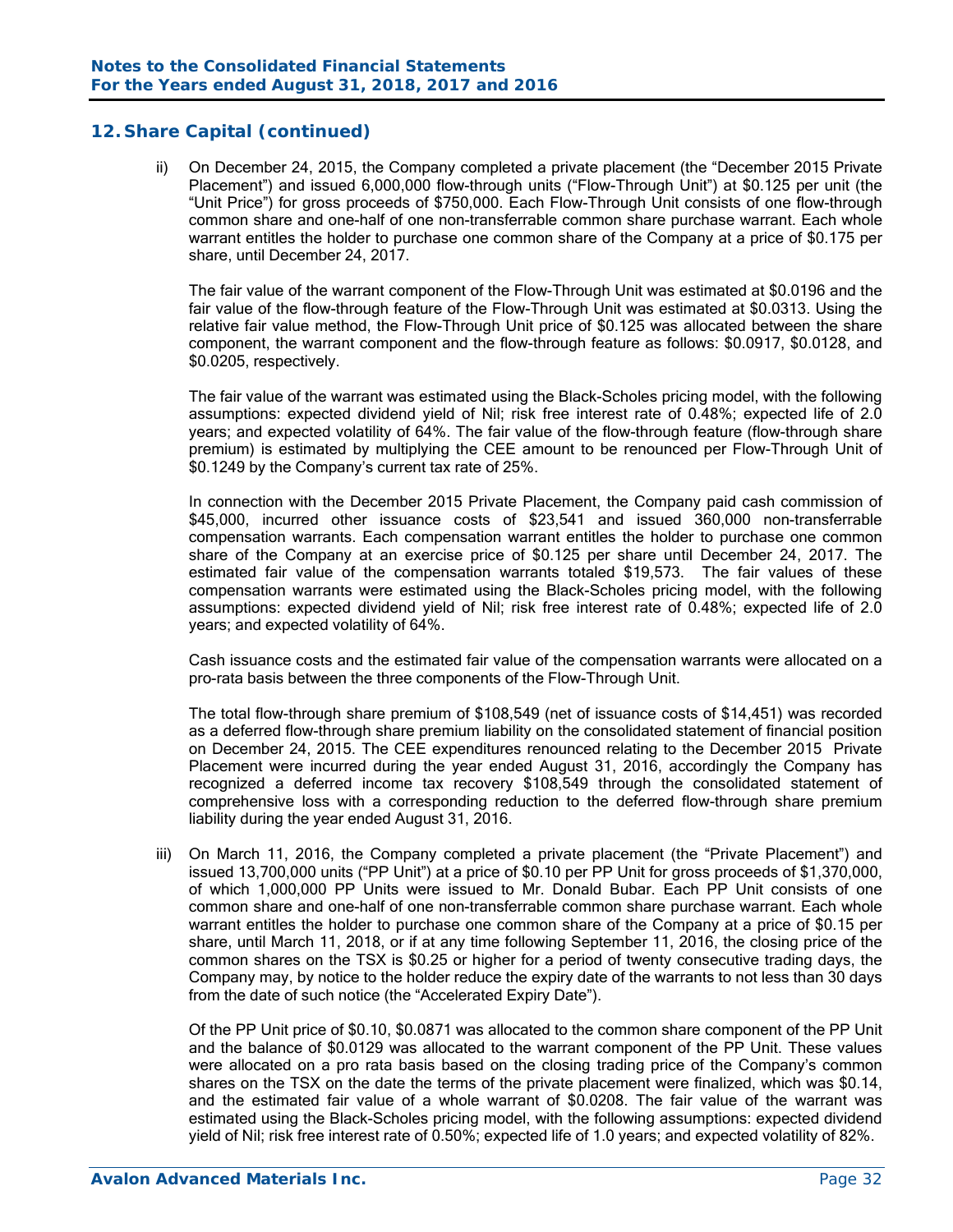## 12. Share Capital (continued)

ii) On December 24, 2015, the Company completed a private placement (the "December 2015 Private Placement") and issued 6,000,000 flow-through units ("Flow-Through Unit") at $0.125 per unit (the "Unit Price") for gross proceeds of $750,000. Each Flow-Through Unit consists of one flow-through common share and one-half of one non-transferrable common share purchase warrant. Each whole warrant entitles the holder to purchase one common share of the Company at a price of $0.175 per share, until December 24, 2017.

The fair value of the warrant component of the Flow-Through Unit was estimated at $0.0196 and the fair value of the flow-through feature of the Flow-Through Unit was estimated at $0.0313. Using the relative fair value method, the Flow-Through Unit price of $0.125 was allocated between the share component, the warrant component and the flow-through feature as follows: $0.0917, $0.0128, and $0.0205, respectively.

The fair value of the warrant was estimated using the Black-Scholes pricing model, with the following assumptions: expected dividend yield of Nil; risk free interest rate of 0.48%; expected life of 2.0 years; and expected volatility of 64%. The fair value of the flow-through feature (flow-through share premium) is estimated by multiplying the CEE amount to be renounced per Flow-Through Unit of $0.1249 by the Company's current tax rate of 25%.

In connection with the December 2015 Private Placement, the Company paid cash commission of $45,000, incurred other issuance costs of $23,541 and issued 360,000 non-transferrable compensation warrants. Each compensation warrant entitles the holder to purchase one common share of the Company at an exercise price of $0.125 per share until December 24, 2017. The estimated fair value of the compensation warrants totaled $19,573. The fair values of these compensation warrants were estimated using the Black-Scholes pricing model, with the following assumptions: expected dividend yield of Nil; risk free interest rate of 0.48%; expected life of 2.0 years; and expected volatility of 64%.

Cash issuance costs and the estimated fair value of the compensation warrants were allocated on a pro-rata basis between the three components of the Flow-Through Unit.

The total flow-through share premium of $108,549 (net of issuance costs of $14,451) was recorded as a deferred flow-through share premium liability on the consolidated statement of financial position on December 24, 2015. The CEE expenditures renounced relating to the December 2015 Private Placement were incurred during the year ended August 31, 2016, accordingly the Company has recognized a deferred income tax recovery $108,549 through the consolidated statement of comprehensive loss with a corresponding reduction to the deferred flow-through share premium liability during the year ended August 31, 2016.

iii) On March 11, 2016, the Company completed a private placement (the "Private Placement") and issued 13,700,000 units ("PP Unit") at a price of $0.10 per PP Unit for gross proceeds of $1,370,000, of which 1,000,000 PP Units were issued to Mr. Donald Bubar. Each PP Unit consists of one common share and one-half of one non-transferrable common share purchase warrant. Each whole warrant entitles the holder to purchase one common share of the Company at a price of $0.15 per share, until March 11, 2018, or if at any time following September 11, 2016, the closing price of the common shares on the TSX is $0.25 or higher for a period of twenty consecutive trading days, the Company may, by notice to the holder reduce the expiry date of the warrants to not less than 30 days from the date of such notice (the "Accelerated Expiry Date").

Of the PP Unit price of $0.10, $0.0871 was allocated to the common share component of the PP Unit and the balance of $0.0129 was allocated to the warrant component of the PP Unit. These values were allocated on a pro rata basis based on the closing trading price of the Company's common shares on the TSX on the date the terms of the private placement were finalized, which was $0.14, and the estimated fair value of a whole warrant of $0.0208. The fair value of the warrant was estimated using the Black-Scholes pricing model, with the following assumptions: expected dividend yield of Nil; risk free interest rate of 0.50%; expected life of 1.0 years; and expected volatility of 82%.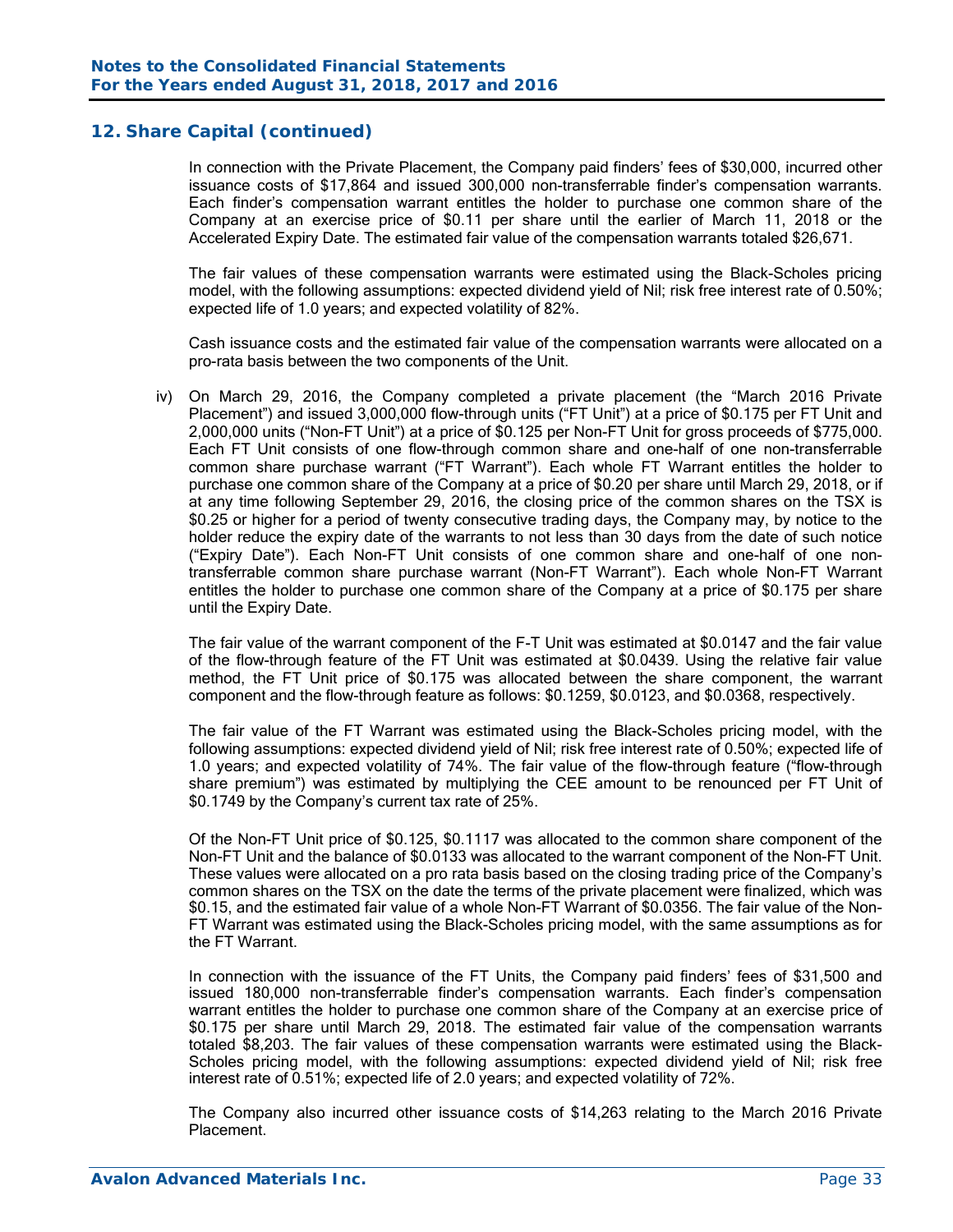## 12. Share Capital (continued)

In connection with the Private Placement, the Company paid finders' fees of $30,000, incurred other issuance costs of $17,864 and issued 300,000 non-transferrable finder's compensation warrants. Each finder's compensation warrant entitles the holder to purchase one common share of the Company at an exercise price of $0.11 per share until the earlier of March 11, 2018 or the Accelerated Expiry Date. The estimated fair value of the compensation warrants totaled $26,671.

The fair values of these compensation warrants were estimated using the Black-Scholes pricing model, with the following assumptions: expected dividend yield of Nil; risk free interest rate of 0.50%; expected life of 1.0 years; and expected volatility of 82%.

Cash issuance costs and the estimated fair value of the compensation warrants were allocated on a pro-rata basis between the two components of the Unit.

iv) On March 29, 2016, the Company completed a private placement (the "March 2016 Private Placement") and issued 3,000,000 flow-through units ("FT Unit") at a price of $0.175 per FT Unit and 2,000,000 units ("Non-FT Unit") at a price of $0.125 per Non-FT Unit for gross proceeds of $775,000. Each FT Unit consists of one flow-through common share and one-half of one non-transferrable common share purchase warrant ("FT Warrant"). Each whole FT Warrant entitles the holder to purchase one common share of the Company at a price of $0.20 per share until March 29, 2018, or if at any time following September 29, 2016, the closing price of the common shares on the TSX is $0.25 or higher for a period of twenty consecutive trading days, the Company may, by notice to the holder reduce the expiry date of the warrants to not less than 30 days from the date of such notice ("Expiry Date"). Each Non-FT Unit consists of one common share and one-half of one non-transferrable common share purchase warrant (Non-FT Warrant"). Each whole Non-FT Warrant entitles the holder to purchase one common share of the Company at a price of $0.175 per share until the Expiry Date.

The fair value of the warrant component of the F-T Unit was estimated at $0.0147 and the fair value of the flow-through feature of the FT Unit was estimated at $0.0439. Using the relative fair value method, the FT Unit price of $0.175 was allocated between the share component, the warrant component and the flow-through feature as follows: $0.1259, $0.0123, and $0.0368, respectively.

The fair value of the FT Warrant was estimated using the Black-Scholes pricing model, with the following assumptions: expected dividend yield of Nil; risk free interest rate of 0.50%; expected life of 1.0 years; and expected volatility of 74%. The fair value of the flow-through feature ("flow-through share premium") was estimated by multiplying the CEE amount to be renounced per FT Unit of $0.1749 by the Company's current tax rate of 25%.

Of the Non-FT Unit price of $0.125, $0.1117 was allocated to the common share component of the Non-FT Unit and the balance of $0.0133 was allocated to the warrant component of the Non-FT Unit. These values were allocated on a pro rata basis based on the closing trading price of the Company's common shares on the TSX on the date the terms of the private placement were finalized, which was $0.15, and the estimated fair value of a whole Non-FT Warrant of $0.0356. The fair value of the Non-FT Warrant was estimated using the Black-Scholes pricing model, with the same assumptions as for the FT Warrant.

In connection with the issuance of the FT Units, the Company paid finders' fees of $31,500 and issued 180,000 non-transferrable finder's compensation warrants. Each finder's compensation warrant entitles the holder to purchase one common share of the Company at an exercise price of $0.175 per share until March 29, 2018. The estimated fair value of the compensation warrants totaled $8,203. The fair values of these compensation warrants were estimated using the Black-Scholes pricing model, with the following assumptions: expected dividend yield of Nil; risk free interest rate of 0.51%; expected life of 2.0 years; and expected volatility of 72%.

The Company also incurred other issuance costs of $14,263 relating to the March 2016 Private Placement.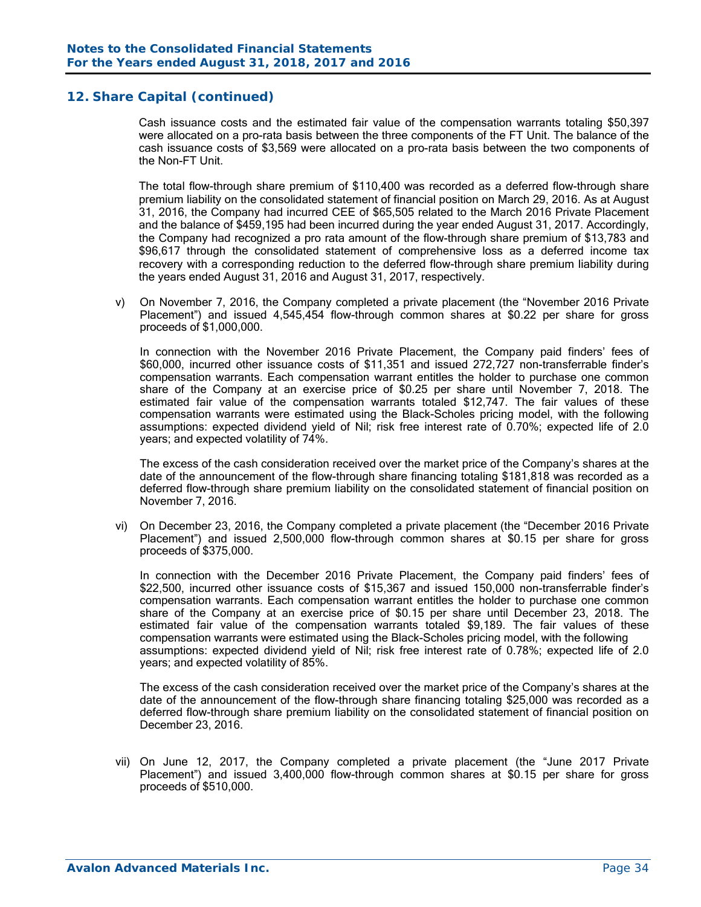## 12. Share Capital (continued)

Cash issuance costs and the estimated fair value of the compensation warrants totaling $50,397 were allocated on a pro-rata basis between the three components of the FT Unit. The balance of the cash issuance costs of $3,569 were allocated on a pro-rata basis between the two components of the Non-FT Unit.

The total flow-through share premium of $110,400 was recorded as a deferred flow-through share premium liability on the consolidated statement of financial position on March 29, 2016. As at August 31, 2016, the Company had incurred CEE of $65,505 related to the March 2016 Private Placement and the balance of $459,195 had been incurred during the year ended August 31, 2017. Accordingly, the Company had recognized a pro rata amount of the flow-through share premium of $13,783 and $96,617 through the consolidated statement of comprehensive loss as a deferred income tax recovery with a corresponding reduction to the deferred flow-through share premium liability during the years ended August 31, 2016 and August 31, 2017, respectively.

v) On November 7, 2016, the Company completed a private placement (the "November 2016 Private Placement") and issued 4,545,454 flow-through common shares at $0.22 per share for gross proceeds of $1,000,000.

   In connection with the November 2016 Private Placement, the Company paid finders' fees of $60,000, incurred other issuance costs of $11,351 and issued 272,727 non-transferrable finder's compensation warrants. Each compensation warrant entitles the holder to purchase one common share of the Company at an exercise price of $0.25 per share until November 7, 2018. The estimated fair value of the compensation warrants totaled $12,747. The fair values of these compensation warrants were estimated using the Black-Scholes pricing model, with the following assumptions: expected dividend yield of Nil; risk free interest rate of 0.70%; expected life of 2.0 years; and expected volatility of 74%.

   The excess of the cash consideration received over the market price of the Company's shares at the date of the announcement of the flow-through share financing totaling $181,818 was recorded as a deferred flow-through share premium liability on the consolidated statement of financial position on November 7, 2016.

vi) On December 23, 2016, the Company completed a private placement (the "December 2016 Private Placement") and issued 2,500,000 flow-through common shares at $0.15 per share for gross proceeds of $375,000.

   In connection with the December 2016 Private Placement, the Company paid finders' fees of $22,500, incurred other issuance costs of $15,367 and issued 150,000 non-transferrable finder's compensation warrants. Each compensation warrant entitles the holder to purchase one common share of the Company at an exercise price of $0.15 per share until December 23, 2018. The estimated fair value of the compensation warrants totaled $9,189. The fair values of these compensation warrants were estimated using the Black-Scholes pricing model, with the following assumptions: expected dividend yield of Nil; risk free interest rate of 0.78%; expected life of 2.0 years; and expected volatility of 85%.

   The excess of the cash consideration received over the market price of the Company's shares at the date of the announcement of the flow-through share financing totaling $25,000 was recorded as a deferred flow-through share premium liability on the consolidated statement of financial position on December 23, 2016.

vii) On June 12, 2017, the Company completed a private placement (the "June 2017 Private Placement") and issued 3,400,000 flow-through common shares at $0.15 per share for gross proceeds of $510,000.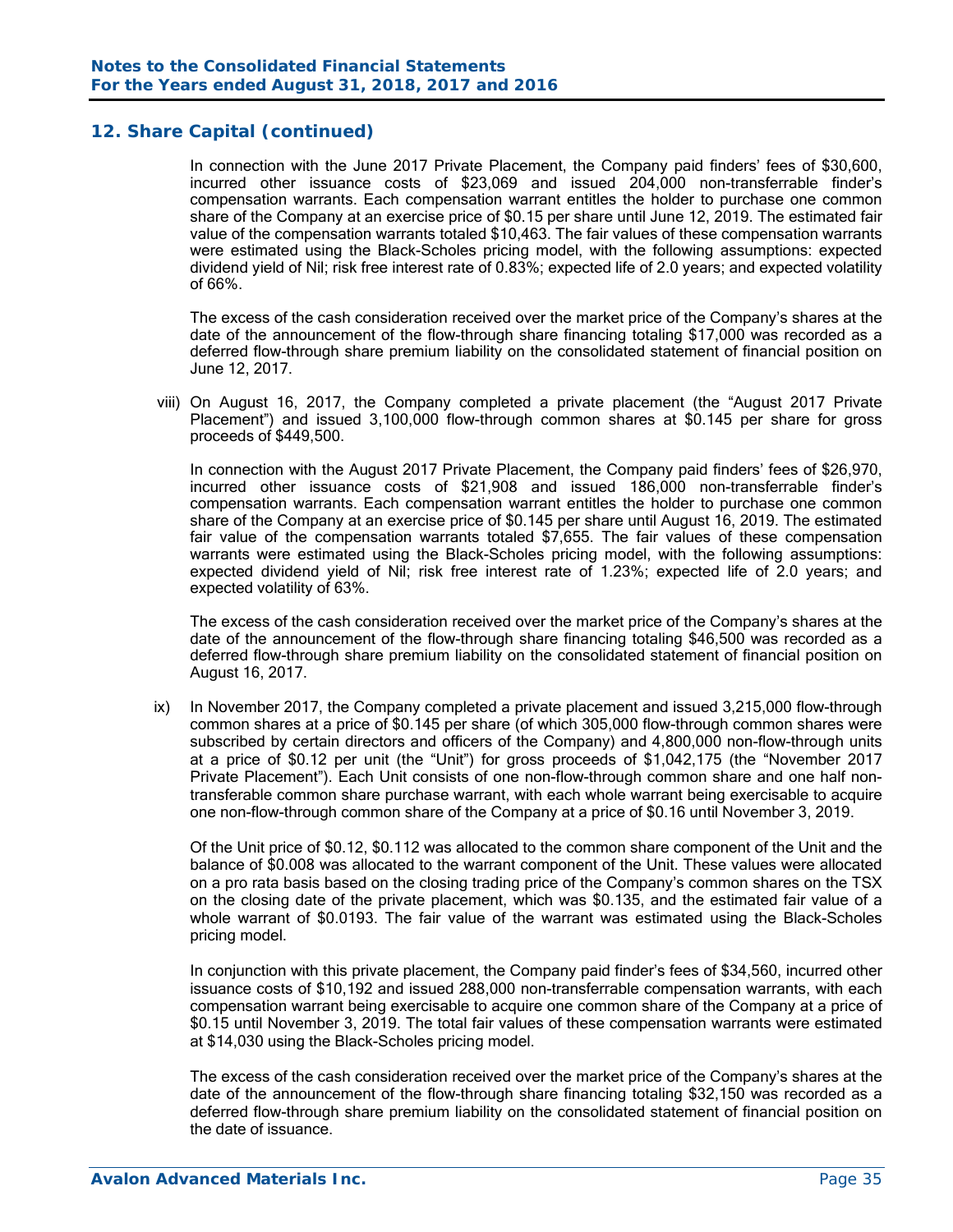## 12. Share Capital (continued)

In connection with the June 2017 Private Placement, the Company paid finders' fees of $30,600, incurred other issuance costs of $23,069 and issued 204,000 non-transferrable finder's compensation warrants. Each compensation warrant entitles the holder to purchase one common share of the Company at an exercise price of $0.15 per share until June 12, 2019. The estimated fair value of the compensation warrants totaled $10,463. The fair values of these compensation warrants were estimated using the Black-Scholes pricing model, with the following assumptions: expected dividend yield of Nil; risk free interest rate of 0.83%; expected life of 2.0 years; and expected volatility of 66%.

The excess of the cash consideration received over the market price of the Company's shares at the date of the announcement of the flow-through share financing totaling $17,000 was recorded as a deferred flow-through share premium liability on the consolidated statement of financial position on June 12, 2017.

viii) On August 16, 2017, the Company completed a private placement (the "August 2017 Private Placement") and issued 3,100,000 flow-through common shares at $0.145 per share for gross proceeds of $449,500.

In connection with the August 2017 Private Placement, the Company paid finders' fees of $26,970, incurred other issuance costs of $21,908 and issued 186,000 non-transferrable finder's compensation warrants. Each compensation warrant entitles the holder to purchase one common share of the Company at an exercise price of $0.145 per share until August 16, 2019. The estimated fair value of the compensation warrants totaled $7,655. The fair values of these compensation warrants were estimated using the Black-Scholes pricing model, with the following assumptions: expected dividend yield of Nil; risk free interest rate of 1.23%; expected life of 2.0 years; and expected volatility of 63%.

The excess of the cash consideration received over the market price of the Company's shares at the date of the announcement of the flow-through share financing totaling $46,500 was recorded as a deferred flow-through share premium liability on the consolidated statement of financial position on August 16, 2017.

ix) In November 2017, the Company completed a private placement and issued 3,215,000 flow-through common shares at a price of $0.145 per share (of which 305,000 flow-through common shares were subscribed by certain directors and officers of the Company) and 4,800,000 non-flow-through units at a price of $0.12 per unit (the "Unit") for gross proceeds of $1,042,175 (the "November 2017 Private Placement"). Each Unit consists of one non-flow-through common share and one half non-transferable common share purchase warrant, with each whole warrant being exercisable to acquire one non-flow-through common share of the Company at a price of $0.16 until November 3, 2019.

Of the Unit price of $0.12, $0.112 was allocated to the common share component of the Unit and the balance of $0.008 was allocated to the warrant component of the Unit. These values were allocated on a pro rata basis based on the closing trading price of the Company's common shares on the TSX on the closing date of the private placement, which was $0.135, and the estimated fair value of a whole warrant of $0.0193. The fair value of the warrant was estimated using the Black-Scholes pricing model.

In conjunction with this private placement, the Company paid finder's fees of $34,560, incurred other issuance costs of $10,192 and issued 288,000 non-transferrable compensation warrants, with each compensation warrant being exercisable to acquire one common share of the Company at a price of $0.15 until November 3, 2019. The total fair values of these compensation warrants were estimated at $14,030 using the Black-Scholes pricing model.

The excess of the cash consideration received over the market price of the Company's shares at the date of the announcement of the flow-through share financing totaling $32,150 was recorded as a deferred flow-through share premium liability on the consolidated statement of financial position on the date of issuance.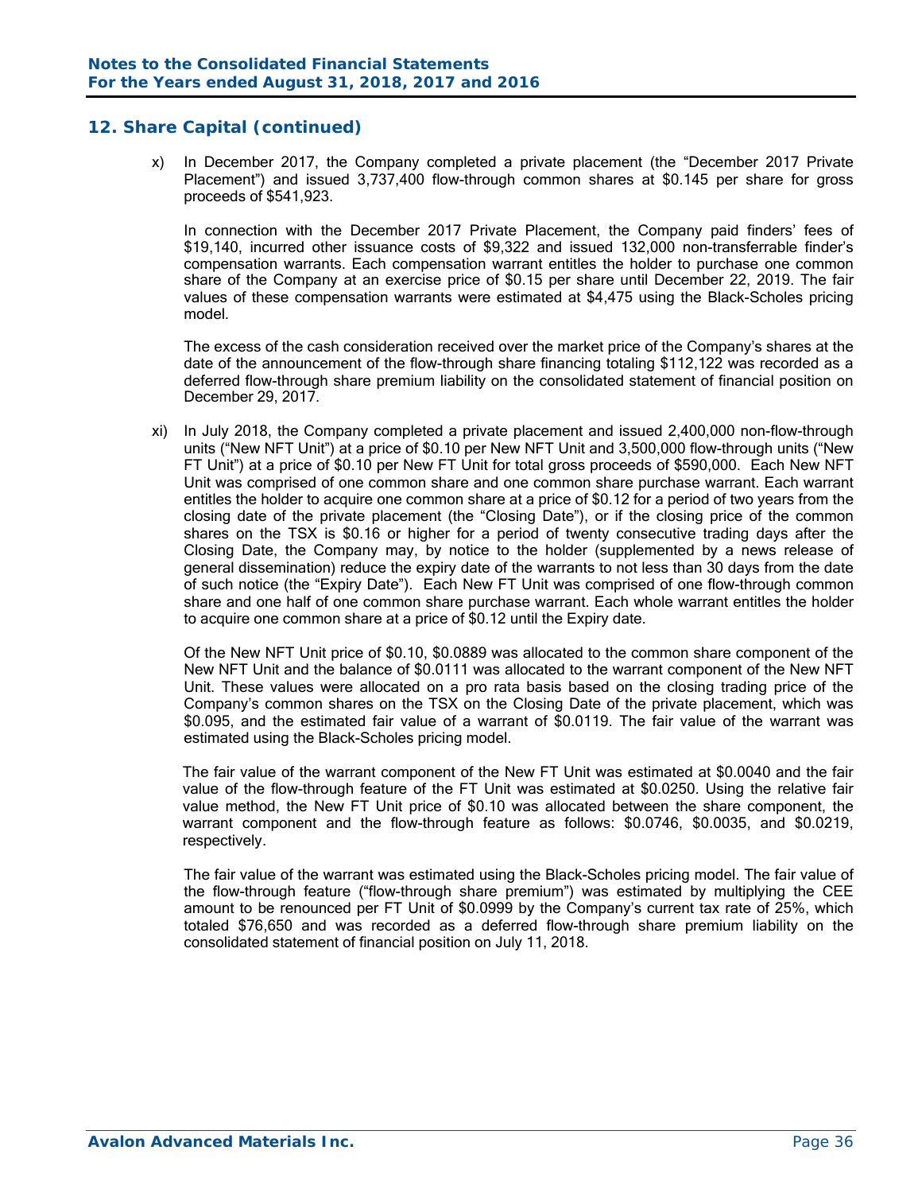## 12. Share Capital (continued)

x) In December 2017, the Company completed a private placement (the "December 2017 Private Placement") and issued 3,737,400 flow-through common shares at $0.145 per share for gross proceeds of $541,923.

In connection with the December 2017 Private Placement, the Company paid finders' fees of $19,140, incurred other issuance costs of $9,322 and issued 132,000 non-transferrable finder's compensation warrants. Each compensation warrant entitles the holder to purchase one common share of the Company at an exercise price of $0.15 per share until December 22, 2019. The fair values of these compensation warrants were estimated at $4,475 using the Black-Scholes pricing model.

The excess of the cash consideration received over the market price of the Company's shares at the date of the announcement of the flow-through share financing totaling $112,122 was recorded as a deferred flow-through share premium liability on the consolidated statement of financial position on December 29, 2017.

xi) In July 2018, the Company completed a private placement and issued 2,400,000 non-flow-through units ("New NFT Unit") at a price of $0.10 per New NFT Unit and 3,500,000 flow-through units ("New FT Unit") at a price of $0.10 per New FT Unit for total gross proceeds of $590,000. Each New NFT Unit was comprised of one common share and one common share purchase warrant. Each warrant entitles the holder to acquire one common share at a price of $0.12 for a period of two years from the closing date of the private placement (the "Closing Date"), or if the closing price of the common shares on the TSX is $0.16 or higher for a period of twenty consecutive trading days after the Closing Date, the Company may, by notice to the holder (supplemented by a news release of general dissemination) reduce the expiry date of the warrants to not less than 30 days from the date of such notice (the "Expiry Date"). Each New FT Unit was comprised of one flow-through common share and one half of one common share purchase warrant. Each whole warrant entitles the holder to acquire one common share at a price of $0.12 until the Expiry date.

Of the New NFT Unit price of $0.10, $0.0889 was allocated to the common share component of the New NFT Unit and the balance of $0.0111 was allocated to the warrant component of the New NFT Unit. These values were allocated on a pro rata basis based on the closing trading price of the Company's common shares on the TSX on the Closing Date of the private placement, which was $0.095, and the estimated fair value of a warrant of $0.0119. The fair value of the warrant was estimated using the Black-Scholes pricing model.

The fair value of the warrant component of the New FT Unit was estimated at $0.0040 and the fair value of the flow-through feature of the FT Unit was estimated at $0.0250. Using the relative fair value method, the New FT Unit price of $0.10 was allocated between the share component, the warrant component and the flow-through feature as follows: $0.0746, $0.0035, and $0.0219, respectively.

The fair value of the warrant was estimated using the Black-Scholes pricing model. The fair value of the flow-through feature ("flow-through share premium") was estimated by multiplying the CEE amount to be renounced per FT Unit of $0.0999 by the Company's current tax rate of 25%, which totaled $76,650 and was recorded as a deferred flow-through share premium liability on the consolidated statement of financial position on July 11, 2018.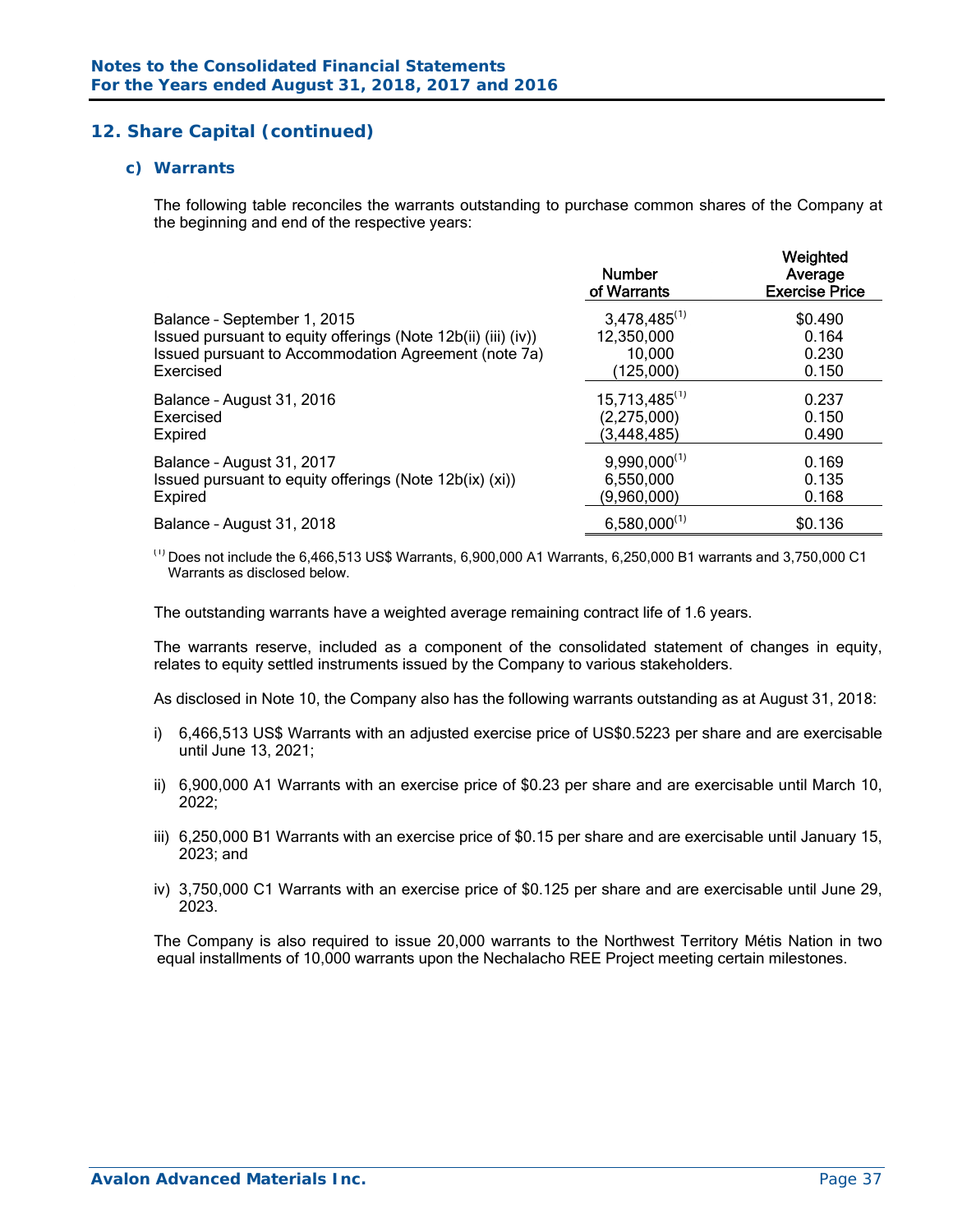## 12. Share Capital (continued)

### c) Warrants

The following table reconciles the warrants outstanding to purchase common shares of the Company at the beginning and end of the respective years:

| | Number of Warrants | Weighted Average Exercise Price |
|---|---|---|
| Balance – September 1, 2015 | 3,478,485[1] | $0.490 |
| Issued pursuant to equity offerings (Note 12b(ii) (iii) (iv)) | 12,350,000 | 0.164 |
| Issued pursuant to Accommodation Agreement (note 7a) | 10,000 | 0.230 |
| Exercised | (125,000) | 0.150 |
| Balance – August 31, 2016 | 15,713,485[1] | 0.237 |
| Exercised | (2,275,000) | 0.150 |
| Expired | (3,448,485) | 0.490 |
| Balance – August 31, 2017 | 9,990,000[1] | 0.169 |
| Issued pursuant to equity offerings (Note 12b(ix) (xi)) | 6,550,000 | 0.135 |
| Expired | (9,960,000) | 0.168 |
| Balance – August 31, 2018 | 6,580,000[1] | $0.136 |

[1] Does not include the 6,466,513 US$ Warrants, 6,900,000 A1 Warrants, 6,250,000 B1 warrants and 3,750,000 C1 Warrants as disclosed below.

The outstanding warrants have a weighted average remaining contract life of 1.6 years.

The warrants reserve, included as a component of the consolidated statement of changes in equity, relates to equity settled instruments issued by the Company to various stakeholders.

As disclosed in Note 10, the Company also has the following warrants outstanding as at August 31, 2018:

i) 6,466,513 US$ Warrants with an adjusted exercise price of US$0.5223 per share and are exercisable until June 13, 2021;

ii) 6,900,000 A1 Warrants with an exercise price of $0.23 per share and are exercisable until March 10, 2022;

iii) 6,250,000 B1 Warrants with an exercise price of $0.15 per share and are exercisable until January 15, 2023; and

iv) 3,750,000 C1 Warrants with an exercise price of $0.125 per share and are exercisable until June 29, 2023.

The Company is also required to issue 20,000 warrants to the Northwest Territory Métis Nation in two equal installments of 10,000 warrants upon the Nechalacho REE Project meeting certain milestones.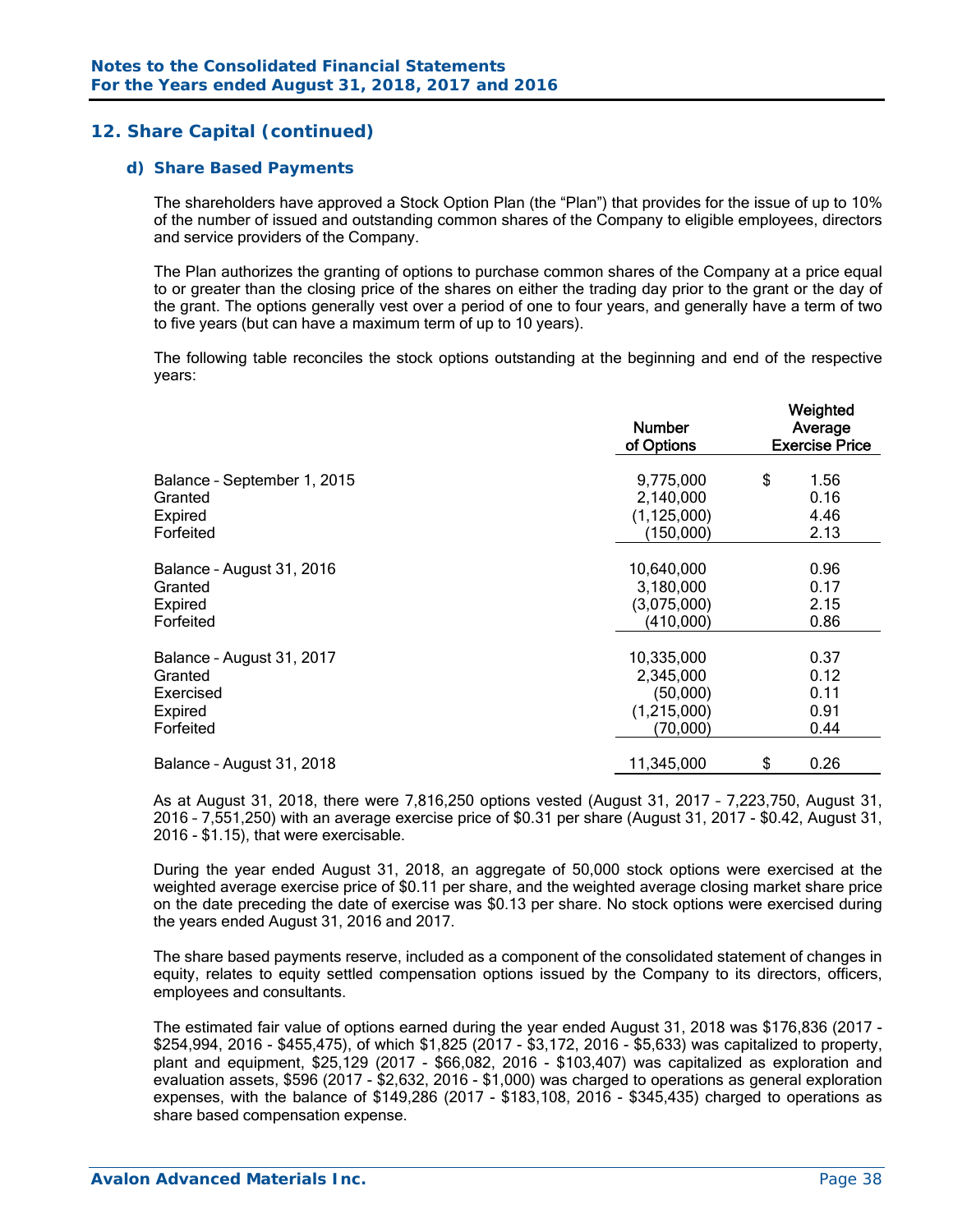## 12. Share Capital (continued)

### d) Share Based Payments

The shareholders have approved a Stock Option Plan (the "Plan") that provides for the issue of up to 10% of the number of issued and outstanding common shares of the Company to eligible employees, directors and service providers of the Company.

The Plan authorizes the granting of options to purchase common shares of the Company at a price equal to or greater than the closing price of the shares on either the trading day prior to the grant or the day of the grant. The options generally vest over a period of one to four years, and generally have a term of two to five years (but can have a maximum term of up to 10 years).

The following table reconciles the stock options outstanding at the beginning and end of the respective years:

| | Number of Options | Weighted Average Exercise Price |
|---|---|---|
| Balance – September 1, 2015 | 9,775,000 | $ 1.56 |
| Granted | 2,140,000 | 0.16 |
| Expired | (1,125,000) | 4.46 |
| Forfeited | (150,000) | 2.13 |
| Balance – August 31, 2016 | 10,640,000 | 0.96 |
| Granted | 3,180,000 | 0.17 |
| Expired | (3,075,000) | 2.15 |
| Forfeited | (410,000) | 0.86 |
| Balance – August 31, 2017 | 10,335,000 | 0.37 |
| Granted | 2,345,000 | 0.12 |
| Exercised | (50,000) | 0.11 |
| Expired | (1,215,000) | 0.91 |
| Forfeited | (70,000) | 0.44 |
| Balance – August 31, 2018 | 11,345,000 | $ 0.26 |

As at August 31, 2018, there were 7,816,250 options vested (August 31, 2017 – 7,223,750, August 31, 2016 – 7,551,250) with an average exercise price of $0.31 per share (August 31, 2017 - $0.42, August 31, 2016 - $1.15), that were exercisable.

During the year ended August 31, 2018, an aggregate of 50,000 stock options were exercised at the weighted average exercise price of $0.11 per share, and the weighted average closing market share price on the date preceding the date of exercise was $0.13 per share. No stock options were exercised during the years ended August 31, 2016 and 2017.

The share based payments reserve, included as a component of the consolidated statement of changes in equity, relates to equity settled compensation options issued by the Company to its directors, officers, employees and consultants.

The estimated fair value of options earned during the year ended August 31, 2018 was $176,836 (2017 - $254,994, 2016 - $455,475), of which $1,825 (2017 - $3,172, 2016 - $5,633) was capitalized to property, plant and equipment, $25,129 (2017 - $66,082, 2016 - $103,407) was capitalized as exploration and evaluation assets, $596 (2017 - $2,632, 2016 - $1,000) was charged to operations as general exploration expenses, with the balance of $149,286 (2017 - $183,108, 2016 - $345,435) charged to operations as share based compensation expense.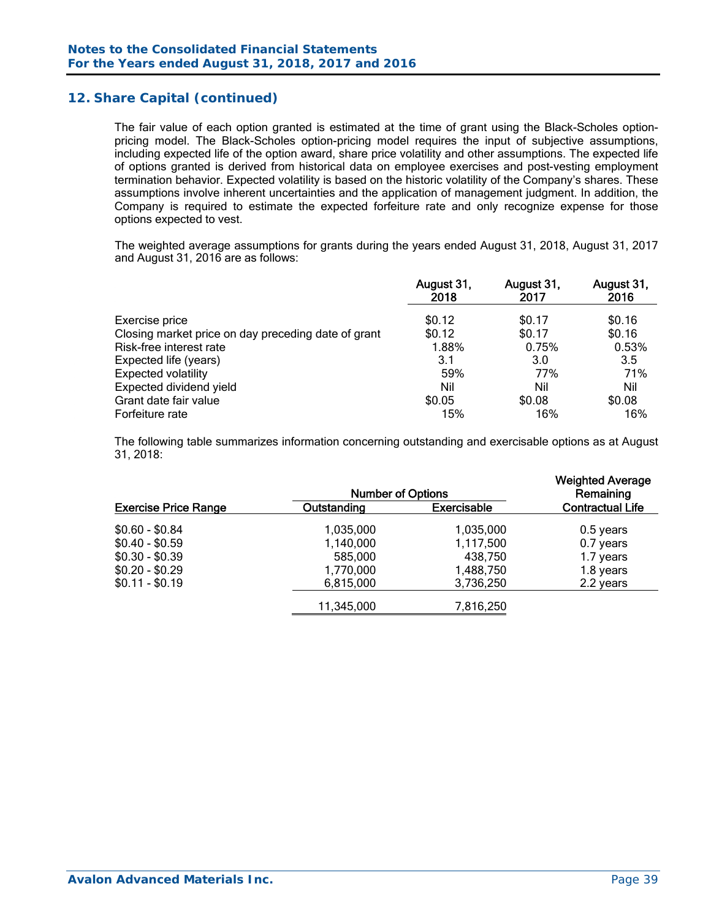## 12. Share Capital (continued)

The fair value of each option granted is estimated at the time of grant using the Black-Scholes option-pricing model. The Black-Scholes option-pricing model requires the input of subjective assumptions, including expected life of the option award, share price volatility and other assumptions. The expected life of options granted is derived from historical data on employee exercises and post-vesting employment termination behavior. Expected volatility is based on the historic volatility of the Company's shares. These assumptions involve inherent uncertainties and the application of management judgment. In addition, the Company is required to estimate the expected forfeiture rate and only recognize expense for those options expected to vest.

The weighted average assumptions for grants during the years ended August 31, 2018, August 31, 2017 and August 31, 2016 are as follows:

| | August 31, 2018 | August 31, 2017 | August 31, 2016 |
|---|---|---|---|
| Exercise price | $0.12 | $0.17 | $0.16 |
| Closing market price on day preceding date of grant | $0.12 | $0.17 | $0.16 |
| Risk-free interest rate | 1.88% | 0.75% | 0.53% |
| Expected life (years) | 3.1 | 3.0 | 3.5 |
| Expected volatility | 59% | 77% | 71% |
| Expected dividend yield | Nil | Nil | Nil |
| Grant date fair value | $0.05 | $0.08 | $0.08 |
| Forfeiture rate | 15% | 16% | 16% |

The following table summarizes information concerning outstanding and exercisable options as at August 31, 2018:

| | Number of Options | | Weighted Average Remaining |
|---|---|---|---|
| Exercise Price Range | Outstanding | Exercisable | Contractual Life |
| $0.60 - $0.84 | 1,035,000 | 1,035,000 | 0.5 years |
| $0.40 - $0.59 | 1,140,000 | 1,117,500 | 0.7 years |
| $0.30 - $0.39 | 585,000 | 438,750 | 1.7 years |
| $0.20 - $0.29 | 1,770,000 | 1,488,750 | 1.8 years |
| $0.11 - $0.19 | 6,815,000 | 3,736,250 | 2.2 years |
| | 11,345,000 | 7,816,250 | |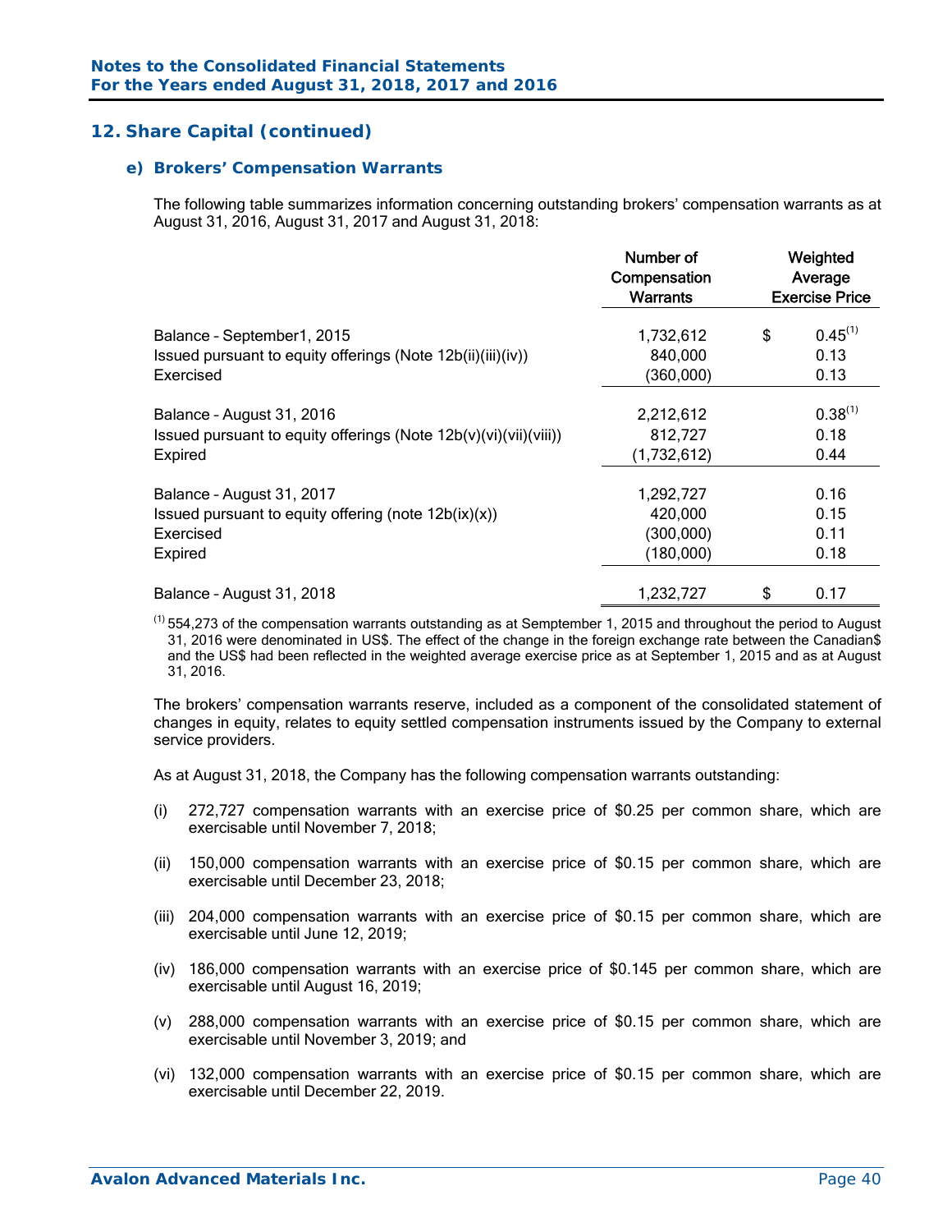## 12. Share Capital (continued)

### e) Brokers' Compensation Warrants

The following table summarizes information concerning outstanding brokers' compensation warrants as at August 31, 2016, August 31, 2017 and August 31, 2018:

| | Number of Compensation Warrants | Weighted Average Exercise Price |
|---|---|---|
| Balance – September1, 2015 | 1,732,612 | $ 0.45[(1)] |
| Issued pursuant to equity offerings (Note 12b(ii)(iii)(iv)) | 840,000 | 0.13 |
| Exercised | (360,000) | 0.13 |
| Balance – August 31, 2016 | 2,212,612 | 0.38[(1)] |
| Issued pursuant to equity offerings (Note 12b(v)(vi)(vii)(viii)) | 812,727 | 0.18 |
| Expired | (1,732,612) | 0.44 |
| Balance – August 31, 2017 | 1,292,727 | 0.16 |
| Issued pursuant to equity offering (note 12b(ix)(x)) | 420,000 | 0.15 |
| Exercised | (300,000) | 0.11 |
| Expired | (180,000) | 0.18 |
| Balance – August 31, 2018 | 1,232,727 | $ 0.17 |

[(1)] 554,273 of the compensation warrants outstanding as at Semptember 1, 2015 and throughout the period to August 31, 2016 were denominated in US$. The effect of the change in the foreign exchange rate between the Canadian$ and the US$ had been reflected in the weighted average exercise price as at September 1, 2015 and as at August 31, 2016.

The brokers' compensation warrants reserve, included as a component of the consolidated statement of changes in equity, relates to equity settled compensation instruments issued by the Company to external service providers.

As at August 31, 2018, the Company has the following compensation warrants outstanding:

(i) 272,727 compensation warrants with an exercise price of $0.25 per common share, which are exercisable until November 7, 2018;

(ii) 150,000 compensation warrants with an exercise price of $0.15 per common share, which are exercisable until December 23, 2018;

(iii) 204,000 compensation warrants with an exercise price of $0.15 per common share, which are exercisable until June 12, 2019;

(iv) 186,000 compensation warrants with an exercise price of $0.145 per common share, which are exercisable until August 16, 2019;

(v) 288,000 compensation warrants with an exercise price of $0.15 per common share, which are exercisable until November 3, 2019; and

(vi) 132,000 compensation warrants with an exercise price of $0.15 per common share, which are exercisable until December 22, 2019.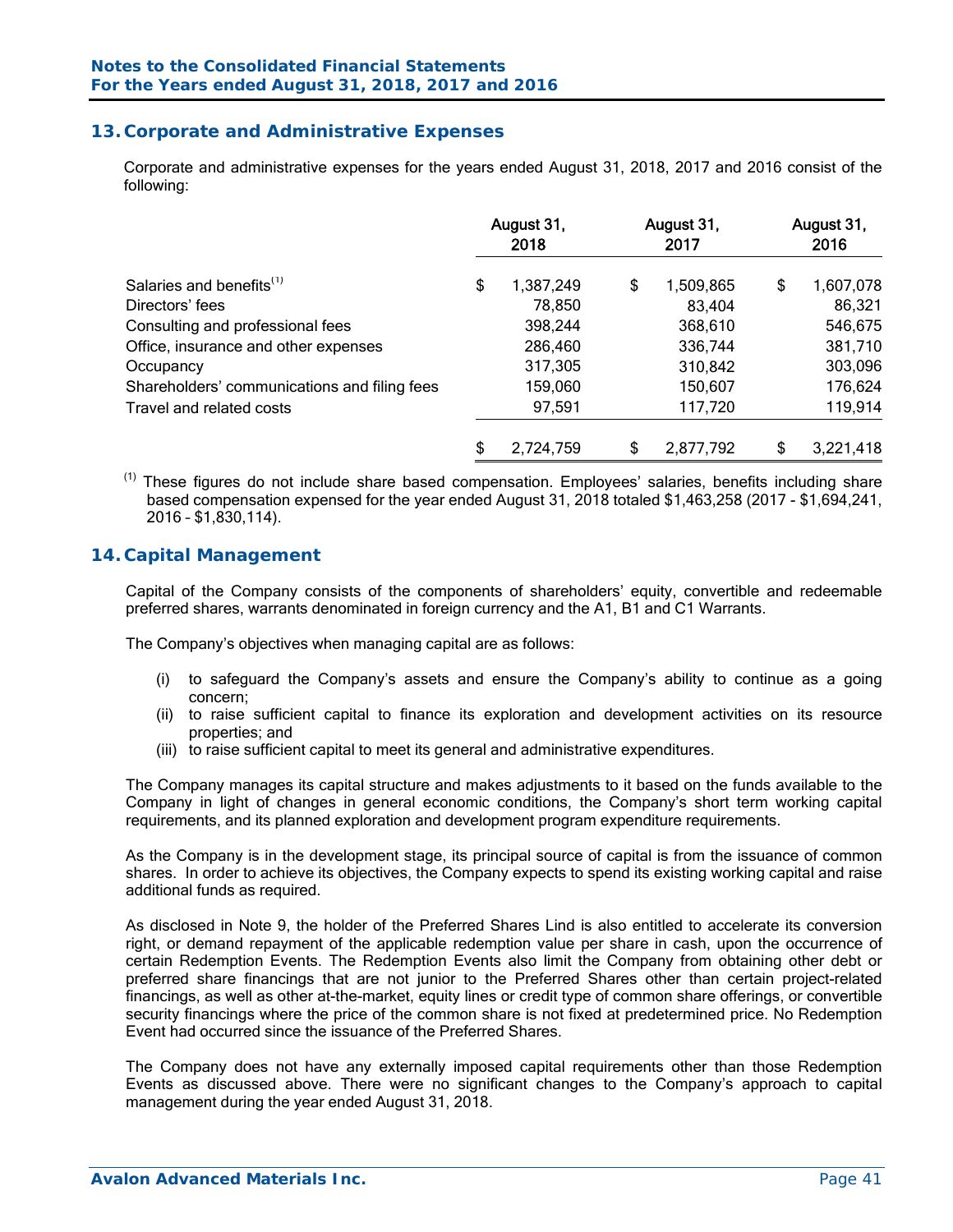## 13. Corporate and Administrative Expenses

Corporate and administrative expenses for the years ended August 31, 2018, 2017 and 2016 consist of the following:

| | August 31, 2018 | August 31, 2017 | August 31, 2016 |
|---|---|---|---|
| Salaries and benefits[(1)] | $ 1,387,249 | $ 1,509,865 | $ 1,607,078 |
| Directors' fees | 78,850 | 83,404 | 86,321 |
| Consulting and professional fees | 398,244 | 368,610 | 546,675 |
| Office, insurance and other expenses | 286,460 | 336,744 | 381,710 |
| Occupancy | 317,305 | 310,842 | 303,096 |
| Shareholders' communications and filing fees | 159,060 | 150,607 | 176,624 |
| Travel and related costs | 97,591 | 117,720 | 119,914 |
| | $ 2,724,759 | $ 2,877,792 | $ 3,221,418 |

(1) These figures do not include share based compensation. Employees' salaries, benefits including share based compensation expensed for the year ended August 31, 2018 totaled $1,463,258 (2017 - $1,694,241, 2016 – $1,830,114).

## 14. Capital Management

Capital of the Company consists of the components of shareholders' equity, convertible and redeemable preferred shares, warrants denominated in foreign currency and the A1, B1 and C1 Warrants.

The Company's objectives when managing capital are as follows:

(i) to safeguard the Company's assets and ensure the Company's ability to continue as a going concern;
(ii) to raise sufficient capital to finance its exploration and development activities on its resource properties; and
(iii) to raise sufficient capital to meet its general and administrative expenditures.

The Company manages its capital structure and makes adjustments to it based on the funds available to the Company in light of changes in general economic conditions, the Company's short term working capital requirements, and its planned exploration and development program expenditure requirements.

As the Company is in the development stage, its principal source of capital is from the issuance of common shares. In order to achieve its objectives, the Company expects to spend its existing working capital and raise additional funds as required.

As disclosed in Note 9, the holder of the Preferred Shares Lind is also entitled to accelerate its conversion right, or demand repayment of the applicable redemption value per share in cash, upon the occurrence of certain Redemption Events. The Redemption Events also limit the Company from obtaining other debt or preferred share financings that are not junior to the Preferred Shares other than certain project-related financings, as well as other at-the-market, equity lines or credit type of common share offerings, or convertible security financings where the price of the common share is not fixed at predetermined price. No Redemption Event had occurred since the issuance of the Preferred Shares.

The Company does not have any externally imposed capital requirements other than those Redemption Events as discussed above. There were no significant changes to the Company's approach to capital management during the year ended August 31, 2018.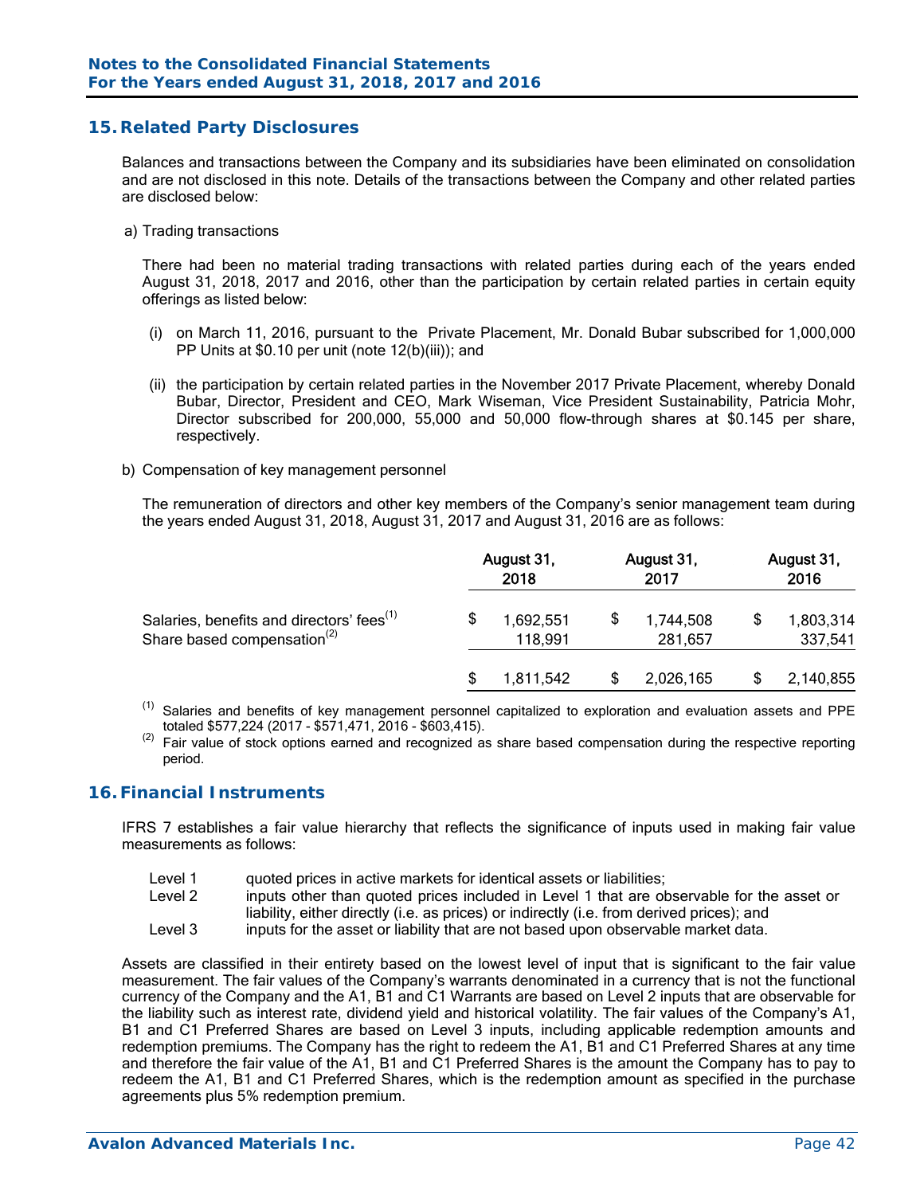## 15. Related Party Disclosures

Balances and transactions between the Company and its subsidiaries have been eliminated on consolidation and are not disclosed in this note. Details of the transactions between the Company and other related parties are disclosed below:

a) Trading transactions

There had been no material trading transactions with related parties during each of the years ended August 31, 2018, 2017 and 2016, other than the participation by certain related parties in certain equity offerings as listed below:

(i) on March 11, 2016, pursuant to the Private Placement, Mr. Donald Bubar subscribed for 1,000,000 PP Units at $0.10 per unit (note 12(b)(iii)); and

(ii) the participation by certain related parties in the November 2017 Private Placement, whereby Donald Bubar, Director, President and CEO, Mark Wiseman, Vice President Sustainability, Patricia Mohr, Director subscribed for 200,000, 55,000 and 50,000 flow-through shares at $0.145 per share, respectively.

b) Compensation of key management personnel

The remuneration of directors and other key members of the Company's senior management team during the years ended August 31, 2018, August 31, 2017 and August 31, 2016 are as follows:

| | August 31, 2018 | August 31, 2017 | August 31, 2016 |
|---|---|---|---|
| Salaries, benefits and directors' fees[(1)] | $ 1,692,551 | $ 1,744,508 | $ 1,803,314 |
| Share based compensation[(2)] | 118,991 | 281,657 | 337,541 |
| | $ 1,811,542 | $ 2,026,165 | $ 2,140,855 |

[(1)] Salaries and benefits of key management personnel capitalized to exploration and evaluation assets and PPE totaled $577,224 (2017 - $571,471, 2016 - $603,415).

[(2)] Fair value of stock options earned and recognized as share based compensation during the respective reporting period.

## 16. Financial Instruments

IFRS 7 establishes a fair value hierarchy that reflects the significance of inputs used in making fair value measurements as follows:

- Level 1 quoted prices in active markets for identical assets or liabilities;
- Level 2 inputs other than quoted prices included in Level 1 that are observable for the asset or liability, either directly (i.e. as prices) or indirectly (i.e. from derived prices); and
- Level 3 inputs for the asset or liability that are not based upon observable market data.

Assets are classified in their entirety based on the lowest level of input that is significant to the fair value measurement. The fair values of the Company's warrants denominated in a currency that is not the functional currency of the Company and the A1, B1 and C1 Warrants are based on Level 2 inputs that are observable for the liability such as interest rate, dividend yield and historical volatility. The fair values of the Company's A1, B1 and C1 Preferred Shares are based on Level 3 inputs, including applicable redemption amounts and redemption premiums. The Company has the right to redeem the A1, B1 and C1 Preferred Shares at any time and therefore the fair value of the A1, B1 and C1 Preferred Shares is the amount the Company has to pay to redeem the A1, B1 and C1 Preferred Shares, which is the redemption amount as specified in the purchase agreements plus 5% redemption premium.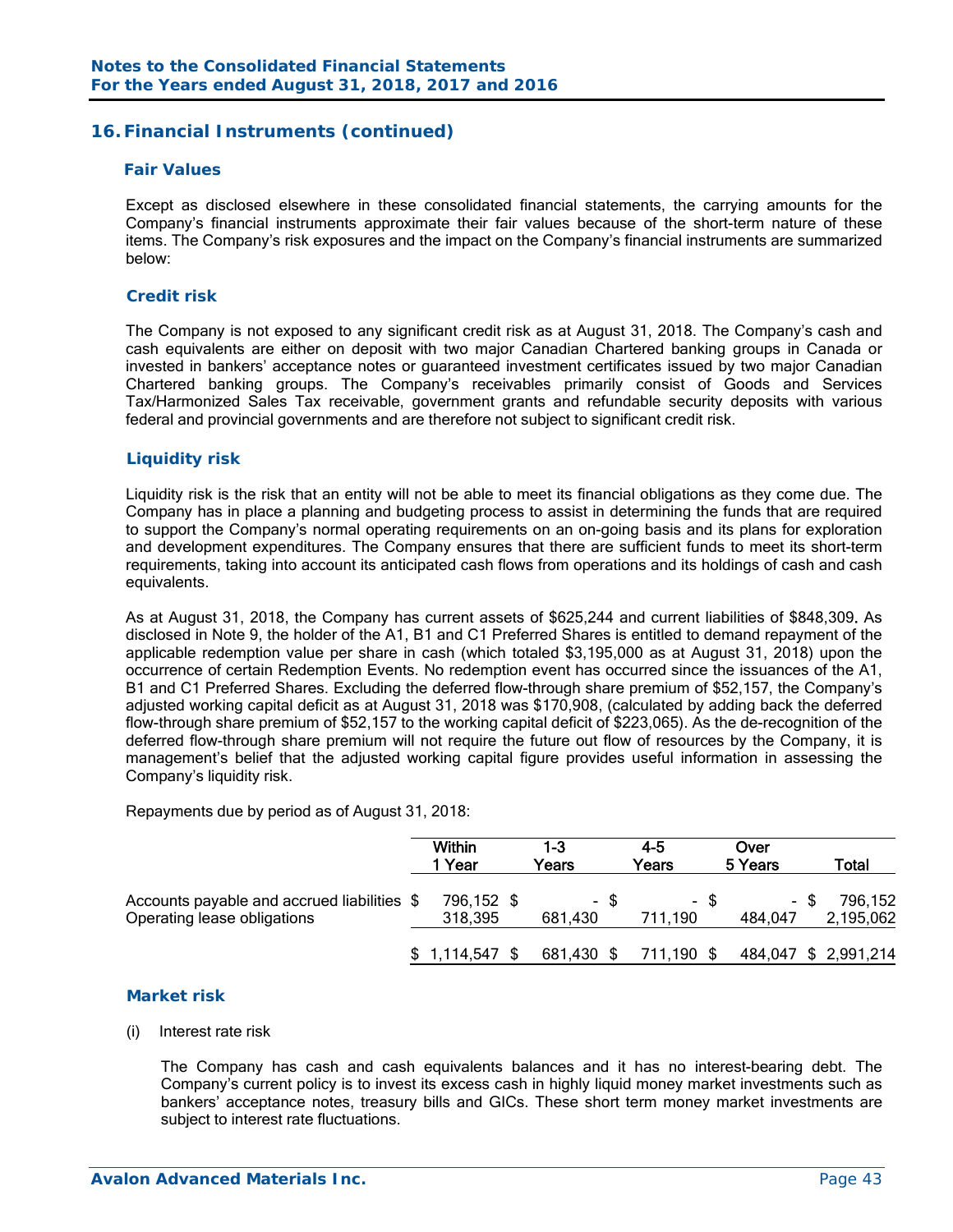## 16. Financial Instruments (continued)

### Fair Values

Except as disclosed elsewhere in these consolidated financial statements, the carrying amounts for the Company's financial instruments approximate their fair values because of the short-term nature of these items. The Company's risk exposures and the impact on the Company's financial instruments are summarized below:

### Credit risk

The Company is not exposed to any significant credit risk as at August 31, 2018. The Company's cash and cash equivalents are either on deposit with two major Canadian Chartered banking groups in Canada or invested in bankers' acceptance notes or guaranteed investment certificates issued by two major Canadian Chartered banking groups. The Company's receivables primarily consist of Goods and Services Tax/Harmonized Sales Tax receivable, government grants and refundable security deposits with various federal and provincial governments and are therefore not subject to significant credit risk.

### Liquidity risk

Liquidity risk is the risk that an entity will not be able to meet its financial obligations as they come due. The Company has in place a planning and budgeting process to assist in determining the funds that are required to support the Company's normal operating requirements on an on-going basis and its plans for exploration and development expenditures. The Company ensures that there are sufficient funds to meet its short-term requirements, taking into account its anticipated cash flows from operations and its holdings of cash and cash equivalents.

As at August 31, 2018, the Company has current assets of $625,244 and current liabilities of $848,309. As disclosed in Note 9, the holder of the A1, B1 and C1 Preferred Shares is entitled to demand repayment of the applicable redemption value per share in cash (which totaled $3,195,000 as at August 31, 2018) upon the occurrence of certain Redemption Events. No redemption event has occurred since the issuances of the A1, B1 and C1 Preferred Shares. Excluding the deferred flow-through share premium of $52,157, the Company's adjusted working capital deficit as at August 31, 2018 was $170,908, (calculated by adding back the deferred flow-through share premium of $52,157 to the working capital deficit of $223,065). As the de-recognition of the deferred flow-through share premium will not require the future out flow of resources by the Company, it is management's belief that the adjusted working capital figure provides useful information in assessing the Company's liquidity risk.

Repayments due by period as of August 31, 2018:

| | Within 1 Year | 1-3 Years | 4-5 Years | Over 5 Years | Total |
|---|---|---|---|---|---|
| Accounts payable and accrued liabilities | $ 796,152 | $ - | $ - | $ - | $ 796,152 |
| Operating lease obligations | 318,395 | 681,430 | 711,190 | 484,047 | 2,195,062 |
| | $ 1,114,547 | $ 681,430 | $ 711,190 | $ 484,047 | $ 2,991,214 |

### Market risk

(i) Interest rate risk

The Company has cash and cash equivalents balances and it has no interest-bearing debt. The Company's current policy is to invest its excess cash in highly liquid money market investments such as bankers' acceptance notes, treasury bills and GICs. These short term money market investments are subject to interest rate fluctuations.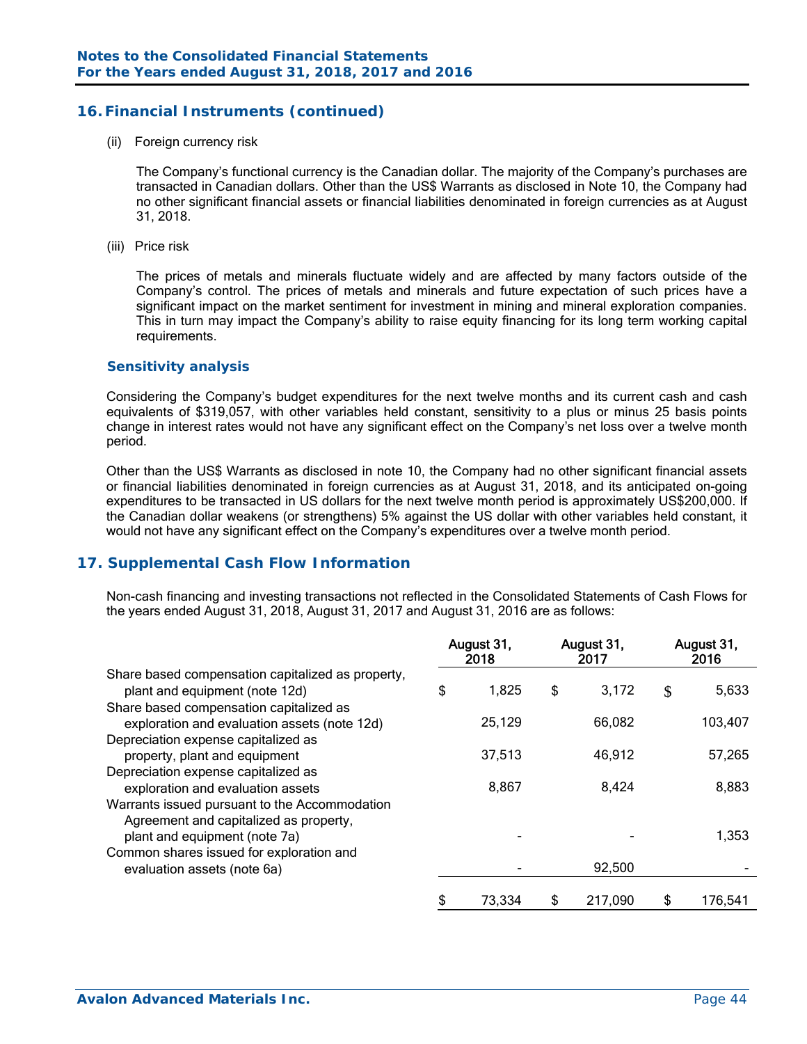## 16. Financial Instruments (continued)

(ii) Foreign currency risk

The Company's functional currency is the Canadian dollar. The majority of the Company's purchases are transacted in Canadian dollars. Other than the US$ Warrants as disclosed in Note 10, the Company had no other significant financial assets or financial liabilities denominated in foreign currencies as at August 31, 2018.

(iii) Price risk

The prices of metals and minerals fluctuate widely and are affected by many factors outside of the Company's control. The prices of metals and minerals and future expectation of such prices have a significant impact on the market sentiment for investment in mining and mineral exploration companies. This in turn may impact the Company's ability to raise equity financing for its long term working capital requirements.

### Sensitivity analysis

Considering the Company's budget expenditures for the next twelve months and its current cash and cash equivalents of $319,057, with other variables held constant, sensitivity to a plus or minus 25 basis points change in interest rates would not have any significant effect on the Company's net loss over a twelve month period.

Other than the US$ Warrants as disclosed in note 10, the Company had no other significant financial assets or financial liabilities denominated in foreign currencies as at August 31, 2018, and its anticipated on-going expenditures to be transacted in US dollars for the next twelve month period is approximately US$200,000. If the Canadian dollar weakens (or strengthens) 5% against the US dollar with other variables held constant, it would not have any significant effect on the Company's expenditures over a twelve month period.

## 17. Supplemental Cash Flow Information

Non-cash financing and investing transactions not reflected in the Consolidated Statements of Cash Flows for the years ended August 31, 2018, August 31, 2017 and August 31, 2016 are as follows:

| | August 31, 2018 | August 31, 2017 | August 31, 2016 |
|---|---|---|---|
| Share based compensation capitalized as property, plant and equipment (note 12d) | $ 1,825 | $ 3,172 | $ 5,633 |
| Share based compensation capitalized as exploration and evaluation assets (note 12d) | 25,129 | 66,082 | 103,407 |
| Depreciation expense capitalized as property, plant and equipment | 37,513 | 46,912 | 57,265 |
| Depreciation expense capitalized as exploration and evaluation assets | 8,867 | 8,424 | 8,883 |
| Warrants issued pursuant to the Accommodation Agreement and capitalized as property, plant and equipment (note 7a) | - | - | 1,353 |
| Common shares issued for exploration and evaluation assets (note 6a) | - | 92,500 | - |
| | $ 73,334 | $ 217,090 | $ 176,541 |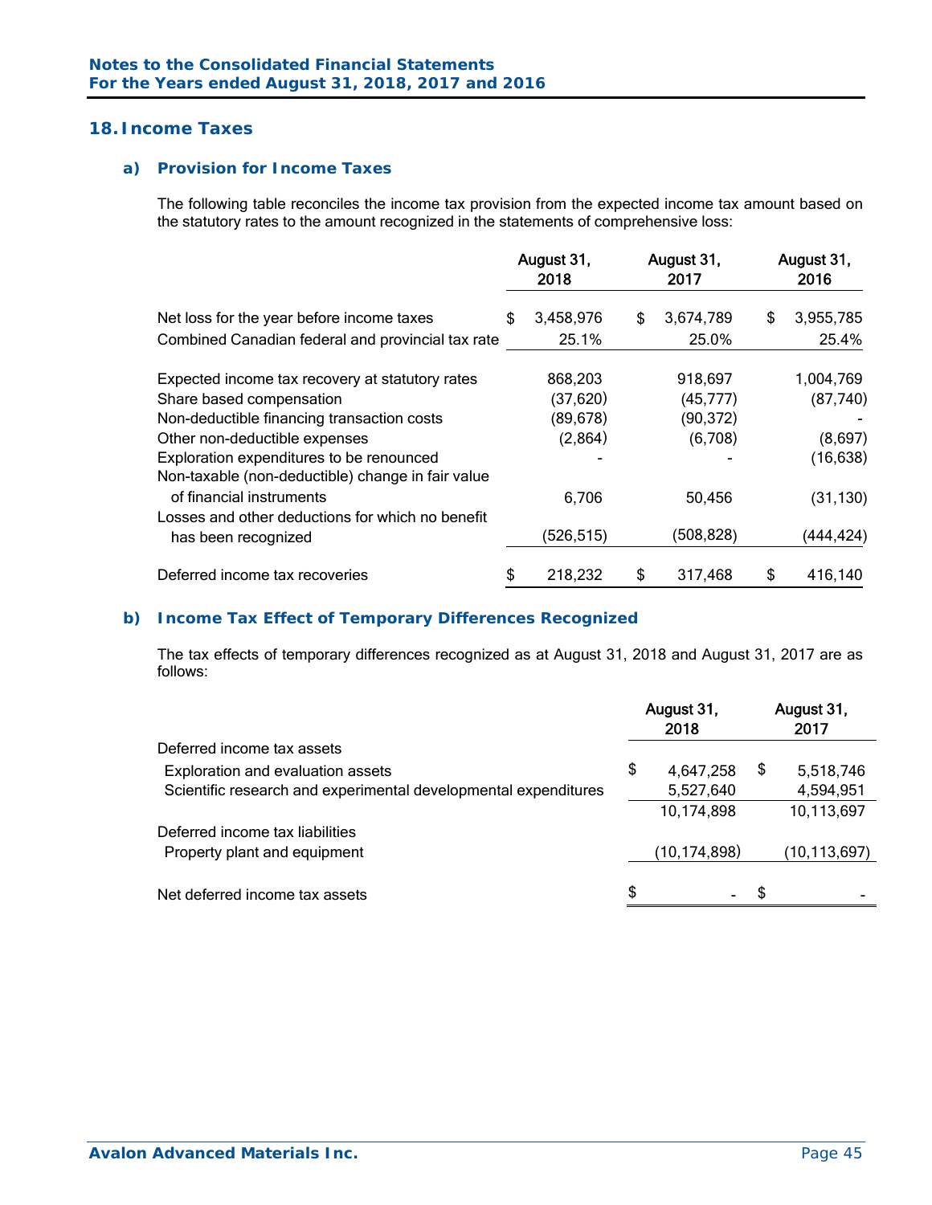## 18. Income Taxes

### a) Provision for Income Taxes

The following table reconciles the income tax provision from the expected income tax amount based on the statutory rates to the amount recognized in the statements of comprehensive loss:

| | August 31, 2018 | August 31, 2017 | August 31, 2016 |
|---|---|---|---|
| Net loss for the year before income taxes | $ 3,458,976 | $ 3,674,789 | $ 3,955,785 |
| Combined Canadian federal and provincial tax rate | 25.1% | 25.0% | 25.4% |
| Expected income tax recovery at statutory rates | 868,203 | 918,697 | 1,004,769 |
| Share based compensation | (37,620) | (45,777) | (87,740) |
| Non-deductible financing transaction costs | (89,678) | (90,372) | - |
| Other non-deductible expenses | (2,864) | (6,708) | (8,697) |
| Exploration expenditures to be renounced | - | - | (16,638) |
| Non-taxable (non-deductible) change in fair value of financial instruments | 6,706 | 50,456 | (31,130) |
| Losses and other deductions for which no benefit has been recognized | (526,515) | (508,828) | (444,424) |
| Deferred income tax recoveries | $ 218,232 | $ 317,468 | $ 416,140 |

### b) Income Tax Effect of Temporary Differences Recognized

The tax effects of temporary differences recognized as at August 31, 2018 and August 31, 2017 are as follows:

| | August 31, 2018 | August 31, 2017 |
|---|---|---|
| Deferred income tax assets | | |
| Exploration and evaluation assets | $ 4,647,258 | $ 5,518,746 |
| Scientific research and experimental developmental expenditures | 5,527,640 | 4,594,951 |
| | 10,174,898 | 10,113,697 |
| Deferred income tax liabilities | | |
| Property plant and equipment | (10,174,898) | (10,113,697) |
| Net deferred income tax assets | $ - | $ - |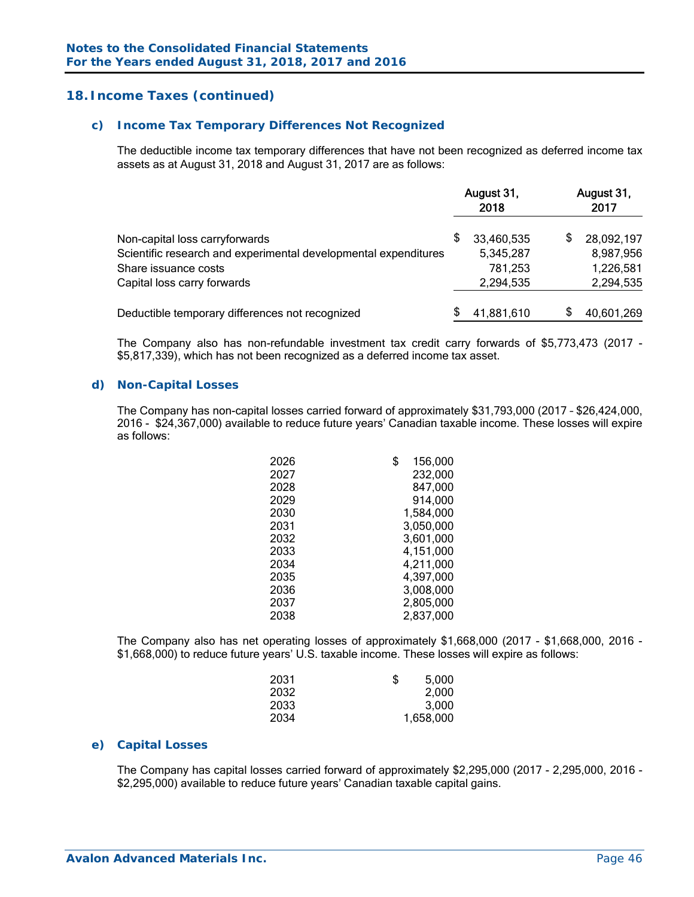## 18. Income Taxes (continued)

### c) Income Tax Temporary Differences Not Recognized

The deductible income tax temporary differences that have not been recognized as deferred income tax assets as at August 31, 2018 and August 31, 2017 are as follows:

| | August 31, 2018 | August 31, 2017 |
|---|---|---|
| Non-capital loss carryforwards | $ 33,460,535 | $ 28,092,197 |
| Scientific research and experimental developmental expenditures | 5,345,287 | 8,987,956 |
| Share issuance costs | 781,253 | 1,226,581 |
| Capital loss carry forwards | 2,294,535 | 2,294,535 |
| Deductible temporary differences not recognized | $ 41,881,610 | $ 40,601,269 |

The Company also has non-refundable investment tax credit carry forwards of $5,773,473 (2017 - $5,817,339), which has not been recognized as a deferred income tax asset.

### d) Non-Capital Losses

The Company has non-capital losses carried forward of approximately $31,793,000 (2017 – $26,424,000, 2016 - $24,367,000) available to reduce future years' Canadian taxable income. These losses will expire as follows:

| | |
|---|---|
| 2026 | $ 156,000 |
| 2027 | 232,000 |
| 2028 | 847,000 |
| 2029 | 914,000 |
| 2030 | 1,584,000 |
| 2031 | 3,050,000 |
| 2032 | 3,601,000 |
| 2033 | 4,151,000 |
| 2034 | 4,211,000 |
| 2035 | 4,397,000 |
| 2036 | 3,008,000 |
| 2037 | 2,805,000 |
| 2038 | 2,837,000 |

The Company also has net operating losses of approximately $1,668,000 (2017 - $1,668,000, 2016 - $1,668,000) to reduce future years' U.S. taxable income. These losses will expire as follows:

| | |
|---|---|
| 2031 | $ 5,000 |
| 2032 | 2,000 |
| 2033 | 3,000 |
| 2034 | 1,658,000 |

### e) Capital Losses

The Company has capital losses carried forward of approximately $2,295,000 (2017 - 2,295,000, 2016 - $2,295,000) available to reduce future years' Canadian taxable capital gains.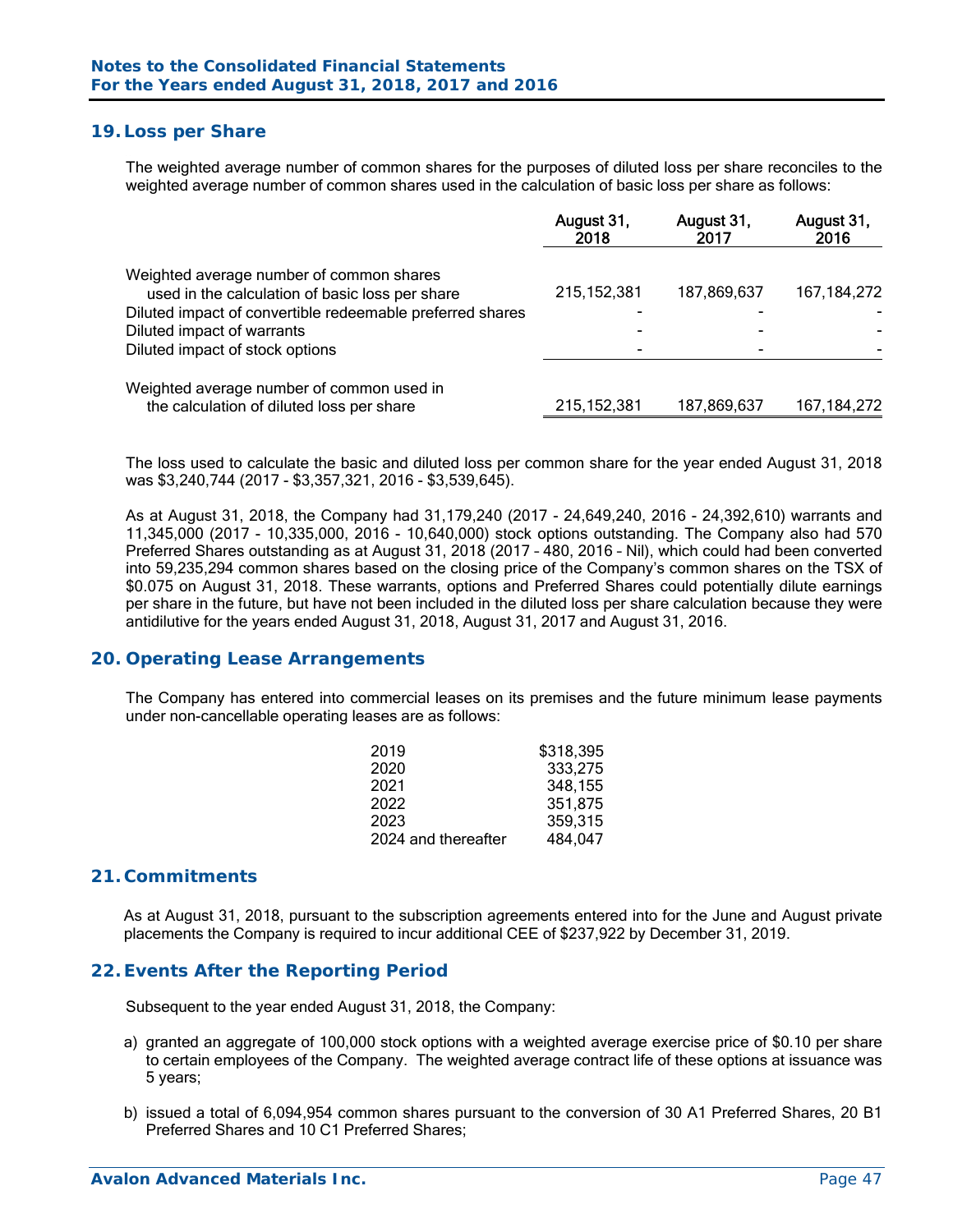## 19. Loss per Share

The weighted average number of common shares for the purposes of diluted loss per share reconciles to the weighted average number of common shares used in the calculation of basic loss per share as follows:

| | August 31, 2018 | August 31, 2017 | August 31, 2016 |
|---|---|---|---|
| Weighted average number of common shares used in the calculation of basic loss per share | 215,152,381 | 187,869,637 | 167,184,272 |
| Diluted impact of convertible redeemable preferred shares | - | - | - |
| Diluted impact of warrants | - | - | - |
| Diluted impact of stock options | - | - | - |
| Weighted average number of common used in the calculation of diluted loss per share | 215,152,381 | 187,869,637 | 167,184,272 |

The loss used to calculate the basic and diluted loss per common share for the year ended August 31, 2018 was $3,240,744 (2017 - $3,357,321, 2016 - $3,539,645).

As at August 31, 2018, the Company had 31,179,240 (2017 - 24,649,240, 2016 - 24,392,610) warrants and 11,345,000 (2017 - 10,335,000, 2016 - 10,640,000) stock options outstanding. The Company also had 570 Preferred Shares outstanding as at August 31, 2018 (2017 – 480, 2016 – Nil), which could had been converted into 59,235,294 common shares based on the closing price of the Company's common shares on the TSX of $0.075 on August 31, 2018. These warrants, options and Preferred Shares could potentially dilute earnings per share in the future, but have not been included in the diluted loss per share calculation because they were antidilutive for the years ended August 31, 2018, August 31, 2017 and August 31, 2016.

## 20. Operating Lease Arrangements

The Company has entered into commercial leases on its premises and the future minimum lease payments under non-cancellable operating leases are as follows:

| | |
|---|---|
| 2019 | $318,395 |
| 2020 | 333,275 |
| 2021 | 348,155 |
| 2022 | 351,875 |
| 2023 | 359,315 |
| 2024 and thereafter | 484,047 |

## 21. Commitments

As at August 31, 2018, pursuant to the subscription agreements entered into for the June and August private placements the Company is required to incur additional CEE of $237,922 by December 31, 2019.

## 22. Events After the Reporting Period

Subsequent to the year ended August 31, 2018, the Company:

a) granted an aggregate of 100,000 stock options with a weighted average exercise price of $0.10 per share to certain employees of the Company. The weighted average contract life of these options at issuance was 5 years;

b) issued a total of 6,094,954 common shares pursuant to the conversion of 30 A1 Preferred Shares, 20 B1 Preferred Shares and 10 C1 Preferred Shares;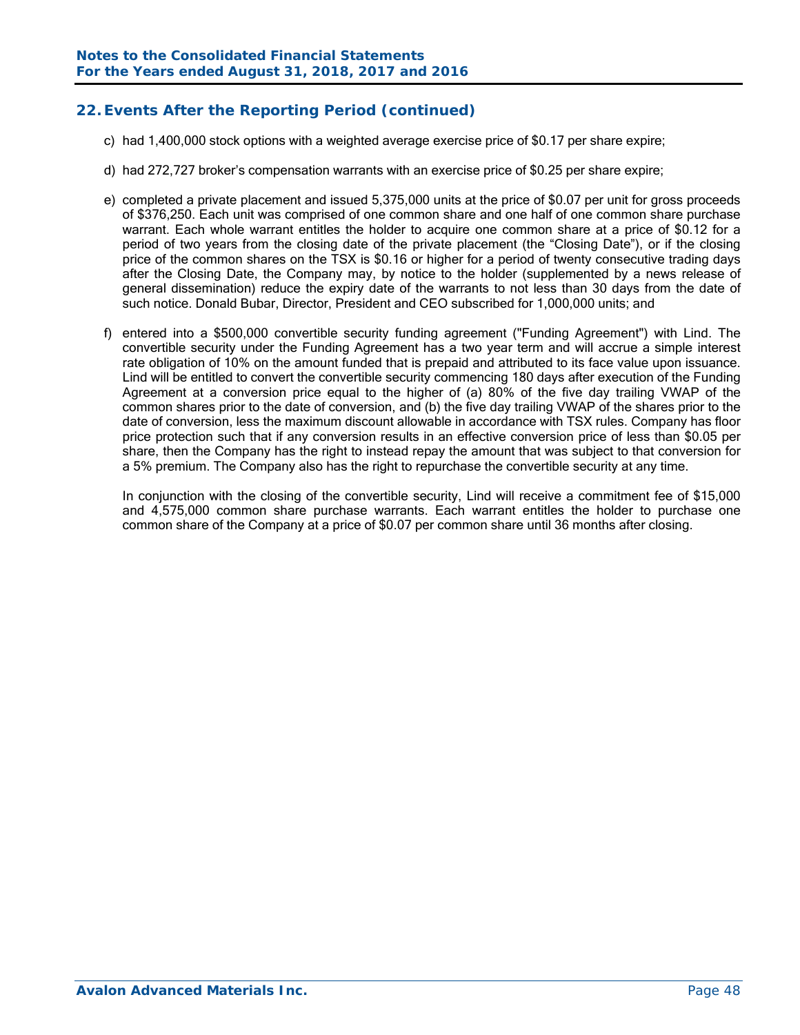## 22. Events After the Reporting Period (continued)

c) had 1,400,000 stock options with a weighted average exercise price of $0.17 per share expire;

d) had 272,727 broker's compensation warrants with an exercise price of $0.25 per share expire;

e) completed a private placement and issued 5,375,000 units at the price of $0.07 per unit for gross proceeds of $376,250. Each unit was comprised of one common share and one half of one common share purchase warrant. Each whole warrant entitles the holder to acquire one common share at a price of $0.12 for a period of two years from the closing date of the private placement (the "Closing Date"), or if the closing price of the common shares on the TSX is $0.16 or higher for a period of twenty consecutive trading days after the Closing Date, the Company may, by notice to the holder (supplemented by a news release of general dissemination) reduce the expiry date of the warrants to not less than 30 days from the date of such notice. Donald Bubar, Director, President and CEO subscribed for 1,000,000 units; and

f) entered into a $500,000 convertible security funding agreement ("Funding Agreement") with Lind. The convertible security under the Funding Agreement has a two year term and will accrue a simple interest rate obligation of 10% on the amount funded that is prepaid and attributed to its face value upon issuance. Lind will be entitled to convert the convertible security commencing 180 days after execution of the Funding Agreement at a conversion price equal to the higher of (a) 80% of the five day trailing VWAP of the common shares prior to the date of conversion, and (b) the five day trailing VWAP of the shares prior to the date of conversion, less the maximum discount allowable in accordance with TSX rules. Company has floor price protection such that if any conversion results in an effective conversion price of less than $0.05 per share, then the Company has the right to instead repay the amount that was subject to that conversion for a 5% premium. The Company also has the right to repurchase the convertible security at any time.

   In conjunction with the closing of the convertible security, Lind will receive a commitment fee of $15,000 and 4,575,000 common share purchase warrants. Each warrant entitles the holder to purchase one common share of the Company at a price of $0.07 per common share until 36 months after closing.